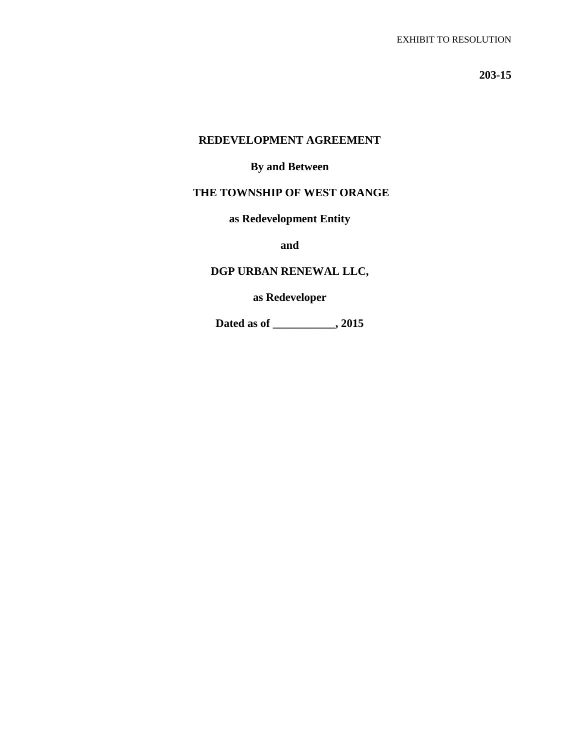EXHIBIT TO RESOLUTION

**203-15**

**REDEVELOPMENT AGREEMENT**

**By and Between**

**THE TOWNSHIP OF WEST ORANGE**

**as Redevelopment Entity**

**and**

**DGP URBAN RENEWAL LLC,**

**as Redeveloper**

**Dated as of ___________, 2015**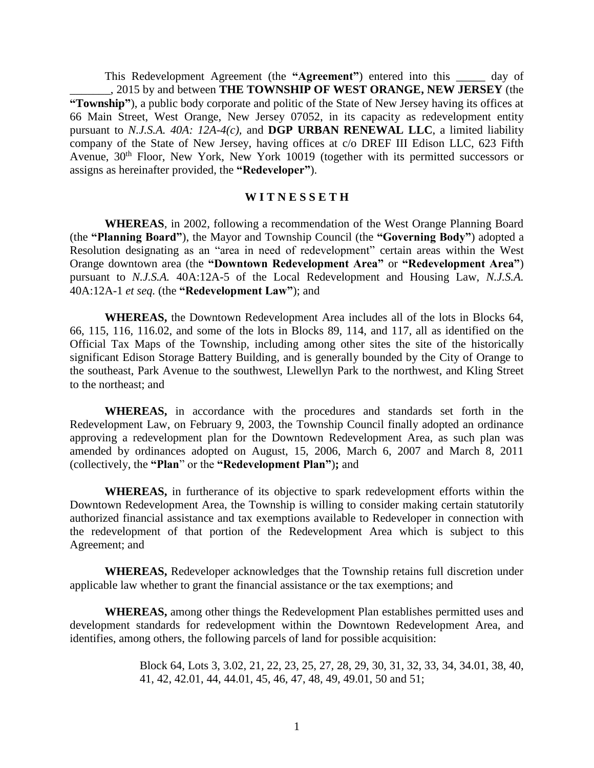This Redevelopment Agreement (the **"Agreement"**) entered into this _____ day of _______, 2015 by and between **THE TOWNSHIP OF WEST ORANGE, NEW JERSEY** (the **"Township"**), a public body corporate and politic of the State of New Jersey having its offices at 66 Main Street, West Orange, New Jersey 07052, in its capacity as redevelopment entity pursuant to *N.J.S.A. 40A: 12A-4(c)*, and **DGP URBAN RENEWAL LLC**, a limited liability company of the State of New Jersey, having offices at c/o DREF III Edison LLC, 623 Fifth Avenue, 30th Floor, New York, New York 10019 (together with its permitted successors or assigns as hereinafter provided, the **"Redeveloper"**).

**W I T N E S S E T H**

**WHEREAS**, in 2002, following a recommendation of the West Orange Planning Board (the **"Planning Board"**), the Mayor and Township Council (the **"Governing Body"**) adopted a Resolution designating as an "area in need of redevelopment" certain areas within the West Orange downtown area (the **"Downtown Redevelopment Area"** or **"Redevelopment Area"**) pursuant to *N.J.S.A.* 40A:12A-5 of the Local Redevelopment and Housing Law, *N.J.S.A.* 40A:12A-1 *et seq.* (the **"Redevelopment Law"**); and

**WHEREAS,** the Downtown Redevelopment Area includes all of the lots in Blocks 64, 66, 115, 116, 116.02, and some of the lots in Blocks 89, 114, and 117, all as identified on the Official Tax Maps of the Township, including among other sites the site of the historically significant Edison Storage Battery Building, and is generally bounded by the City of Orange to the southeast, Park Avenue to the southwest, Llewellyn Park to the northwest, and Kling Street to the northeast; and

**WHEREAS,** in accordance with the procedures and standards set forth in the Redevelopment Law, on February 9, 2003, the Township Council finally adopted an ordinance approving a redevelopment plan for the Downtown Redevelopment Area, as such plan was amended by ordinances adopted on August, 15, 2006, March 6, 2007 and March 8, 2011 (collectively, the **"Plan"** or the **"Redevelopment Plan"**)**;** and

**WHEREAS,** in furtherance of its objective to spark redevelopment efforts within the Downtown Redevelopment Area, the Township is willing to consider making certain statutorily authorized financial assistance and tax exemptions available to Redeveloper in connection with the redevelopment of that portion of the Redevelopment Area which is subject to this Agreement; and

**WHEREAS,** Redeveloper acknowledges that the Township retains full discretion under applicable law whether to grant the financial assistance or the tax exemptions; and

**WHEREAS,** among other things the Redevelopment Plan establishes permitted uses and development standards for redevelopment within the Downtown Redevelopment Area, and identifies, among others, the following parcels of land for possible acquisition:

> Block 64, Lots 3, 3.02, 21, 22, 23, 25, 27, 28, 29, 30, 31, 32, 33, 34, 34.01, 38, 40, 41, 42, 42.01, 44, 44.01, 45, 46, 47, 48, 49, 49.01, 50 and 51;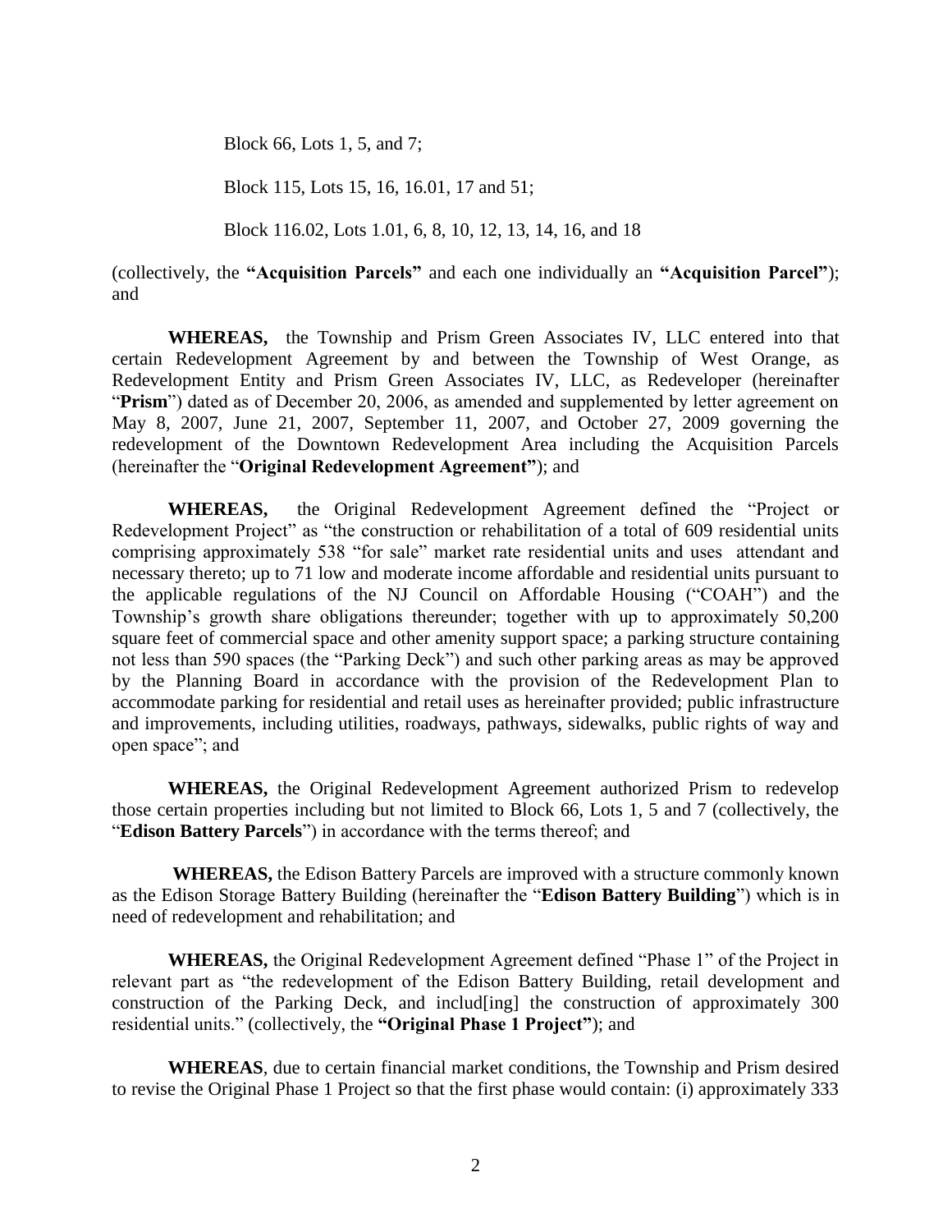Block 66, Lots 1, 5, and 7;

Block 115, Lots 15, 16, 16.01, 17 and 51;

Block 116.02, Lots 1.01, 6, 8, 10, 12, 13, 14, 16, and 18

(collectively, the **"Acquisition Parcels"** and each one individually an **"Acquisition Parcel"**); and

**WHEREAS,** the Township and Prism Green Associates IV, LLC entered into that certain Redevelopment Agreement by and between the Township of West Orange, as Redevelopment Entity and Prism Green Associates IV, LLC, as Redeveloper (hereinafter "**Prism**") dated as of December 20, 2006, as amended and supplemented by letter agreement on May 8, 2007, June 21, 2007, September 11, 2007, and October 27, 2009 governing the redevelopment of the Downtown Redevelopment Area including the Acquisition Parcels (hereinafter the "**Original Redevelopment Agreement"**); and

**WHEREAS,** the Original Redevelopment Agreement defined the "Project or Redevelopment Project" as "the construction or rehabilitation of a total of 609 residential units comprising approximately 538 "for sale" market rate residential units and uses attendant and necessary thereto; up to 71 low and moderate income affordable and residential units pursuant to the applicable regulations of the NJ Council on Affordable Housing ("COAH") and the Township's growth share obligations thereunder; together with up to approximately 50,200 square feet of commercial space and other amenity support space; a parking structure containing not less than 590 spaces (the "Parking Deck") and such other parking areas as may be approved by the Planning Board in accordance with the provision of the Redevelopment Plan to accommodate parking for residential and retail uses as hereinafter provided; public infrastructure and improvements, including utilities, roadways, pathways, sidewalks, public rights of way and open space"; and

**WHEREAS,** the Original Redevelopment Agreement authorized Prism to redevelop those certain properties including but not limited to Block 66, Lots 1, 5 and 7 (collectively, the "**Edison Battery Parcels**") in accordance with the terms thereof; and

**WHEREAS,** the Edison Battery Parcels are improved with a structure commonly known as the Edison Storage Battery Building (hereinafter the "**Edison Battery Building**") which is in need of redevelopment and rehabilitation; and

**WHEREAS,** the Original Redevelopment Agreement defined "Phase 1" of the Project in relevant part as "the redevelopment of the Edison Battery Building, retail development and construction of the Parking Deck, and includ[ing] the construction of approximately 300 residential units." (collectively, the **"Original Phase 1 Project"**); and

**WHEREAS**, due to certain financial market conditions, the Township and Prism desired to revise the Original Phase 1 Project so that the first phase would contain: (i) approximately 333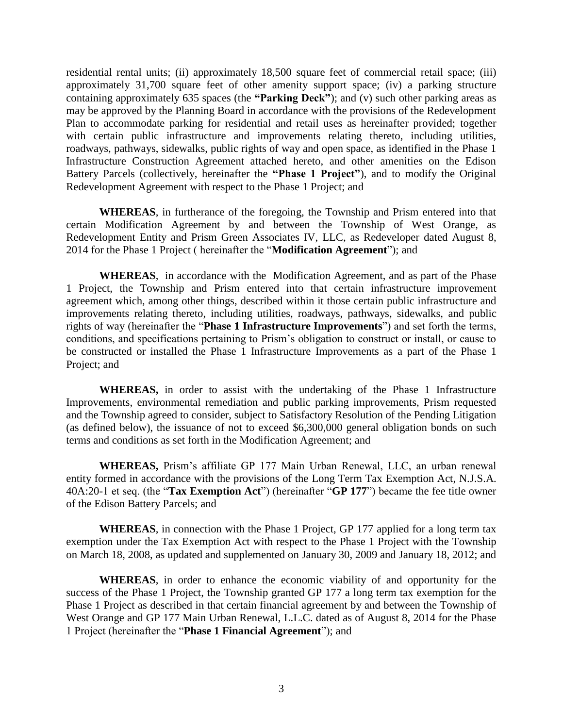residential rental units; (ii) approximately 18,500 square feet of commercial retail space; (iii) approximately 31,700 square feet of other amenity support space; (iv) a parking structure containing approximately 635 spaces (the **"Parking Deck"**); and (v) such other parking areas as may be approved by the Planning Board in accordance with the provisions of the Redevelopment Plan to accommodate parking for residential and retail uses as hereinafter provided; together with certain public infrastructure and improvements relating thereto, including utilities, roadways, pathways, sidewalks, public rights of way and open space, as identified in the Phase 1 Infrastructure Construction Agreement attached hereto, and other amenities on the Edison Battery Parcels (collectively, hereinafter the **"Phase 1 Project"**), and to modify the Original Redevelopment Agreement with respect to the Phase 1 Project; and

**WHEREAS**, in furtherance of the foregoing, the Township and Prism entered into that certain Modification Agreement by and between the Township of West Orange, as Redevelopment Entity and Prism Green Associates IV, LLC, as Redeveloper dated August 8, 2014 for the Phase 1 Project ( hereinafter the "**Modification Agreement**"); and

**WHEREAS**, in accordance with the Modification Agreement, and as part of the Phase 1 Project, the Township and Prism entered into that certain infrastructure improvement agreement which, among other things, described within it those certain public infrastructure and improvements relating thereto, including utilities, roadways, pathways, sidewalks, and public rights of way (hereinafter the "**Phase 1 Infrastructure Improvements**") and set forth the terms, conditions, and specifications pertaining to Prism's obligation to construct or install, or cause to be constructed or installed the Phase 1 Infrastructure Improvements as a part of the Phase 1 Project; and

**WHEREAS,** in order to assist with the undertaking of the Phase 1 Infrastructure Improvements, environmental remediation and public parking improvements, Prism requested and the Township agreed to consider, subject to Satisfactory Resolution of the Pending Litigation (as defined below), the issuance of not to exceed $6,300,000 general obligation bonds on such terms and conditions as set forth in the Modification Agreement; and

**WHEREAS,** Prism's affiliate GP 177 Main Urban Renewal, LLC, an urban renewal entity formed in accordance with the provisions of the Long Term Tax Exemption Act, N.J.S.A. 40A:20-1 et seq. (the "**Tax Exemption Act**") (hereinafter "**GP 177**") became the fee title owner of the Edison Battery Parcels; and

**WHEREAS**, in connection with the Phase 1 Project, GP 177 applied for a long term tax exemption under the Tax Exemption Act with respect to the Phase 1 Project with the Township on March 18, 2008, as updated and supplemented on January 30, 2009 and January 18, 2012; and

**WHEREAS**, in order to enhance the economic viability of and opportunity for the success of the Phase 1 Project, the Township granted GP 177 a long term tax exemption for the Phase 1 Project as described in that certain financial agreement by and between the Township of West Orange and GP 177 Main Urban Renewal, L.L.C. dated as of August 8, 2014 for the Phase 1 Project (hereinafter the "**Phase 1 Financial Agreement**"); and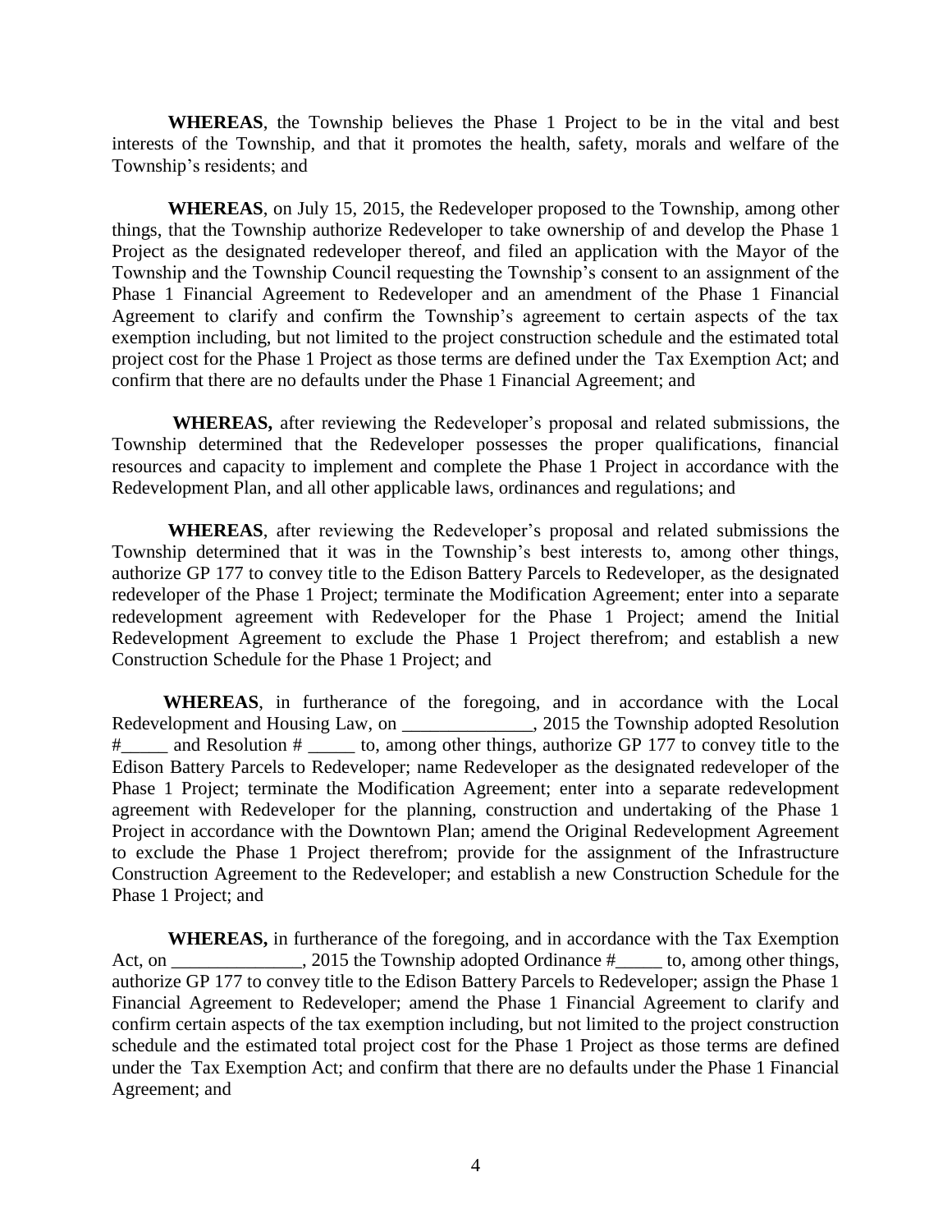**WHEREAS**, the Township believes the Phase 1 Project to be in the vital and best interests of the Township, and that it promotes the health, safety, morals and welfare of the Township's residents; and

**WHEREAS**, on July 15, 2015, the Redeveloper proposed to the Township, among other things, that the Township authorize Redeveloper to take ownership of and develop the Phase 1 Project as the designated redeveloper thereof, and filed an application with the Mayor of the Township and the Township Council requesting the Township's consent to an assignment of the Phase 1 Financial Agreement to Redeveloper and an amendment of the Phase 1 Financial Agreement to clarify and confirm the Township's agreement to certain aspects of the tax exemption including, but not limited to the project construction schedule and the estimated total project cost for the Phase 1 Project as those terms are defined under the Tax Exemption Act; and confirm that there are no defaults under the Phase 1 Financial Agreement; and

**WHEREAS,** after reviewing the Redeveloper's proposal and related submissions, the Township determined that the Redeveloper possesses the proper qualifications, financial resources and capacity to implement and complete the Phase 1 Project in accordance with the Redevelopment Plan, and all other applicable laws, ordinances and regulations; and

**WHEREAS**, after reviewing the Redeveloper's proposal and related submissions the Township determined that it was in the Township's best interests to, among other things, authorize GP 177 to convey title to the Edison Battery Parcels to Redeveloper, as the designated redeveloper of the Phase 1 Project; terminate the Modification Agreement; enter into a separate redevelopment agreement with Redeveloper for the Phase 1 Project; amend the Initial Redevelopment Agreement to exclude the Phase 1 Project therefrom; and establish a new Construction Schedule for the Phase 1 Project; and

**WHEREAS**, in furtherance of the foregoing, and in accordance with the Local Redevelopment and Housing Law, on ______________, 2015 the Township adopted Resolution #_____ and Resolution # _____ to, among other things, authorize GP 177 to convey title to the Edison Battery Parcels to Redeveloper; name Redeveloper as the designated redeveloper of the Phase 1 Project; terminate the Modification Agreement; enter into a separate redevelopment agreement with Redeveloper for the planning, construction and undertaking of the Phase 1 Project in accordance with the Downtown Plan; amend the Original Redevelopment Agreement to exclude the Phase 1 Project therefrom; provide for the assignment of the Infrastructure Construction Agreement to the Redeveloper; and establish a new Construction Schedule for the Phase 1 Project; and

**WHEREAS,** in furtherance of the foregoing, and in accordance with the Tax Exemption Act, on ______________, 2015 the Township adopted Ordinance #_____ to, among other things, authorize GP 177 to convey title to the Edison Battery Parcels to Redeveloper; assign the Phase 1 Financial Agreement to Redeveloper; amend the Phase 1 Financial Agreement to clarify and confirm certain aspects of the tax exemption including, but not limited to the project construction schedule and the estimated total project cost for the Phase 1 Project as those terms are defined under the Tax Exemption Act; and confirm that there are no defaults under the Phase 1 Financial Agreement; and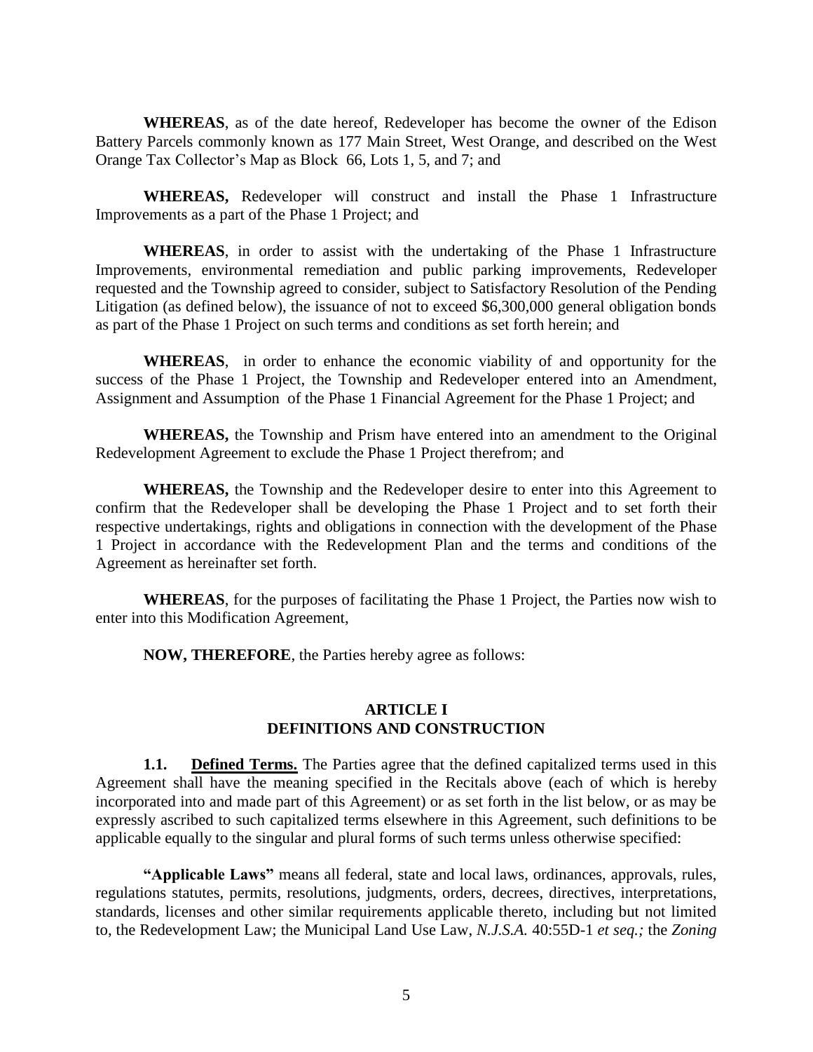**WHEREAS**, as of the date hereof, Redeveloper has become the owner of the Edison Battery Parcels commonly known as 177 Main Street, West Orange, and described on the West Orange Tax Collector's Map as Block 66, Lots 1, 5, and 7; and

**WHEREAS,** Redeveloper will construct and install the Phase 1 Infrastructure Improvements as a part of the Phase 1 Project; and

**WHEREAS**, in order to assist with the undertaking of the Phase 1 Infrastructure Improvements, environmental remediation and public parking improvements, Redeveloper requested and the Township agreed to consider, subject to Satisfactory Resolution of the Pending Litigation (as defined below), the issuance of not to exceed $6,300,000 general obligation bonds as part of the Phase 1 Project on such terms and conditions as set forth herein; and

**WHEREAS**, in order to enhance the economic viability of and opportunity for the success of the Phase 1 Project, the Township and Redeveloper entered into an Amendment, Assignment and Assumption of the Phase 1 Financial Agreement for the Phase 1 Project; and

**WHEREAS,** the Township and Prism have entered into an amendment to the Original Redevelopment Agreement to exclude the Phase 1 Project therefrom; and

**WHEREAS,** the Township and the Redeveloper desire to enter into this Agreement to confirm that the Redeveloper shall be developing the Phase 1 Project and to set forth their respective undertakings, rights and obligations in connection with the development of the Phase 1 Project in accordance with the Redevelopment Plan and the terms and conditions of the Agreement as hereinafter set forth.

**WHEREAS**, for the purposes of facilitating the Phase 1 Project, the Parties now wish to enter into this Modification Agreement,

**NOW, THEREFORE**, the Parties hereby agree as follows:

## ARTICLE I
## DEFINITIONS AND CONSTRUCTION

**1.1. Defined Terms.** The Parties agree that the defined capitalized terms used in this Agreement shall have the meaning specified in the Recitals above (each of which is hereby incorporated into and made part of this Agreement) or as set forth in the list below, or as may be expressly ascribed to such capitalized terms elsewhere in this Agreement, such definitions to be applicable equally to the singular and plural forms of such terms unless otherwise specified:

**"Applicable Laws"** means all federal, state and local laws, ordinances, approvals, rules, regulations statutes, permits, resolutions, judgments, orders, decrees, directives, interpretations, standards, licenses and other similar requirements applicable thereto, including but not limited to, the Redevelopment Law; the Municipal Land Use Law, *N.J.S.A.* 40:55D-1 *et seq.;* the *Zoning*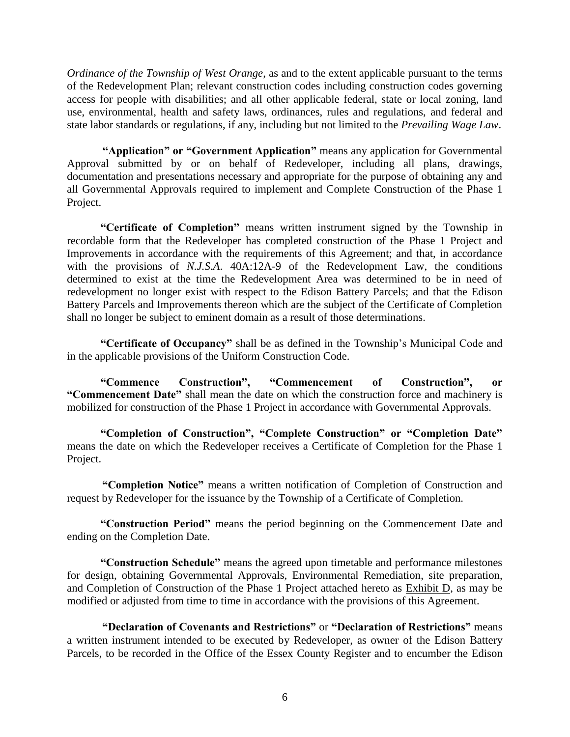*Ordinance of the Township of West Orange*, as and to the extent applicable pursuant to the terms of the Redevelopment Plan; relevant construction codes including construction codes governing access for people with disabilities; and all other applicable federal, state or local zoning, land use, environmental, health and safety laws, ordinances, rules and regulations, and federal and state labor standards or regulations, if any, including but not limited to the *Prevailing Wage Law*.

**"Application" or "Government Application"** means any application for Governmental Approval submitted by or on behalf of Redeveloper, including all plans, drawings, documentation and presentations necessary and appropriate for the purpose of obtaining any and all Governmental Approvals required to implement and Complete Construction of the Phase 1 Project.

**"Certificate of Completion"** means written instrument signed by the Township in recordable form that the Redeveloper has completed construction of the Phase 1 Project and Improvements in accordance with the requirements of this Agreement; and that, in accordance with the provisions of *N.J.S.A.* 40A:12A-9 of the Redevelopment Law, the conditions determined to exist at the time the Redevelopment Area was determined to be in need of redevelopment no longer exist with respect to the Edison Battery Parcels; and that the Edison Battery Parcels and Improvements thereon which are the subject of the Certificate of Completion shall no longer be subject to eminent domain as a result of those determinations.

**"Certificate of Occupancy"** shall be as defined in the Township's Municipal Code and in the applicable provisions of the Uniform Construction Code.

**"Commence Construction", "Commencement of Construction", or "Commencement Date"** shall mean the date on which the construction force and machinery is mobilized for construction of the Phase 1 Project in accordance with Governmental Approvals.

**"Completion of Construction", "Complete Construction" or "Completion Date"** means the date on which the Redeveloper receives a Certificate of Completion for the Phase 1 Project.

**"Completion Notice"** means a written notification of Completion of Construction and request by Redeveloper for the issuance by the Township of a Certificate of Completion.

**"Construction Period"** means the period beginning on the Commencement Date and ending on the Completion Date.

**"Construction Schedule"** means the agreed upon timetable and performance milestones for design, obtaining Governmental Approvals, Environmental Remediation, site preparation, and Completion of Construction of the Phase 1 Project attached hereto as Exhibit D, as may be modified or adjusted from time to time in accordance with the provisions of this Agreement.

**"Declaration of Covenants and Restrictions"** or **"Declaration of Restrictions"** means a written instrument intended to be executed by Redeveloper, as owner of the Edison Battery Parcels, to be recorded in the Office of the Essex County Register and to encumber the Edison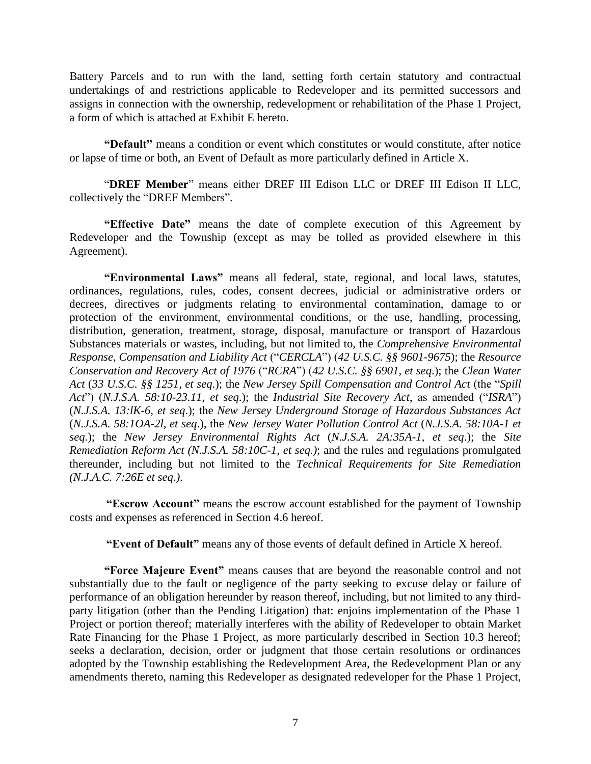Battery Parcels and to run with the land, setting forth certain statutory and contractual undertakings of and restrictions applicable to Redeveloper and its permitted successors and assigns in connection with the ownership, redevelopment or rehabilitation of the Phase 1 Project, a form of which is attached at Exhibit E hereto.

**"Default"** means a condition or event which constitutes or would constitute, after notice or lapse of time or both, an Event of Default as more particularly defined in Article X.

"**DREF Member**" means either DREF III Edison LLC or DREF III Edison II LLC, collectively the "DREF Members".

**"Effective Date"** means the date of complete execution of this Agreement by Redeveloper and the Township (except as may be tolled as provided elsewhere in this Agreement).

**"Environmental Laws"** means all federal, state, regional, and local laws, statutes, ordinances, regulations, rules, codes, consent decrees, judicial or administrative orders or decrees, directives or judgments relating to environmental contamination, damage to or protection of the environment, environmental conditions, or the use, handling, processing, distribution, generation, treatment, storage, disposal, manufacture or transport of Hazardous Substances materials or wastes, including, but not limited to, the *Comprehensive Environmental Response, Compensation and Liability Act* ("*CERCLA*") (*42 U.S.C. §§ 9601-9675*); the *Resource Conservation and Recovery Act of 1976* ("*RCRA*") (*42 U.S.C. §§ 6901, et seq*.); the *Clean Water Act* (*33 U.S.C. §§ 1251, et seq*.); the *New Jersey Spill Compensation and Control Act* (the "*Spill Act*") (*N.J.S.A. 58:10-23.11, et seq*.); the *Industrial Site Recovery Act*, as amended ("*ISRA*") (*N.J.S.A. 13:lK-6, et seq*.); the *New Jersey Underground Storage of Hazardous Substances Act* (*N.J.S.A. 58:1OA-2l, et seq*.), the *New Jersey Water Pollution Control Act* (*N.J.S.A. 58:10A-1 et seq*.); the *New Jersey Environmental Rights Act* (*N.J.S.A. 2A:35A-1, et seq*.); the *Site Remediation Reform Act (N.J.S.A. 58:10C-1, et seq.)*; and the rules and regulations promulgated thereunder, including but not limited to the *Technical Requirements for Site Remediation (N.J.A.C. 7:26E et seq.)*.

**"Escrow Account"** means the escrow account established for the payment of Township costs and expenses as referenced in Section 4.6 hereof.

**"Event of Default"** means any of those events of default defined in Article X hereof.

**"Force Majeure Event"** means causes that are beyond the reasonable control and not substantially due to the fault or negligence of the party seeking to excuse delay or failure of performance of an obligation hereunder by reason thereof, including, but not limited to any third-party litigation (other than the Pending Litigation) that: enjoins implementation of the Phase 1 Project or portion thereof; materially interferes with the ability of Redeveloper to obtain Market Rate Financing for the Phase 1 Project, as more particularly described in Section 10.3 hereof; seeks a declaration, decision, order or judgment that those certain resolutions or ordinances adopted by the Township establishing the Redevelopment Area, the Redevelopment Plan or any amendments thereto, naming this Redeveloper as designated redeveloper for the Phase 1 Project,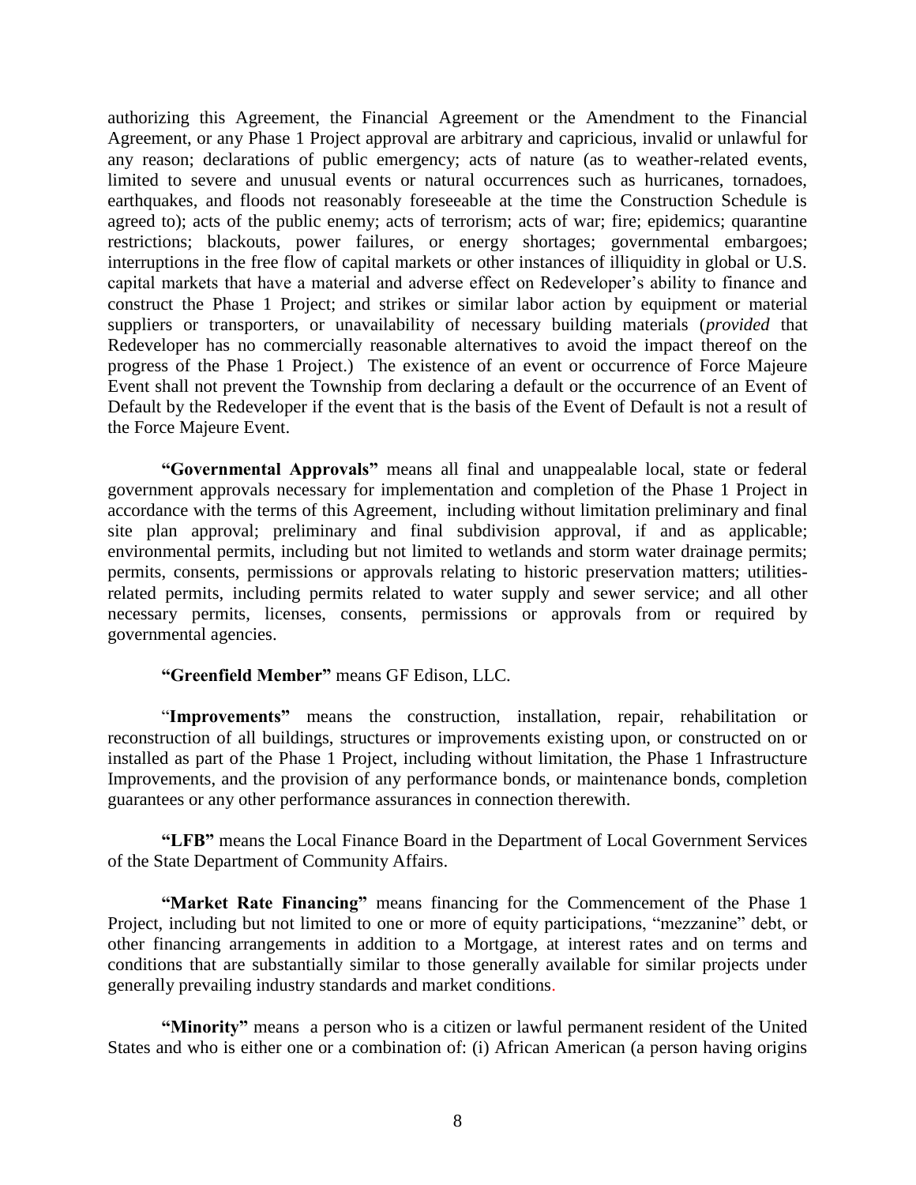authorizing this Agreement, the Financial Agreement or the Amendment to the Financial Agreement, or any Phase 1 Project approval are arbitrary and capricious, invalid or unlawful for any reason; declarations of public emergency; acts of nature (as to weather-related events, limited to severe and unusual events or natural occurrences such as hurricanes, tornadoes, earthquakes, and floods not reasonably foreseeable at the time the Construction Schedule is agreed to); acts of the public enemy; acts of terrorism; acts of war; fire; epidemics; quarantine restrictions; blackouts, power failures, or energy shortages; governmental embargoes; interruptions in the free flow of capital markets or other instances of illiquidity in global or U.S. capital markets that have a material and adverse effect on Redeveloper's ability to finance and construct the Phase 1 Project; and strikes or similar labor action by equipment or material suppliers or transporters, or unavailability of necessary building materials (*provided* that Redeveloper has no commercially reasonable alternatives to avoid the impact thereof on the progress of the Phase 1 Project.) The existence of an event or occurrence of Force Majeure Event shall not prevent the Township from declaring a default or the occurrence of an Event of Default by the Redeveloper if the event that is the basis of the Event of Default is not a result of the Force Majeure Event.

**"Governmental Approvals"** means all final and unappealable local, state or federal government approvals necessary for implementation and completion of the Phase 1 Project in accordance with the terms of this Agreement, including without limitation preliminary and final site plan approval; preliminary and final subdivision approval, if and as applicable; environmental permits, including but not limited to wetlands and storm water drainage permits; permits, consents, permissions or approvals relating to historic preservation matters; utilities-related permits, including permits related to water supply and sewer service; and all other necessary permits, licenses, consents, permissions or approvals from or required by governmental agencies.

**"Greenfield Member"** means GF Edison, LLC.

"**Improvements"** means the construction, installation, repair, rehabilitation or reconstruction of all buildings, structures or improvements existing upon, or constructed on or installed as part of the Phase 1 Project, including without limitation, the Phase 1 Infrastructure Improvements, and the provision of any performance bonds, or maintenance bonds, completion guarantees or any other performance assurances in connection therewith.

**"LFB"** means the Local Finance Board in the Department of Local Government Services of the State Department of Community Affairs.

**"Market Rate Financing"** means financing for the Commencement of the Phase 1 Project, including but not limited to one or more of equity participations, "mezzanine" debt, or other financing arrangements in addition to a Mortgage, at interest rates and on terms and conditions that are substantially similar to those generally available for similar projects under generally prevailing industry standards and market conditions.

**"Minority"** means a person who is a citizen or lawful permanent resident of the United States and who is either one or a combination of: (i) African American (a person having origins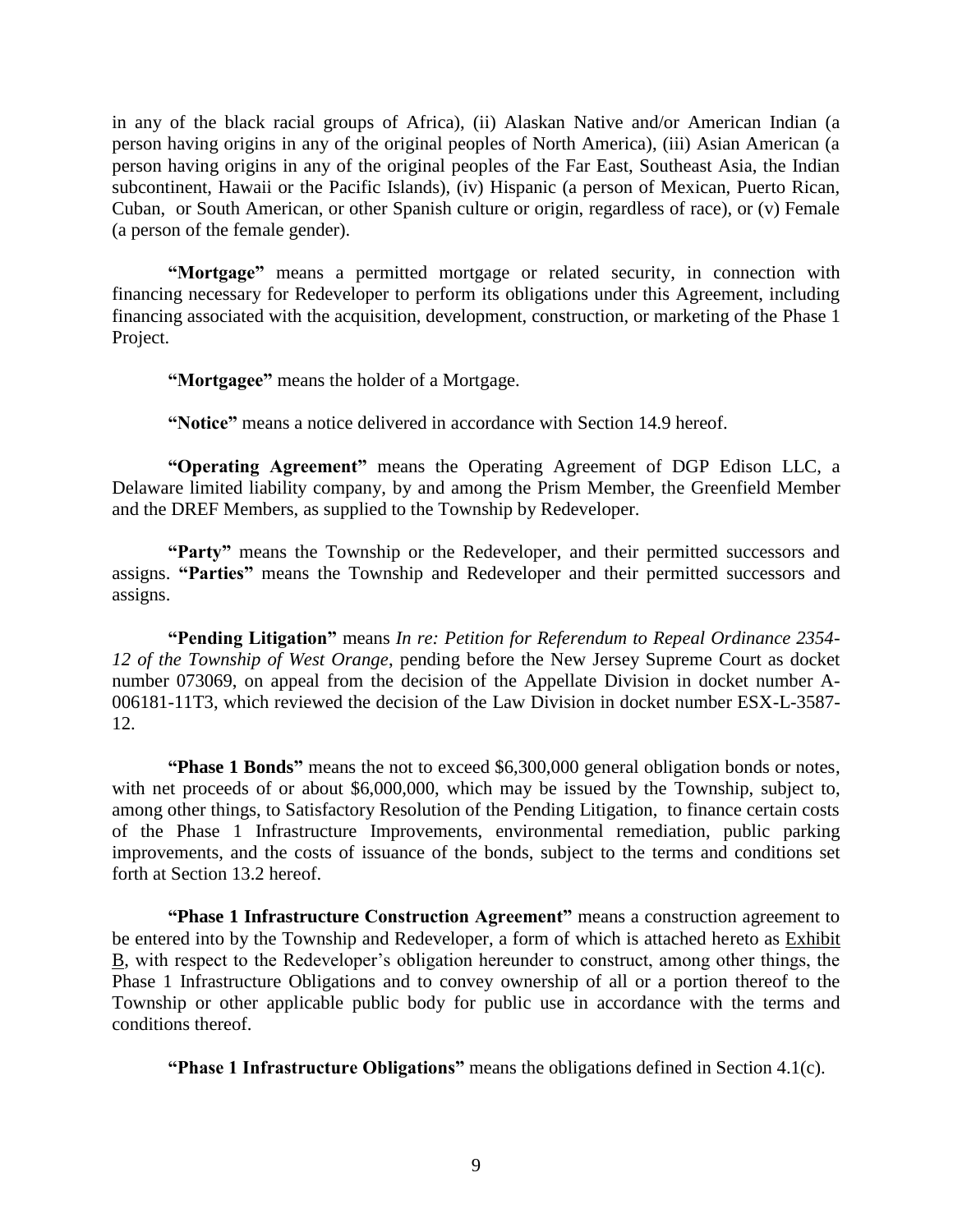in any of the black racial groups of Africa), (ii) Alaskan Native and/or American Indian (a person having origins in any of the original peoples of North America), (iii) Asian American (a person having origins in any of the original peoples of the Far East, Southeast Asia, the Indian subcontinent, Hawaii or the Pacific Islands), (iv) Hispanic (a person of Mexican, Puerto Rican, Cuban, or South American, or other Spanish culture or origin, regardless of race), or (v) Female (a person of the female gender).

**"Mortgage"** means a permitted mortgage or related security, in connection with financing necessary for Redeveloper to perform its obligations under this Agreement, including financing associated with the acquisition, development, construction, or marketing of the Phase 1 Project.

**"Mortgagee"** means the holder of a Mortgage.

**"Notice"** means a notice delivered in accordance with Section 14.9 hereof.

**"Operating Agreement"** means the Operating Agreement of DGP Edison LLC, a Delaware limited liability company, by and among the Prism Member, the Greenfield Member and the DREF Members, as supplied to the Township by Redeveloper.

**"Party"** means the Township or the Redeveloper, and their permitted successors and assigns. **"Parties"** means the Township and Redeveloper and their permitted successors and assigns.

**"Pending Litigation"** means *In re: Petition for Referendum to Repeal Ordinance 2354-12 of the Township of West Orange*, pending before the New Jersey Supreme Court as docket number 073069, on appeal from the decision of the Appellate Division in docket number A-006181-11T3, which reviewed the decision of the Law Division in docket number ESX-L-3587-12.

**"Phase 1 Bonds"** means the not to exceed $6,300,000 general obligation bonds or notes, with net proceeds of or about $6,000,000, which may be issued by the Township, subject to, among other things, to Satisfactory Resolution of the Pending Litigation, to finance certain costs of the Phase 1 Infrastructure Improvements, environmental remediation, public parking improvements, and the costs of issuance of the bonds, subject to the terms and conditions set forth at Section 13.2 hereof.

**"Phase 1 Infrastructure Construction Agreement"** means a construction agreement to be entered into by the Township and Redeveloper, a form of which is attached hereto as Exhibit B, with respect to the Redeveloper's obligation hereunder to construct, among other things, the Phase 1 Infrastructure Obligations and to convey ownership of all or a portion thereof to the Township or other applicable public body for public use in accordance with the terms and conditions thereof.

**"Phase 1 Infrastructure Obligations"** means the obligations defined in Section 4.1(c).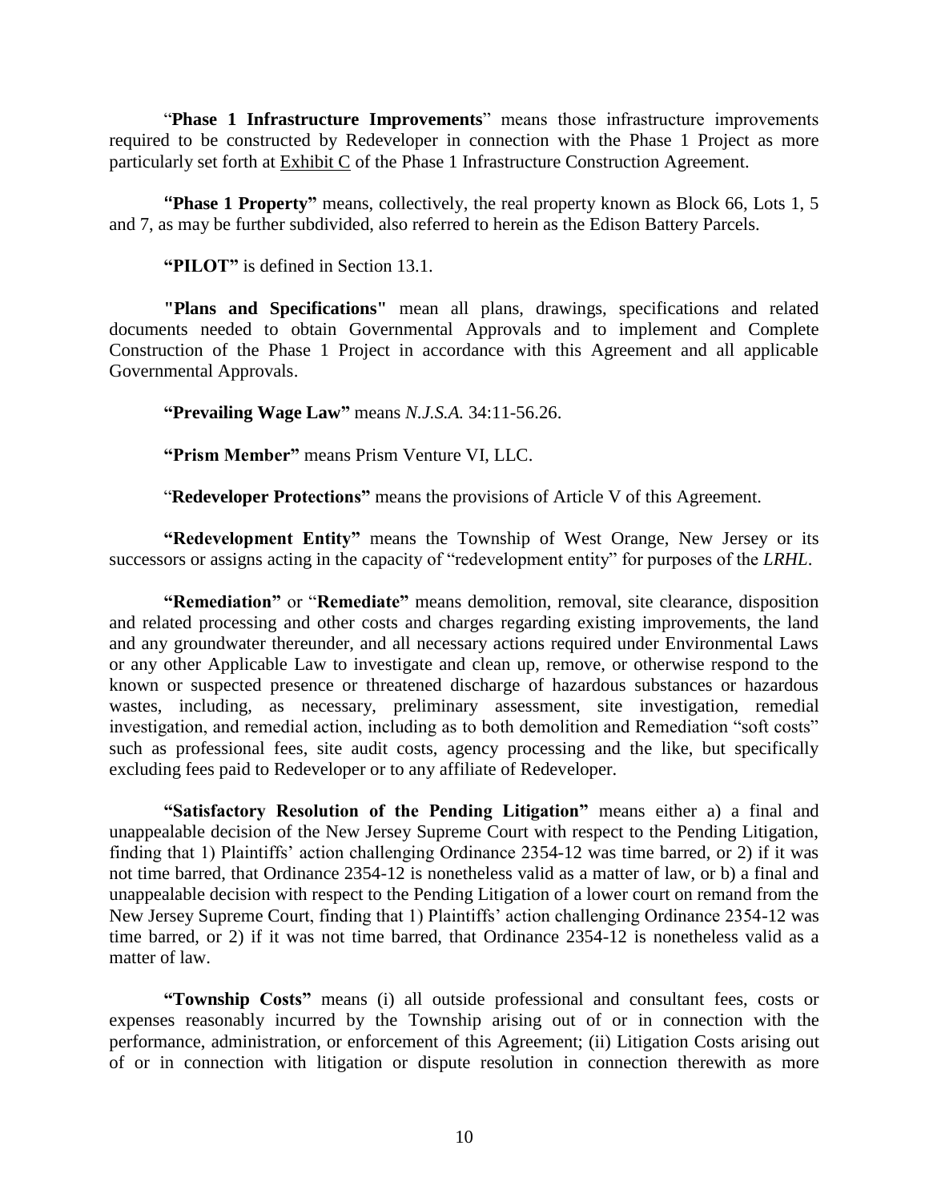"**Phase 1 Infrastructure Improvements**" means those infrastructure improvements required to be constructed by Redeveloper in connection with the Phase 1 Project as more particularly set forth at Exhibit C of the Phase 1 Infrastructure Construction Agreement.

**"Phase 1 Property"** means, collectively, the real property known as Block 66, Lots 1, 5 and 7, as may be further subdivided, also referred to herein as the Edison Battery Parcels.

**"PILOT"** is defined in Section 13.1.

**"Plans and Specifications"** mean all plans, drawings, specifications and related documents needed to obtain Governmental Approvals and to implement and Complete Construction of the Phase 1 Project in accordance with this Agreement and all applicable Governmental Approvals.

**"Prevailing Wage Law"** means *N.J.S.A.* 34:11-56.26.

**"Prism Member"** means Prism Venture VI, LLC.

"**Redeveloper Protections"** means the provisions of Article V of this Agreement.

**"Redevelopment Entity"** means the Township of West Orange, New Jersey or its successors or assigns acting in the capacity of "redevelopment entity" for purposes of the *LRHL*.

**"Remediation"** or "**Remediate"** means demolition, removal, site clearance, disposition and related processing and other costs and charges regarding existing improvements, the land and any groundwater thereunder, and all necessary actions required under Environmental Laws or any other Applicable Law to investigate and clean up, remove, or otherwise respond to the known or suspected presence or threatened discharge of hazardous substances or hazardous wastes, including, as necessary, preliminary assessment, site investigation, remedial investigation, and remedial action, including as to both demolition and Remediation "soft costs" such as professional fees, site audit costs, agency processing and the like, but specifically excluding fees paid to Redeveloper or to any affiliate of Redeveloper.

**"Satisfactory Resolution of the Pending Litigation"** means either a) a final and unappealable decision of the New Jersey Supreme Court with respect to the Pending Litigation, finding that 1) Plaintiffs' action challenging Ordinance 2354-12 was time barred, or 2) if it was not time barred, that Ordinance 2354-12 is nonetheless valid as a matter of law, or b) a final and unappealable decision with respect to the Pending Litigation of a lower court on remand from the New Jersey Supreme Court, finding that 1) Plaintiffs' action challenging Ordinance 2354-12 was time barred, or 2) if it was not time barred, that Ordinance 2354-12 is nonetheless valid as a matter of law.

**"Township Costs"** means (i) all outside professional and consultant fees, costs or expenses reasonably incurred by the Township arising out of or in connection with the performance, administration, or enforcement of this Agreement; (ii) Litigation Costs arising out of or in connection with litigation or dispute resolution in connection therewith as more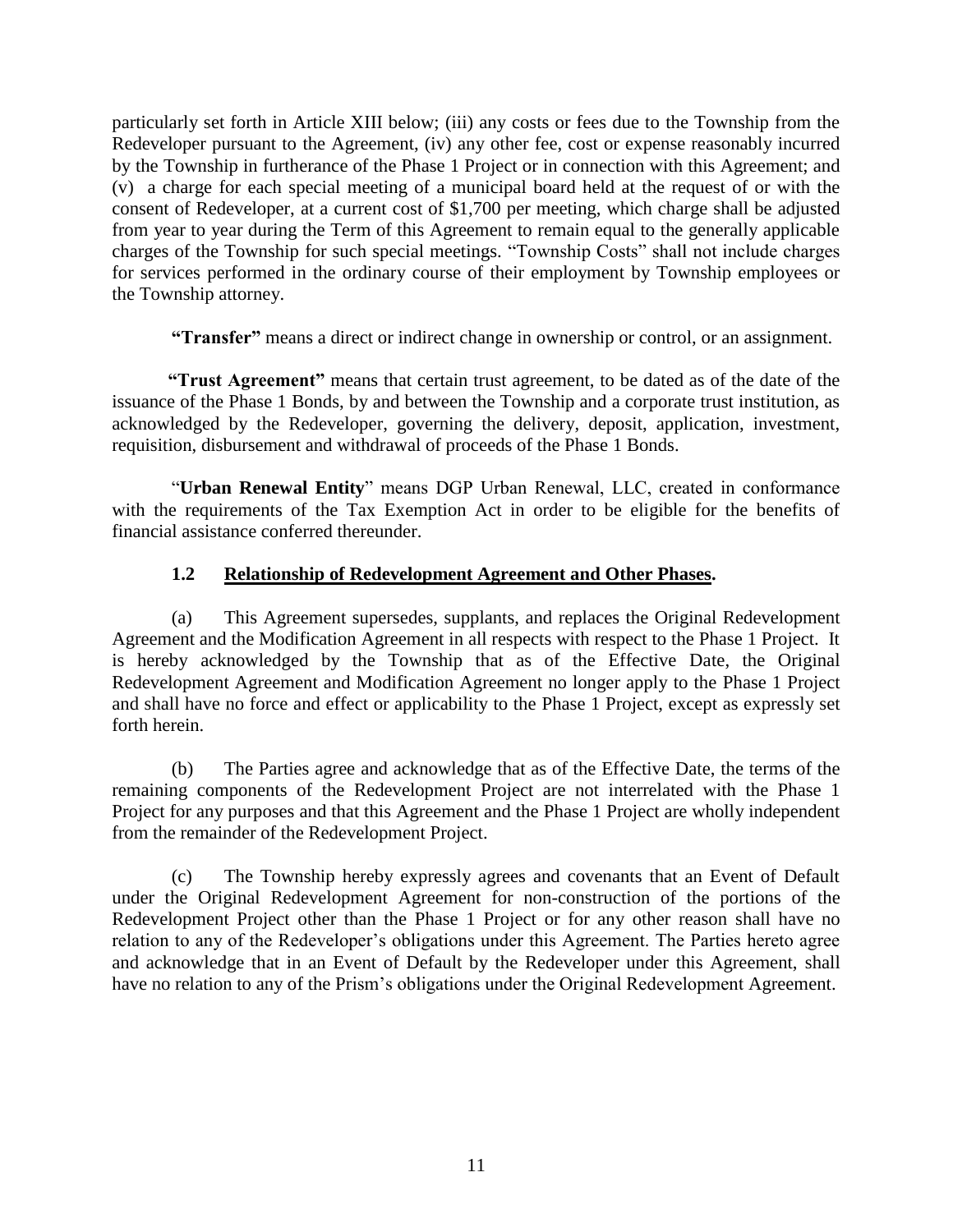particularly set forth in Article XIII below; (iii) any costs or fees due to the Township from the Redeveloper pursuant to the Agreement, (iv) any other fee, cost or expense reasonably incurred by the Township in furtherance of the Phase 1 Project or in connection with this Agreement; and (v) a charge for each special meeting of a municipal board held at the request of or with the consent of Redeveloper, at a current cost of $1,700 per meeting, which charge shall be adjusted from year to year during the Term of this Agreement to remain equal to the generally applicable charges of the Township for such special meetings. "Township Costs" shall not include charges for services performed in the ordinary course of their employment by Township employees or the Township attorney.

**"Transfer"** means a direct or indirect change in ownership or control, or an assignment.

**"Trust Agreement"** means that certain trust agreement, to be dated as of the date of the issuance of the Phase 1 Bonds, by and between the Township and a corporate trust institution, as acknowledged by the Redeveloper, governing the delivery, deposit, application, investment, requisition, disbursement and withdrawal of proceeds of the Phase 1 Bonds.

"**Urban Renewal Entity**" means DGP Urban Renewal, LLC, created in conformance with the requirements of the Tax Exemption Act in order to be eligible for the benefits of financial assistance conferred thereunder.

**1.2 Relationship of Redevelopment Agreement and Other Phases.**

(a) This Agreement supersedes, supplants, and replaces the Original Redevelopment Agreement and the Modification Agreement in all respects with respect to the Phase 1 Project. It is hereby acknowledged by the Township that as of the Effective Date, the Original Redevelopment Agreement and Modification Agreement no longer apply to the Phase 1 Project and shall have no force and effect or applicability to the Phase 1 Project, except as expressly set forth herein.

(b) The Parties agree and acknowledge that as of the Effective Date, the terms of the remaining components of the Redevelopment Project are not interrelated with the Phase 1 Project for any purposes and that this Agreement and the Phase 1 Project are wholly independent from the remainder of the Redevelopment Project.

(c) The Township hereby expressly agrees and covenants that an Event of Default under the Original Redevelopment Agreement for non-construction of the portions of the Redevelopment Project other than the Phase 1 Project or for any other reason shall have no relation to any of the Redeveloper's obligations under this Agreement. The Parties hereto agree and acknowledge that in an Event of Default by the Redeveloper under this Agreement, shall have no relation to any of the Prism's obligations under the Original Redevelopment Agreement.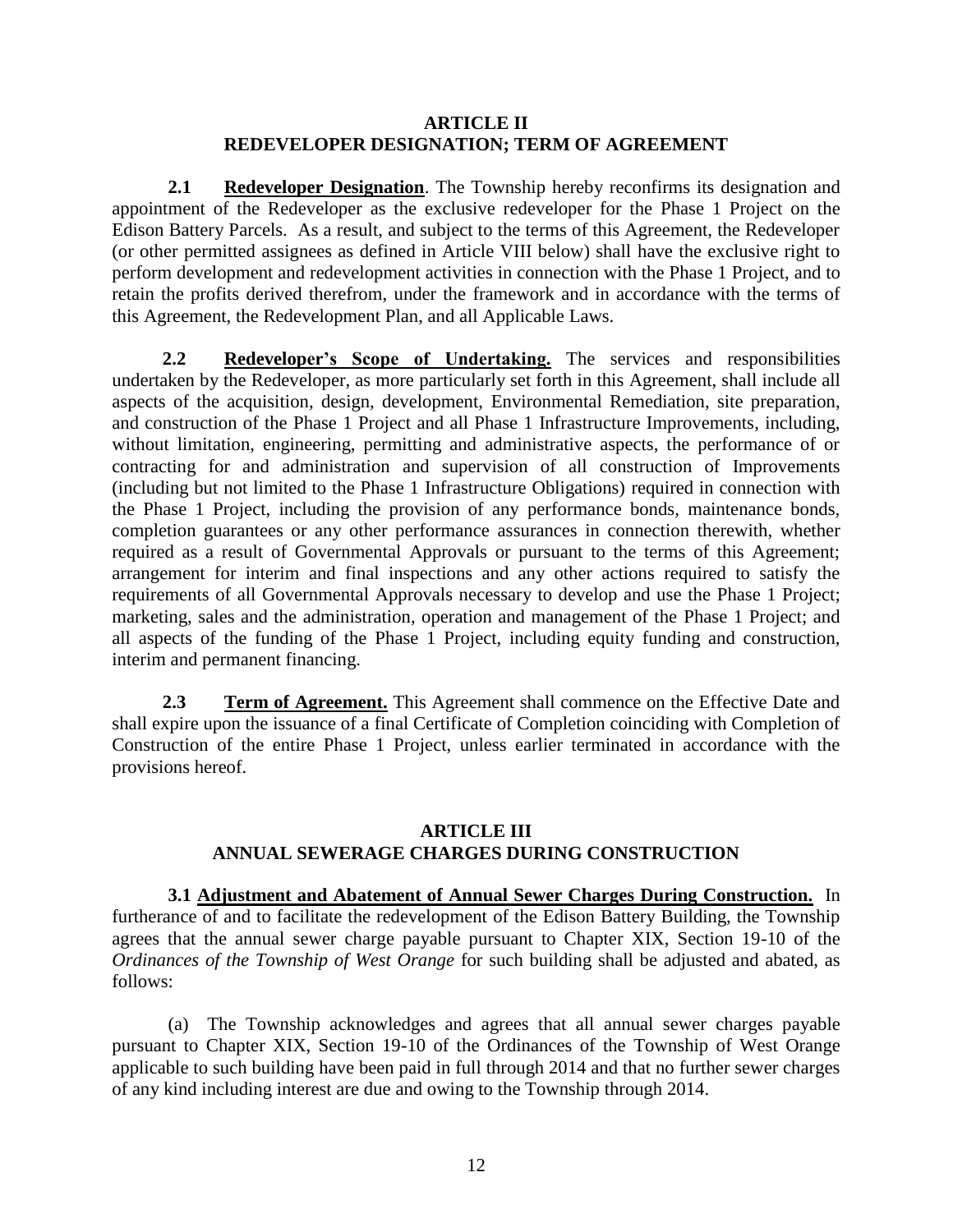## ARTICLE II
## REDEVELOPER DESIGNATION; TERM OF AGREEMENT

**2.1 Redeveloper Designation**. The Township hereby reconfirms its designation and appointment of the Redeveloper as the exclusive redeveloper for the Phase 1 Project on the Edison Battery Parcels. As a result, and subject to the terms of this Agreement, the Redeveloper (or other permitted assignees as defined in Article VIII below) shall have the exclusive right to perform development and redevelopment activities in connection with the Phase 1 Project, and to retain the profits derived therefrom, under the framework and in accordance with the terms of this Agreement, the Redevelopment Plan, and all Applicable Laws.

**2.2 Redeveloper's Scope of Undertaking.** The services and responsibilities undertaken by the Redeveloper, as more particularly set forth in this Agreement, shall include all aspects of the acquisition, design, development, Environmental Remediation, site preparation, and construction of the Phase 1 Project and all Phase 1 Infrastructure Improvements, including, without limitation, engineering, permitting and administrative aspects, the performance of or contracting for and administration and supervision of all construction of Improvements (including but not limited to the Phase 1 Infrastructure Obligations) required in connection with the Phase 1 Project, including the provision of any performance bonds, maintenance bonds, completion guarantees or any other performance assurances in connection therewith, whether required as a result of Governmental Approvals or pursuant to the terms of this Agreement; arrangement for interim and final inspections and any other actions required to satisfy the requirements of all Governmental Approvals necessary to develop and use the Phase 1 Project; marketing, sales and the administration, operation and management of the Phase 1 Project; and all aspects of the funding of the Phase 1 Project, including equity funding and construction, interim and permanent financing.

**2.3 Term of Agreement.** This Agreement shall commence on the Effective Date and shall expire upon the issuance of a final Certificate of Completion coinciding with Completion of Construction of the entire Phase 1 Project, unless earlier terminated in accordance with the provisions hereof.

## ARTICLE III
## ANNUAL SEWERAGE CHARGES DURING CONSTRUCTION

**3.1 Adjustment and Abatement of Annual Sewer Charges During Construction.** In furtherance of and to facilitate the redevelopment of the Edison Battery Building, the Township agrees that the annual sewer charge payable pursuant to Chapter XIX, Section 19-10 of the *Ordinances of the Township of West Orange* for such building shall be adjusted and abated, as follows:

(a) The Township acknowledges and agrees that all annual sewer charges payable pursuant to Chapter XIX, Section 19-10 of the Ordinances of the Township of West Orange applicable to such building have been paid in full through 2014 and that no further sewer charges of any kind including interest are due and owing to the Township through 2014.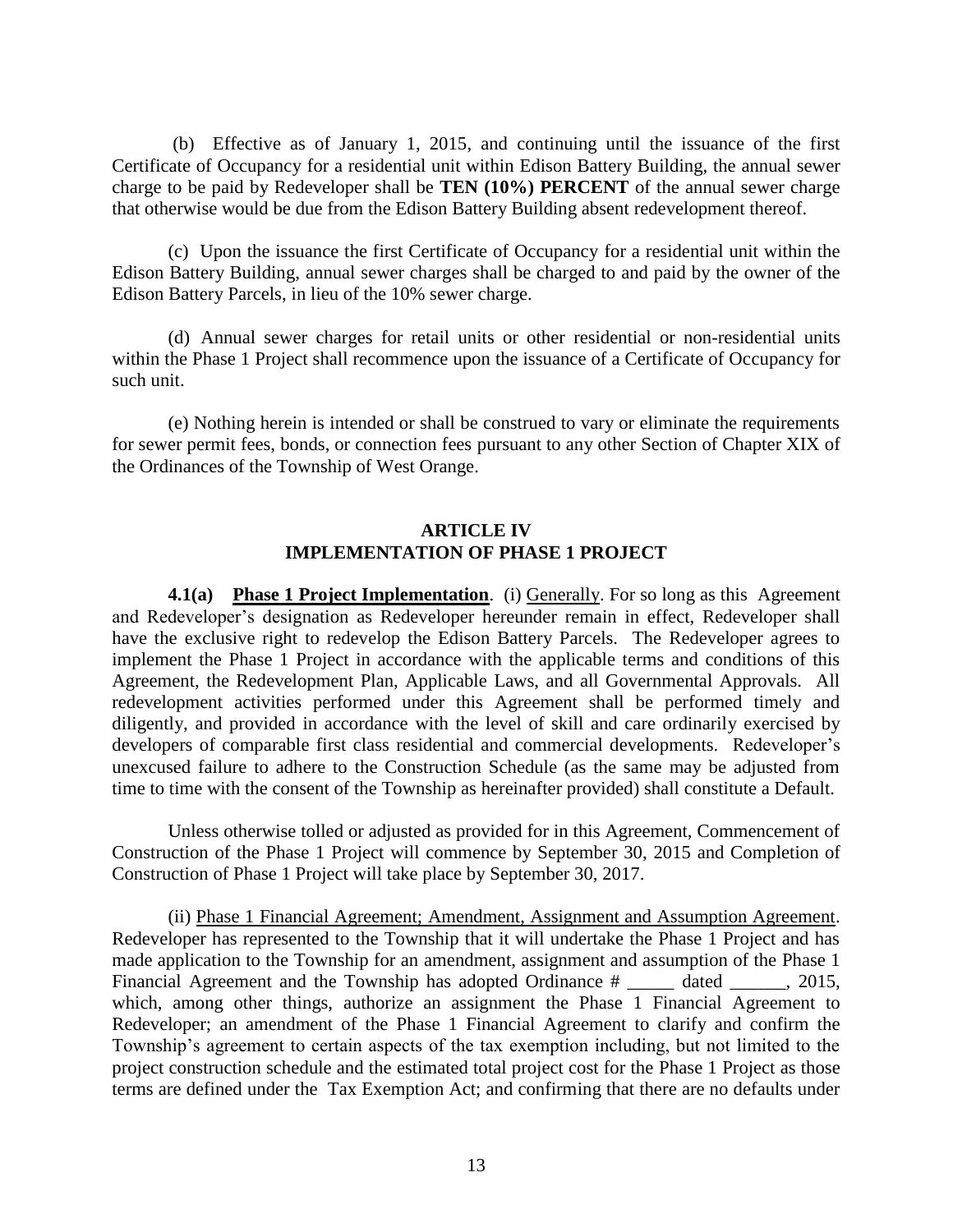(b) Effective as of January 1, 2015, and continuing until the issuance of the first Certificate of Occupancy for a residential unit within Edison Battery Building, the annual sewer charge to be paid by Redeveloper shall be **TEN (10%) PERCENT** of the annual sewer charge that otherwise would be due from the Edison Battery Building absent redevelopment thereof.

(c) Upon the issuance the first Certificate of Occupancy for a residential unit within the Edison Battery Building, annual sewer charges shall be charged to and paid by the owner of the Edison Battery Parcels, in lieu of the 10% sewer charge.

(d) Annual sewer charges for retail units or other residential or non-residential units within the Phase 1 Project shall recommence upon the issuance of a Certificate of Occupancy for such unit.

(e) Nothing herein is intended or shall be construed to vary or eliminate the requirements for sewer permit fees, bonds, or connection fees pursuant to any other Section of Chapter XIX of the Ordinances of the Township of West Orange.

## ARTICLE IV
## IMPLEMENTATION OF PHASE 1 PROJECT

**4.1(a) Phase 1 Project Implementation**. (i) Generally. For so long as this Agreement and Redeveloper's designation as Redeveloper hereunder remain in effect, Redeveloper shall have the exclusive right to redevelop the Edison Battery Parcels. The Redeveloper agrees to implement the Phase 1 Project in accordance with the applicable terms and conditions of this Agreement, the Redevelopment Plan, Applicable Laws, and all Governmental Approvals. All redevelopment activities performed under this Agreement shall be performed timely and diligently, and provided in accordance with the level of skill and care ordinarily exercised by developers of comparable first class residential and commercial developments. Redeveloper's unexcused failure to adhere to the Construction Schedule (as the same may be adjusted from time to time with the consent of the Township as hereinafter provided) shall constitute a Default.

Unless otherwise tolled or adjusted as provided for in this Agreement, Commencement of Construction of the Phase 1 Project will commence by September 30, 2015 and Completion of Construction of Phase 1 Project will take place by September 30, 2017.

(ii) Phase 1 Financial Agreement; Amendment, Assignment and Assumption Agreement. Redeveloper has represented to the Township that it will undertake the Phase 1 Project and has made application to the Township for an amendment, assignment and assumption of the Phase 1 Financial Agreement and the Township has adopted Ordinance # _____ dated ______, 2015, which, among other things, authorize an assignment the Phase 1 Financial Agreement to Redeveloper; an amendment of the Phase 1 Financial Agreement to clarify and confirm the Township's agreement to certain aspects of the tax exemption including, but not limited to the project construction schedule and the estimated total project cost for the Phase 1 Project as those terms are defined under the Tax Exemption Act; and confirming that there are no defaults under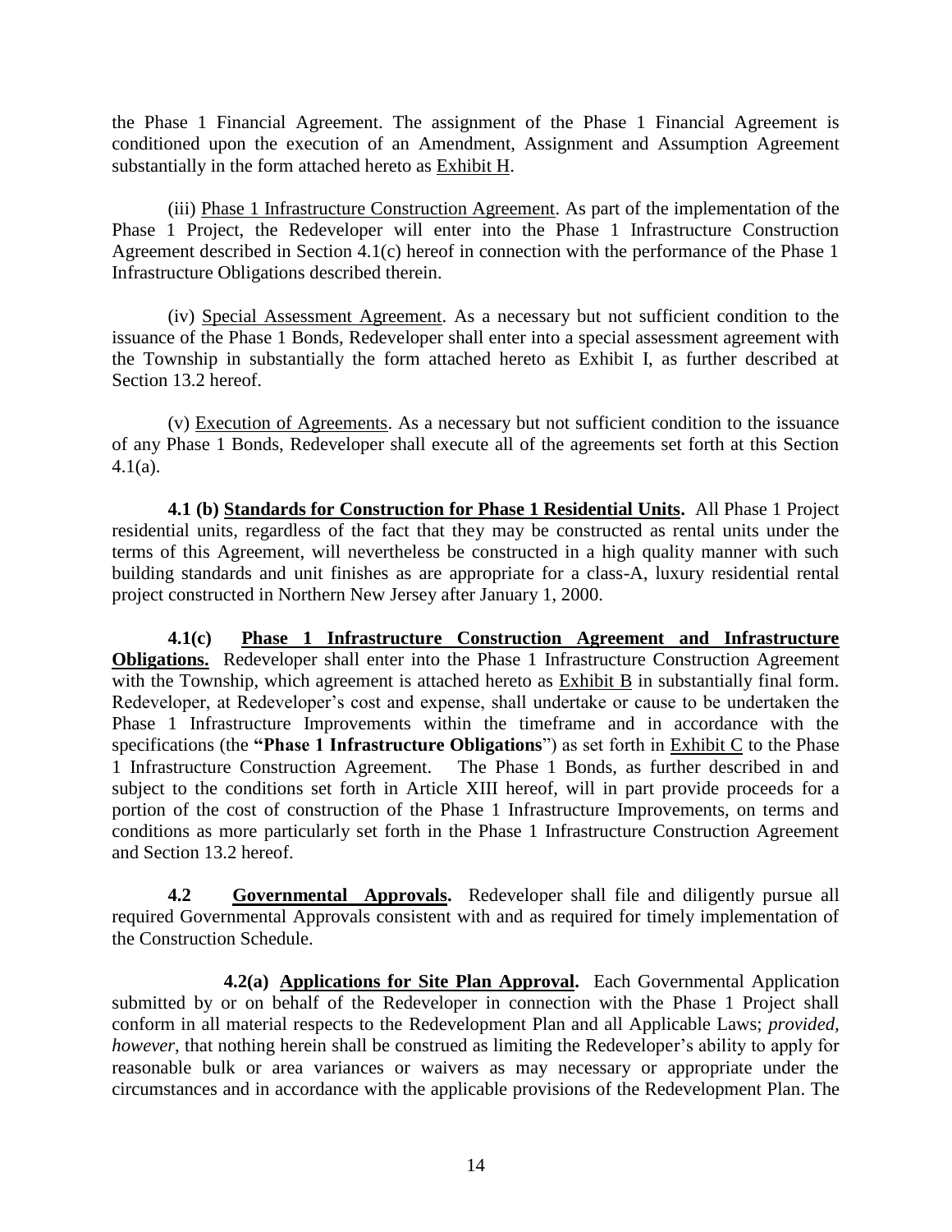the Phase 1 Financial Agreement. The assignment of the Phase 1 Financial Agreement is conditioned upon the execution of an Amendment, Assignment and Assumption Agreement substantially in the form attached hereto as Exhibit H.

(iii) Phase 1 Infrastructure Construction Agreement. As part of the implementation of the Phase 1 Project, the Redeveloper will enter into the Phase 1 Infrastructure Construction Agreement described in Section 4.1(c) hereof in connection with the performance of the Phase 1 Infrastructure Obligations described therein.

(iv) Special Assessment Agreement. As a necessary but not sufficient condition to the issuance of the Phase 1 Bonds, Redeveloper shall enter into a special assessment agreement with the Township in substantially the form attached hereto as Exhibit I, as further described at Section 13.2 hereof.

(v) Execution of Agreements. As a necessary but not sufficient condition to the issuance of any Phase 1 Bonds, Redeveloper shall execute all of the agreements set forth at this Section 4.1(a).

**4.1 (b) Standards for Construction for Phase 1 Residential Units.** All Phase 1 Project residential units, regardless of the fact that they may be constructed as rental units under the terms of this Agreement, will nevertheless be constructed in a high quality manner with such building standards and unit finishes as are appropriate for a class-A, luxury residential rental project constructed in Northern New Jersey after January 1, 2000.

**4.1(c) Phase 1 Infrastructure Construction Agreement and Infrastructure Obligations.** Redeveloper shall enter into the Phase 1 Infrastructure Construction Agreement with the Township, which agreement is attached hereto as Exhibit B in substantially final form. Redeveloper, at Redeveloper's cost and expense, shall undertake or cause to be undertaken the Phase 1 Infrastructure Improvements within the timeframe and in accordance with the specifications (the **"Phase 1 Infrastructure Obligations"**) as set forth in Exhibit C to the Phase 1 Infrastructure Construction Agreement. The Phase 1 Bonds, as further described in and subject to the conditions set forth in Article XIII hereof, will in part provide proceeds for a portion of the cost of construction of the Phase 1 Infrastructure Improvements, on terms and conditions as more particularly set forth in the Phase 1 Infrastructure Construction Agreement and Section 13.2 hereof.

**4.2 Governmental Approvals.** Redeveloper shall file and diligently pursue all required Governmental Approvals consistent with and as required for timely implementation of the Construction Schedule.

**4.2(a) Applications for Site Plan Approval.** Each Governmental Application submitted by or on behalf of the Redeveloper in connection with the Phase 1 Project shall conform in all material respects to the Redevelopment Plan and all Applicable Laws; *provided, however*, that nothing herein shall be construed as limiting the Redeveloper's ability to apply for reasonable bulk or area variances or waivers as may necessary or appropriate under the circumstances and in accordance with the applicable provisions of the Redevelopment Plan. The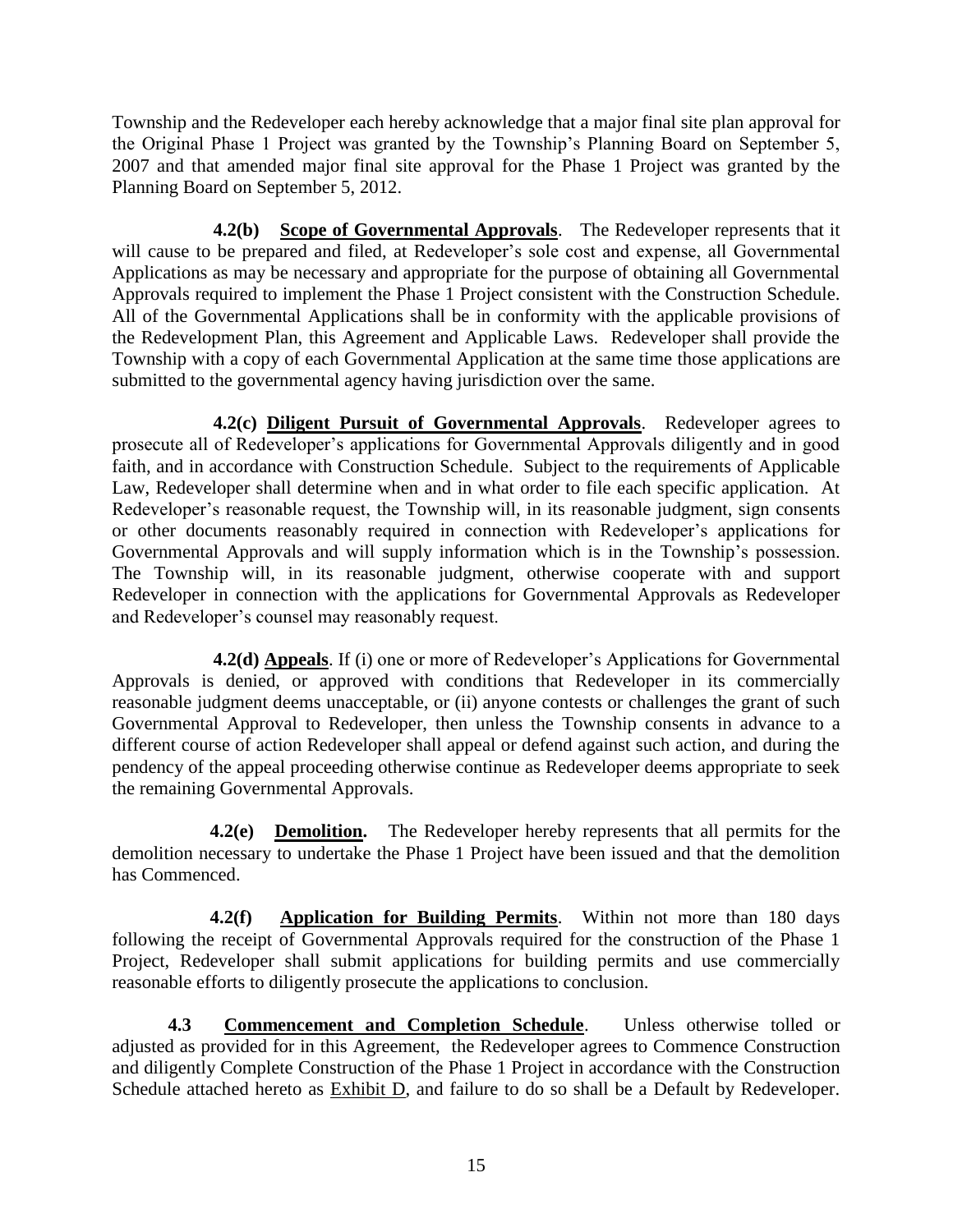Township and the Redeveloper each hereby acknowledge that a major final site plan approval for the Original Phase 1 Project was granted by the Township's Planning Board on September 5, 2007 and that amended major final site approval for the Phase 1 Project was granted by the Planning Board on September 5, 2012.

**4.2(b) <u>Scope of Governmental Approvals</u>**. The Redeveloper represents that it will cause to be prepared and filed, at Redeveloper's sole cost and expense, all Governmental Applications as may be necessary and appropriate for the purpose of obtaining all Governmental Approvals required to implement the Phase 1 Project consistent with the Construction Schedule. All of the Governmental Applications shall be in conformity with the applicable provisions of the Redevelopment Plan, this Agreement and Applicable Laws. Redeveloper shall provide the Township with a copy of each Governmental Application at the same time those applications are submitted to the governmental agency having jurisdiction over the same.

**4.2(c) <u>Diligent Pursuit of Governmental Approvals</u>**. Redeveloper agrees to prosecute all of Redeveloper's applications for Governmental Approvals diligently and in good faith, and in accordance with Construction Schedule. Subject to the requirements of Applicable Law, Redeveloper shall determine when and in what order to file each specific application. At Redeveloper's reasonable request, the Township will, in its reasonable judgment, sign consents or other documents reasonably required in connection with Redeveloper's applications for Governmental Approvals and will supply information which is in the Township's possession. The Township will, in its reasonable judgment, otherwise cooperate with and support Redeveloper in connection with the applications for Governmental Approvals as Redeveloper and Redeveloper's counsel may reasonably request.

**4.2(d) <u>Appeals</u>**. If (i) one or more of Redeveloper's Applications for Governmental Approvals is denied, or approved with conditions that Redeveloper in its commercially reasonable judgment deems unacceptable, or (ii) anyone contests or challenges the grant of such Governmental Approval to Redeveloper, then unless the Township consents in advance to a different course of action Redeveloper shall appeal or defend against such action, and during the pendency of the appeal proceeding otherwise continue as Redeveloper deems appropriate to seek the remaining Governmental Approvals.

**4.2(e) <u>Demolition</u>.** The Redeveloper hereby represents that all permits for the demolition necessary to undertake the Phase 1 Project have been issued and that the demolition has Commenced.

**4.2(f) <u>Application for Building Permits</u>**. Within not more than 180 days following the receipt of Governmental Approvals required for the construction of the Phase 1 Project, Redeveloper shall submit applications for building permits and use commercially reasonable efforts to diligently prosecute the applications to conclusion.

**4.3 <u>Commencement and Completion Schedule</u>**. Unless otherwise tolled or adjusted as provided for in this Agreement, the Redeveloper agrees to Commence Construction and diligently Complete Construction of the Phase 1 Project in accordance with the Construction Schedule attached hereto as <u>Exhibit D</u>, and failure to do so shall be a Default by Redeveloper.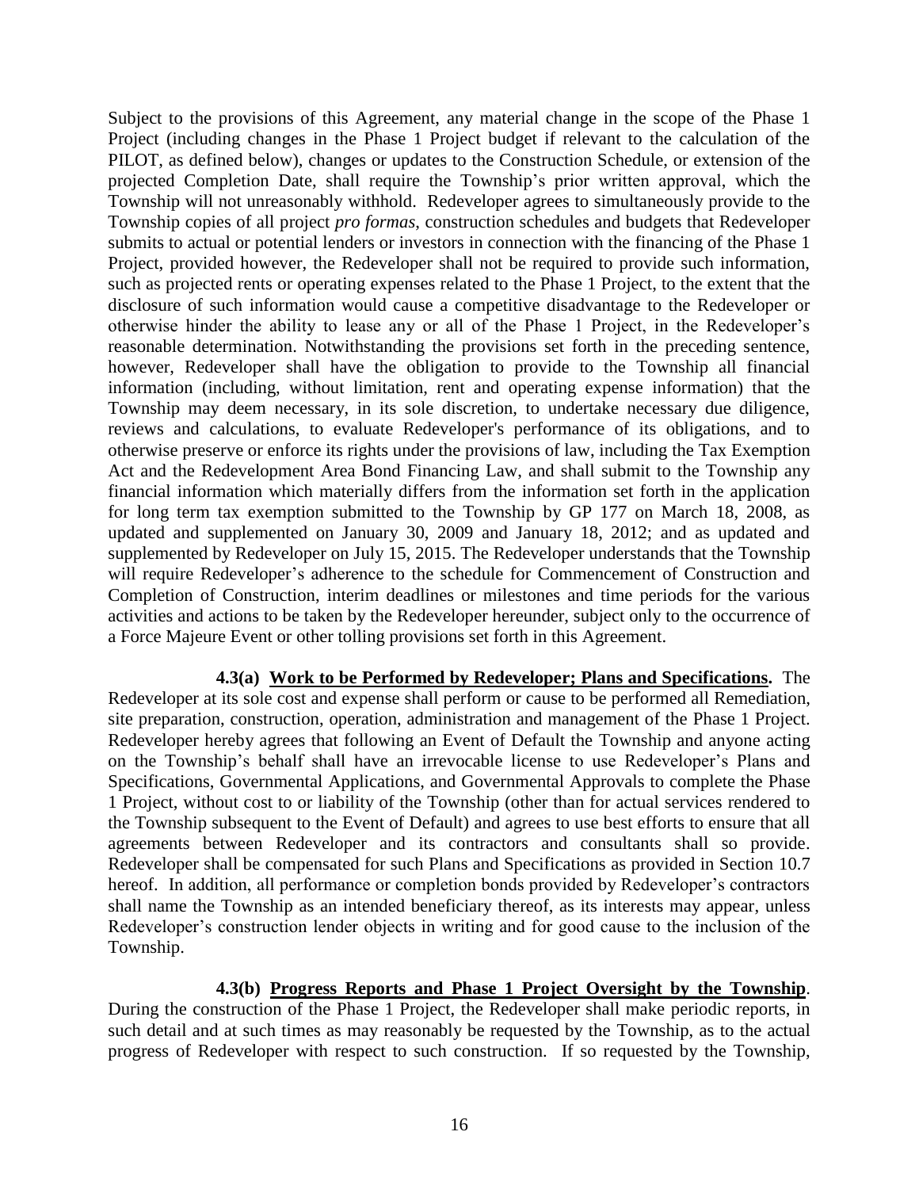Subject to the provisions of this Agreement, any material change in the scope of the Phase 1 Project (including changes in the Phase 1 Project budget if relevant to the calculation of the PILOT, as defined below), changes or updates to the Construction Schedule, or extension of the projected Completion Date, shall require the Township's prior written approval, which the Township will not unreasonably withhold. Redeveloper agrees to simultaneously provide to the Township copies of all project *pro formas*, construction schedules and budgets that Redeveloper submits to actual or potential lenders or investors in connection with the financing of the Phase 1 Project, provided however, the Redeveloper shall not be required to provide such information, such as projected rents or operating expenses related to the Phase 1 Project, to the extent that the disclosure of such information would cause a competitive disadvantage to the Redeveloper or otherwise hinder the ability to lease any or all of the Phase 1 Project, in the Redeveloper's reasonable determination. Notwithstanding the provisions set forth in the preceding sentence, however, Redeveloper shall have the obligation to provide to the Township all financial information (including, without limitation, rent and operating expense information) that the Township may deem necessary, in its sole discretion, to undertake necessary due diligence, reviews and calculations, to evaluate Redeveloper's performance of its obligations, and to otherwise preserve or enforce its rights under the provisions of law, including the Tax Exemption Act and the Redevelopment Area Bond Financing Law, and shall submit to the Township any financial information which materially differs from the information set forth in the application for long term tax exemption submitted to the Township by GP 177 on March 18, 2008, as updated and supplemented on January 30, 2009 and January 18, 2012; and as updated and supplemented by Redeveloper on July 15, 2015. The Redeveloper understands that the Township will require Redeveloper's adherence to the schedule for Commencement of Construction and Completion of Construction, interim deadlines or milestones and time periods for the various activities and actions to be taken by the Redeveloper hereunder, subject only to the occurrence of a Force Majeure Event or other tolling provisions set forth in this Agreement.

**4.3(a) <u>Work to be Performed by Redeveloper; Plans and Specifications</u>.** The Redeveloper at its sole cost and expense shall perform or cause to be performed all Remediation, site preparation, construction, operation, administration and management of the Phase 1 Project. Redeveloper hereby agrees that following an Event of Default the Township and anyone acting on the Township's behalf shall have an irrevocable license to use Redeveloper's Plans and Specifications, Governmental Applications, and Governmental Approvals to complete the Phase 1 Project, without cost to or liability of the Township (other than for actual services rendered to the Township subsequent to the Event of Default) and agrees to use best efforts to ensure that all agreements between Redeveloper and its contractors and consultants shall so provide. Redeveloper shall be compensated for such Plans and Specifications as provided in Section 10.7 hereof. In addition, all performance or completion bonds provided by Redeveloper's contractors shall name the Township as an intended beneficiary thereof, as its interests may appear, unless Redeveloper's construction lender objects in writing and for good cause to the inclusion of the Township.

**4.3(b) <u>Progress Reports and Phase 1 Project Oversight by the Township</u>.** During the construction of the Phase 1 Project, the Redeveloper shall make periodic reports, in such detail and at such times as may reasonably be requested by the Township, as to the actual progress of Redeveloper with respect to such construction. If so requested by the Township,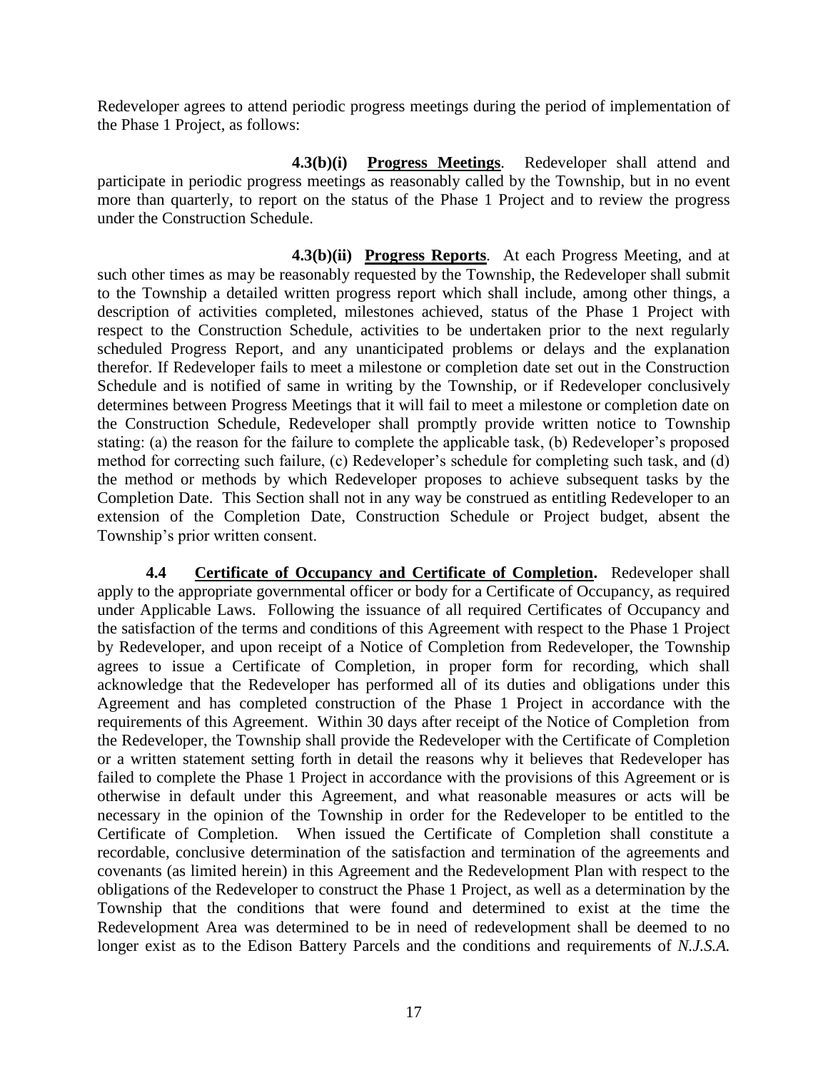Redeveloper agrees to attend periodic progress meetings during the period of implementation of the Phase 1 Project, as follows:

**4.3(b)(i)** **Progress Meetings**. Redeveloper shall attend and participate in periodic progress meetings as reasonably called by the Township, but in no event more than quarterly, to report on the status of the Phase 1 Project and to review the progress under the Construction Schedule.

**4.3(b)(ii)** **Progress Reports**. At each Progress Meeting, and at such other times as may be reasonably requested by the Township, the Redeveloper shall submit to the Township a detailed written progress report which shall include, among other things, a description of activities completed, milestones achieved, status of the Phase 1 Project with respect to the Construction Schedule, activities to be undertaken prior to the next regularly scheduled Progress Report, and any unanticipated problems or delays and the explanation therefor. If Redeveloper fails to meet a milestone or completion date set out in the Construction Schedule and is notified of same in writing by the Township, or if Redeveloper conclusively determines between Progress Meetings that it will fail to meet a milestone or completion date on the Construction Schedule, Redeveloper shall promptly provide written notice to Township stating: (a) the reason for the failure to complete the applicable task, (b) Redeveloper's proposed method for correcting such failure, (c) Redeveloper's schedule for completing such task, and (d) the method or methods by which Redeveloper proposes to achieve subsequent tasks by the Completion Date. This Section shall not in any way be construed as entitling Redeveloper to an extension of the Completion Date, Construction Schedule or Project budget, absent the Township's prior written consent.

**4.4** **Certificate of Occupancy and Certificate of Completion.** Redeveloper shall apply to the appropriate governmental officer or body for a Certificate of Occupancy, as required under Applicable Laws. Following the issuance of all required Certificates of Occupancy and the satisfaction of the terms and conditions of this Agreement with respect to the Phase 1 Project by Redeveloper, and upon receipt of a Notice of Completion from Redeveloper, the Township agrees to issue a Certificate of Completion, in proper form for recording, which shall acknowledge that the Redeveloper has performed all of its duties and obligations under this Agreement and has completed construction of the Phase 1 Project in accordance with the requirements of this Agreement. Within 30 days after receipt of the Notice of Completion from the Redeveloper, the Township shall provide the Redeveloper with the Certificate of Completion or a written statement setting forth in detail the reasons why it believes that Redeveloper has failed to complete the Phase 1 Project in accordance with the provisions of this Agreement or is otherwise in default under this Agreement, and what reasonable measures or acts will be necessary in the opinion of the Township in order for the Redeveloper to be entitled to the Certificate of Completion. When issued the Certificate of Completion shall constitute a recordable, conclusive determination of the satisfaction and termination of the agreements and covenants (as limited herein) in this Agreement and the Redevelopment Plan with respect to the obligations of the Redeveloper to construct the Phase 1 Project, as well as a determination by the Township that the conditions that were found and determined to exist at the time the Redevelopment Area was determined to be in need of redevelopment shall be deemed to no longer exist as to the Edison Battery Parcels and the conditions and requirements of *N.J.S.A.*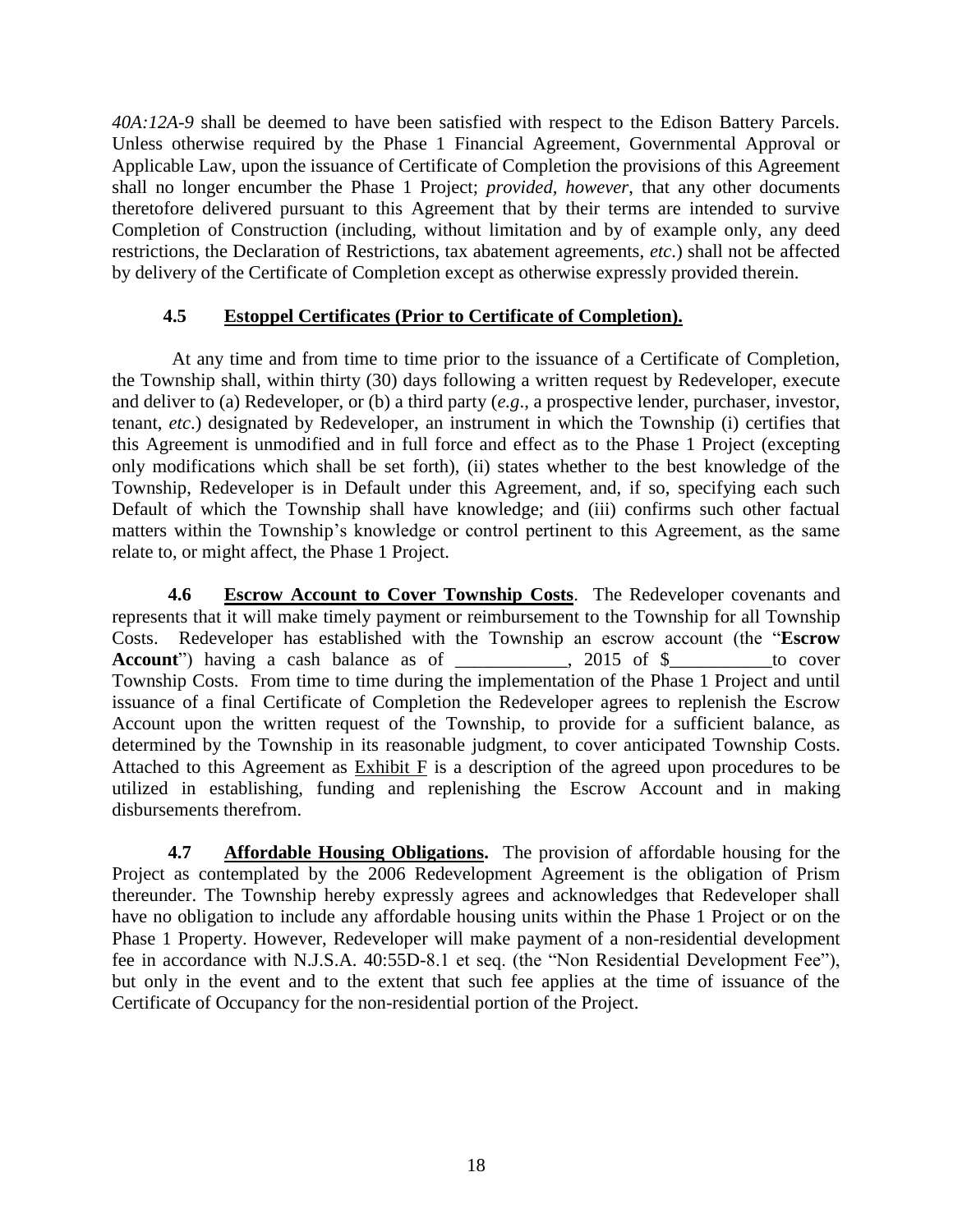*40A:12A-9* shall be deemed to have been satisfied with respect to the Edison Battery Parcels. Unless otherwise required by the Phase 1 Financial Agreement, Governmental Approval or Applicable Law, upon the issuance of Certificate of Completion the provisions of this Agreement shall no longer encumber the Phase 1 Project; *provided, however*, that any other documents theretofore delivered pursuant to this Agreement that by their terms are intended to survive Completion of Construction (including, without limitation and by of example only, any deed restrictions, the Declaration of Restrictions, tax abatement agreements, *etc.*) shall not be affected by delivery of the Certificate of Completion except as otherwise expressly provided therein.

**4.5 Estoppel Certificates (Prior to Certificate of Completion).**

At any time and from time to time prior to the issuance of a Certificate of Completion, the Township shall, within thirty (30) days following a written request by Redeveloper, execute and deliver to (a) Redeveloper, or (b) a third party (*e.g*., a prospective lender, purchaser, investor, tenant, *etc*.) designated by Redeveloper, an instrument in which the Township (i) certifies that this Agreement is unmodified and in full force and effect as to the Phase 1 Project (excepting only modifications which shall be set forth), (ii) states whether to the best knowledge of the Township, Redeveloper is in Default under this Agreement, and, if so, specifying each such Default of which the Township shall have knowledge; and (iii) confirms such other factual matters within the Township's knowledge or control pertinent to this Agreement, as the same relate to, or might affect, the Phase 1 Project.

**4.6 Escrow Account to Cover Township Costs**. The Redeveloper covenants and represents that it will make timely payment or reimbursement to the Township for all Township Costs. Redeveloper has established with the Township an escrow account (the "**Escrow Account**") having a cash balance as of ____________, 2015 of $___________to cover Township Costs. From time to time during the implementation of the Phase 1 Project and until issuance of a final Certificate of Completion the Redeveloper agrees to replenish the Escrow Account upon the written request of the Township, to provide for a sufficient balance, as determined by the Township in its reasonable judgment, to cover anticipated Township Costs. Attached to this Agreement as Exhibit F is a description of the agreed upon procedures to be utilized in establishing, funding and replenishing the Escrow Account and in making disbursements therefrom.

**4.7 Affordable Housing Obligations.** The provision of affordable housing for the Project as contemplated by the 2006 Redevelopment Agreement is the obligation of Prism thereunder. The Township hereby expressly agrees and acknowledges that Redeveloper shall have no obligation to include any affordable housing units within the Phase 1 Project or on the Phase 1 Property. However, Redeveloper will make payment of a non-residential development fee in accordance with N.J.S.A. 40:55D-8.1 et seq. (the "Non Residential Development Fee"), but only in the event and to the extent that such fee applies at the time of issuance of the Certificate of Occupancy for the non-residential portion of the Project.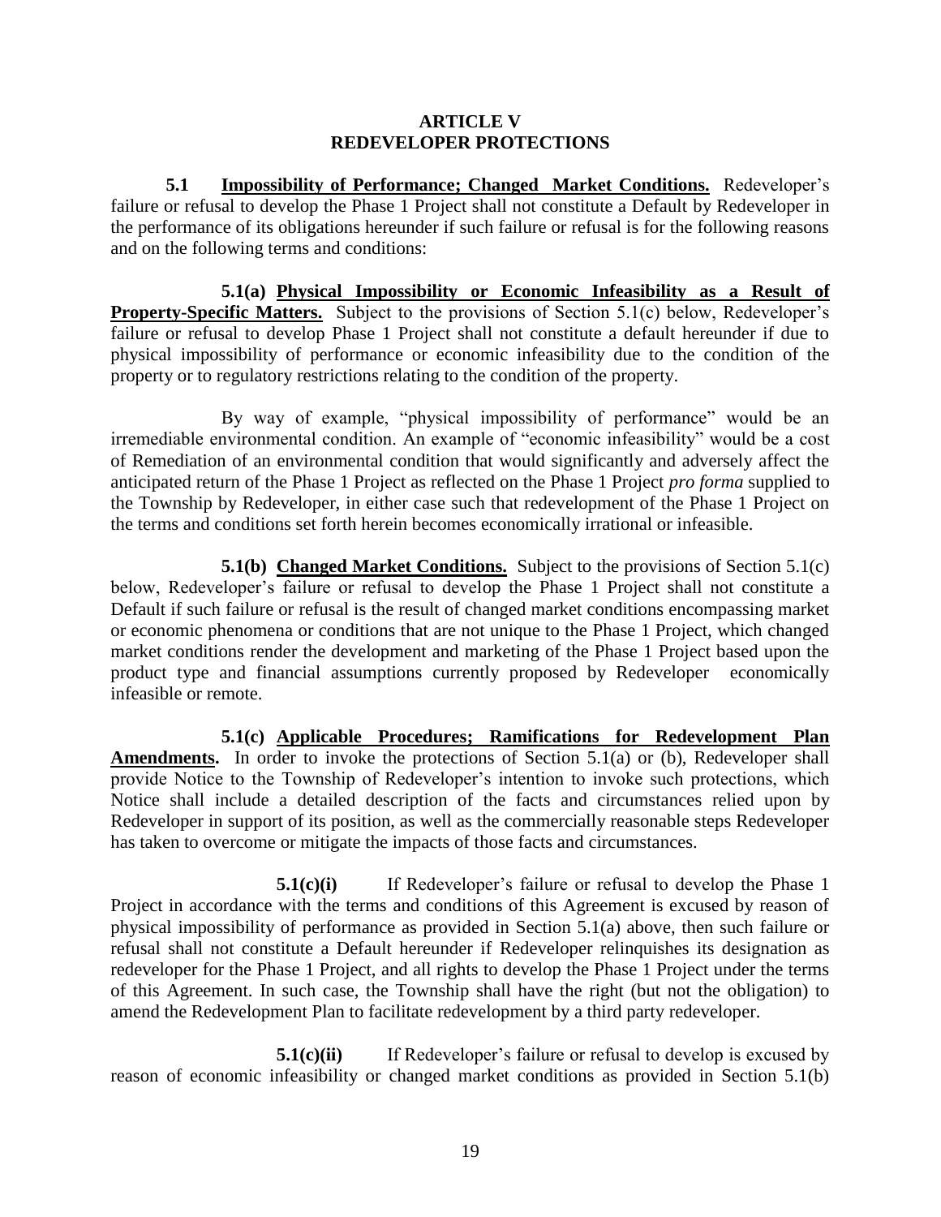# ARTICLE V
# REDEVELOPER PROTECTIONS

**5.1 <u>Impossibility of Performance; Changed Market Conditions.</u>** Redeveloper's failure or refusal to develop the Phase 1 Project shall not constitute a Default by Redeveloper in the performance of its obligations hereunder if such failure or refusal is for the following reasons and on the following terms and conditions:

**5.1(a) <u>Physical Impossibility or Economic Infeasibility as a Result of Property-Specific Matters.</u>** Subject to the provisions of Section 5.1(c) below, Redeveloper's failure or refusal to develop Phase 1 Project shall not constitute a default hereunder if due to physical impossibility of performance or economic infeasibility due to the condition of the property or to regulatory restrictions relating to the condition of the property.

By way of example, "physical impossibility of performance" would be an irremediable environmental condition. An example of "economic infeasibility" would be a cost of Remediation of an environmental condition that would significantly and adversely affect the anticipated return of the Phase 1 Project as reflected on the Phase 1 Project *pro forma* supplied to the Township by Redeveloper, in either case such that redevelopment of the Phase 1 Project on the terms and conditions set forth herein becomes economically irrational or infeasible.

**5.1(b) <u>Changed Market Conditions.</u>** Subject to the provisions of Section 5.1(c) below, Redeveloper's failure or refusal to develop the Phase 1 Project shall not constitute a Default if such failure or refusal is the result of changed market conditions encompassing market or economic phenomena or conditions that are not unique to the Phase 1 Project, which changed market conditions render the development and marketing of the Phase 1 Project based upon the product type and financial assumptions currently proposed by Redeveloper economically infeasible or remote.

**5.1(c) <u>Applicable Procedures; Ramifications for Redevelopment Plan Amendments</u>.** In order to invoke the protections of Section 5.1(a) or (b), Redeveloper shall provide Notice to the Township of Redeveloper's intention to invoke such protections, which Notice shall include a detailed description of the facts and circumstances relied upon by Redeveloper in support of its position, as well as the commercially reasonable steps Redeveloper has taken to overcome or mitigate the impacts of those facts and circumstances.

**5.1(c)(i)** If Redeveloper's failure or refusal to develop the Phase 1 Project in accordance with the terms and conditions of this Agreement is excused by reason of physical impossibility of performance as provided in Section 5.1(a) above, then such failure or refusal shall not constitute a Default hereunder if Redeveloper relinquishes its designation as redeveloper for the Phase 1 Project, and all rights to develop the Phase 1 Project under the terms of this Agreement. In such case, the Township shall have the right (but not the obligation) to amend the Redevelopment Plan to facilitate redevelopment by a third party redeveloper.

**5.1(c)(ii)** If Redeveloper's failure or refusal to develop is excused by reason of economic infeasibility or changed market conditions as provided in Section 5.1(b)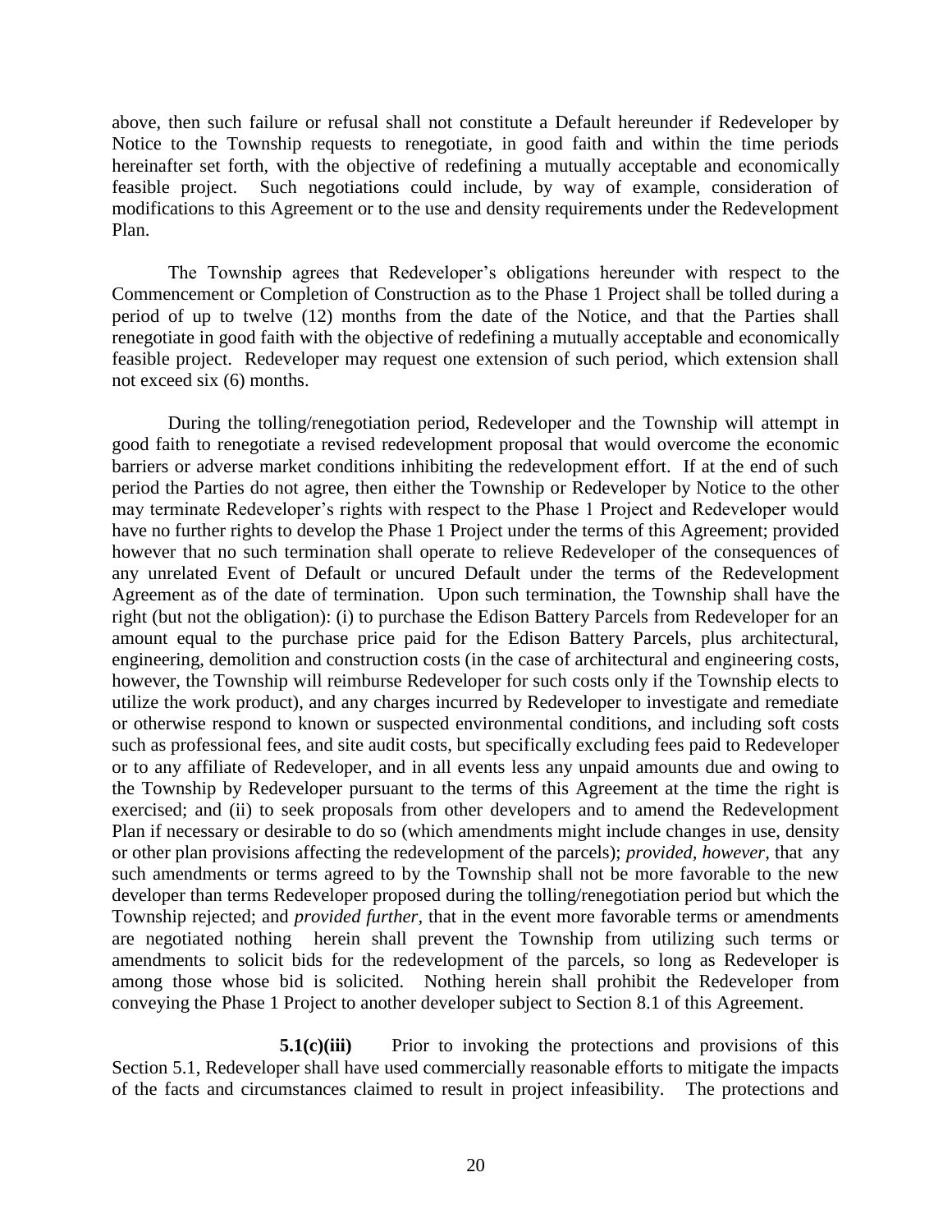above, then such failure or refusal shall not constitute a Default hereunder if Redeveloper by Notice to the Township requests to renegotiate, in good faith and within the time periods hereinafter set forth, with the objective of redefining a mutually acceptable and economically feasible project. Such negotiations could include, by way of example, consideration of modifications to this Agreement or to the use and density requirements under the Redevelopment Plan.

The Township agrees that Redeveloper's obligations hereunder with respect to the Commencement or Completion of Construction as to the Phase 1 Project shall be tolled during a period of up to twelve (12) months from the date of the Notice, and that the Parties shall renegotiate in good faith with the objective of redefining a mutually acceptable and economically feasible project. Redeveloper may request one extension of such period, which extension shall not exceed six (6) months.

During the tolling/renegotiation period, Redeveloper and the Township will attempt in good faith to renegotiate a revised redevelopment proposal that would overcome the economic barriers or adverse market conditions inhibiting the redevelopment effort. If at the end of such period the Parties do not agree, then either the Township or Redeveloper by Notice to the other may terminate Redeveloper's rights with respect to the Phase 1 Project and Redeveloper would have no further rights to develop the Phase 1 Project under the terms of this Agreement; provided however that no such termination shall operate to relieve Redeveloper of the consequences of any unrelated Event of Default or uncured Default under the terms of the Redevelopment Agreement as of the date of termination. Upon such termination, the Township shall have the right (but not the obligation): (i) to purchase the Edison Battery Parcels from Redeveloper for an amount equal to the purchase price paid for the Edison Battery Parcels, plus architectural, engineering, demolition and construction costs (in the case of architectural and engineering costs, however, the Township will reimburse Redeveloper for such costs only if the Township elects to utilize the work product), and any charges incurred by Redeveloper to investigate and remediate or otherwise respond to known or suspected environmental conditions, and including soft costs such as professional fees, and site audit costs, but specifically excluding fees paid to Redeveloper or to any affiliate of Redeveloper, and in all events less any unpaid amounts due and owing to the Township by Redeveloper pursuant to the terms of this Agreement at the time the right is exercised; and (ii) to seek proposals from other developers and to amend the Redevelopment Plan if necessary or desirable to do so (which amendments might include changes in use, density or other plan provisions affecting the redevelopment of the parcels); *provided, however*, that any such amendments or terms agreed to by the Township shall not be more favorable to the new developer than terms Redeveloper proposed during the tolling/renegotiation period but which the Township rejected; and *provided further*, that in the event more favorable terms or amendments are negotiated nothing herein shall prevent the Township from utilizing such terms or amendments to solicit bids for the redevelopment of the parcels, so long as Redeveloper is among those whose bid is solicited. Nothing herein shall prohibit the Redeveloper from conveying the Phase 1 Project to another developer subject to Section 8.1 of this Agreement.

**5.1(c)(iii)** Prior to invoking the protections and provisions of this Section 5.1, Redeveloper shall have used commercially reasonable efforts to mitigate the impacts of the facts and circumstances claimed to result in project infeasibility. The protections and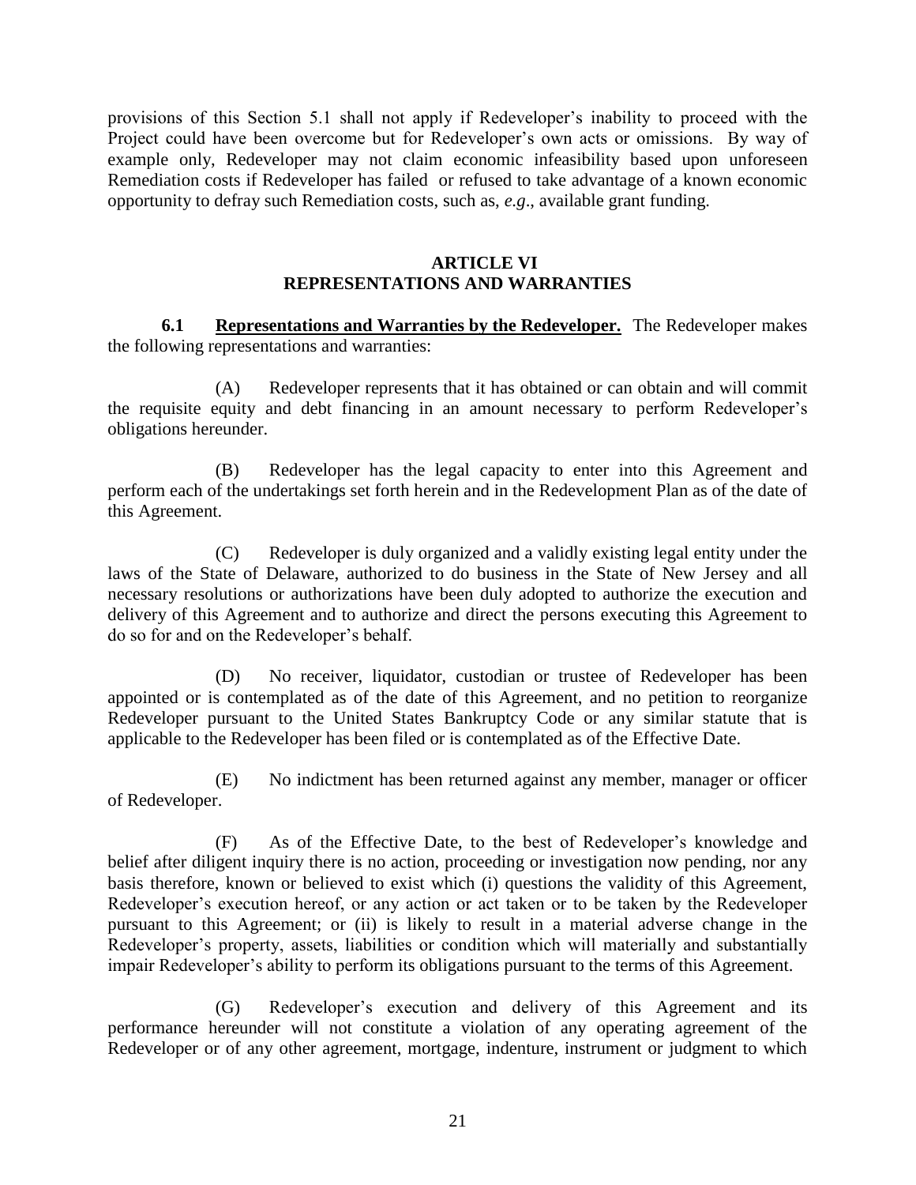provisions of this Section 5.1 shall not apply if Redeveloper's inability to proceed with the Project could have been overcome but for Redeveloper's own acts or omissions. By way of example only, Redeveloper may not claim economic infeasibility based upon unforeseen Remediation costs if Redeveloper has failed or refused to take advantage of a known economic opportunity to defray such Remediation costs, such as, *e.g*., available grant funding.

## ARTICLE VI
## REPRESENTATIONS AND WARRANTIES

**6.1 Representations and Warranties by the Redeveloper.** The Redeveloper makes the following representations and warranties:

(A) Redeveloper represents that it has obtained or can obtain and will commit the requisite equity and debt financing in an amount necessary to perform Redeveloper's obligations hereunder.

(B) Redeveloper has the legal capacity to enter into this Agreement and perform each of the undertakings set forth herein and in the Redevelopment Plan as of the date of this Agreement.

(C) Redeveloper is duly organized and a validly existing legal entity under the laws of the State of Delaware, authorized to do business in the State of New Jersey and all necessary resolutions or authorizations have been duly adopted to authorize the execution and delivery of this Agreement and to authorize and direct the persons executing this Agreement to do so for and on the Redeveloper's behalf.

(D) No receiver, liquidator, custodian or trustee of Redeveloper has been appointed or is contemplated as of the date of this Agreement, and no petition to reorganize Redeveloper pursuant to the United States Bankruptcy Code or any similar statute that is applicable to the Redeveloper has been filed or is contemplated as of the Effective Date.

(E) No indictment has been returned against any member, manager or officer of Redeveloper.

(F) As of the Effective Date, to the best of Redeveloper's knowledge and belief after diligent inquiry there is no action, proceeding or investigation now pending, nor any basis therefore, known or believed to exist which (i) questions the validity of this Agreement, Redeveloper's execution hereof, or any action or act taken or to be taken by the Redeveloper pursuant to this Agreement; or (ii) is likely to result in a material adverse change in the Redeveloper's property, assets, liabilities or condition which will materially and substantially impair Redeveloper's ability to perform its obligations pursuant to the terms of this Agreement.

(G) Redeveloper's execution and delivery of this Agreement and its performance hereunder will not constitute a violation of any operating agreement of the Redeveloper or of any other agreement, mortgage, indenture, instrument or judgment to which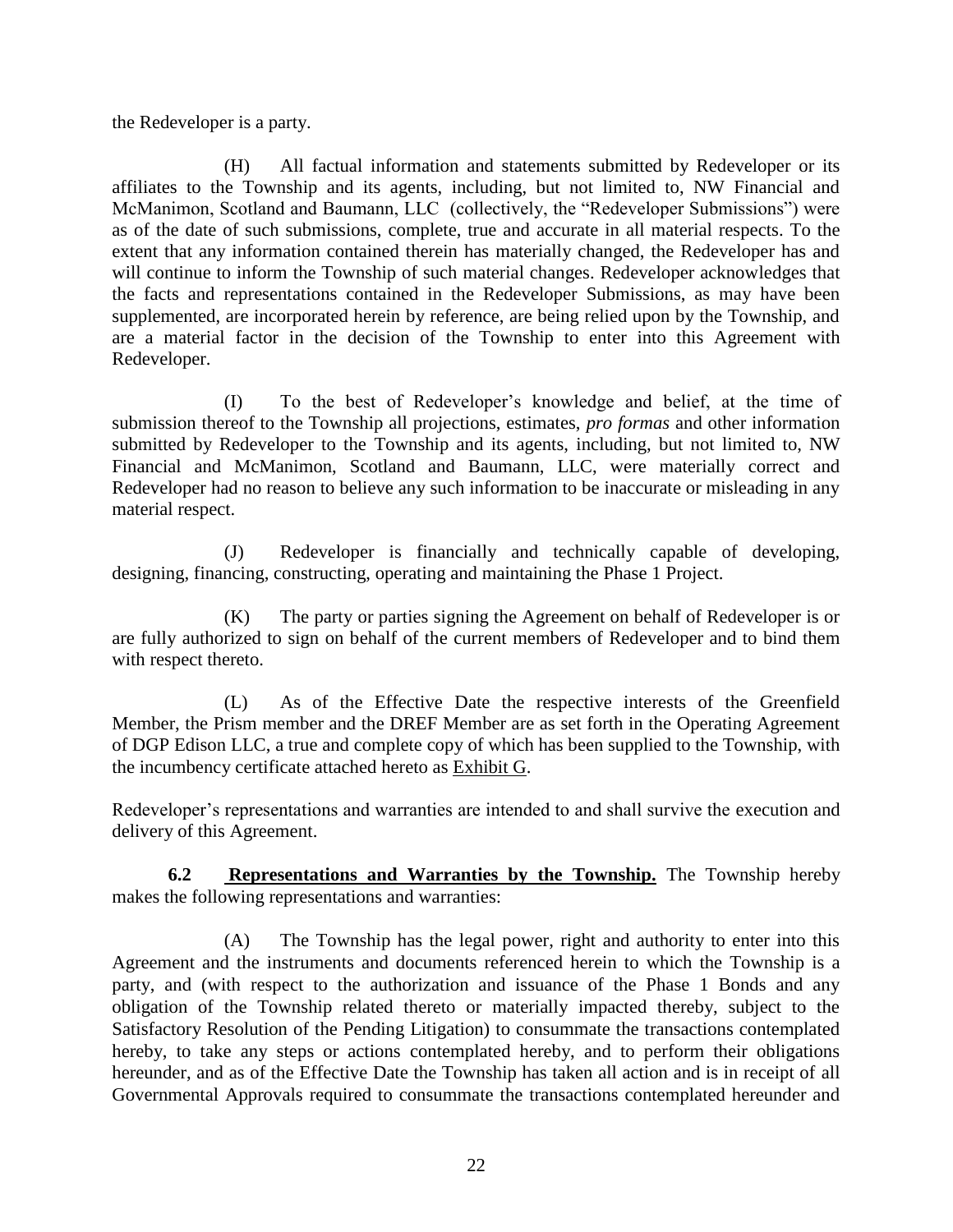the Redeveloper is a party.

(H) All factual information and statements submitted by Redeveloper or its affiliates to the Township and its agents, including, but not limited to, NW Financial and McManimon, Scotland and Baumann, LLC (collectively, the "Redeveloper Submissions") were as of the date of such submissions, complete, true and accurate in all material respects. To the extent that any information contained therein has materially changed, the Redeveloper has and will continue to inform the Township of such material changes. Redeveloper acknowledges that the facts and representations contained in the Redeveloper Submissions, as may have been supplemented, are incorporated herein by reference, are being relied upon by the Township, and are a material factor in the decision of the Township to enter into this Agreement with Redeveloper.

(I) To the best of Redeveloper's knowledge and belief, at the time of submission thereof to the Township all projections, estimates, *pro formas* and other information submitted by Redeveloper to the Township and its agents, including, but not limited to, NW Financial and McManimon, Scotland and Baumann, LLC, were materially correct and Redeveloper had no reason to believe any such information to be inaccurate or misleading in any material respect.

(J) Redeveloper is financially and technically capable of developing, designing, financing, constructing, operating and maintaining the Phase 1 Project.

(K) The party or parties signing the Agreement on behalf of Redeveloper is or are fully authorized to sign on behalf of the current members of Redeveloper and to bind them with respect thereto.

(L) As of the Effective Date the respective interests of the Greenfield Member, the Prism member and the DREF Member are as set forth in the Operating Agreement of DGP Edison LLC, a true and complete copy of which has been supplied to the Township, with the incumbency certificate attached hereto as Exhibit G.

Redeveloper's representations and warranties are intended to and shall survive the execution and delivery of this Agreement.

**6.2 Representations and Warranties by the Township.** The Township hereby makes the following representations and warranties:

(A) The Township has the legal power, right and authority to enter into this Agreement and the instruments and documents referenced herein to which the Township is a party, and (with respect to the authorization and issuance of the Phase 1 Bonds and any obligation of the Township related thereto or materially impacted thereby, subject to the Satisfactory Resolution of the Pending Litigation) to consummate the transactions contemplated hereby, to take any steps or actions contemplated hereby, and to perform their obligations hereunder, and as of the Effective Date the Township has taken all action and is in receipt of all Governmental Approvals required to consummate the transactions contemplated hereunder and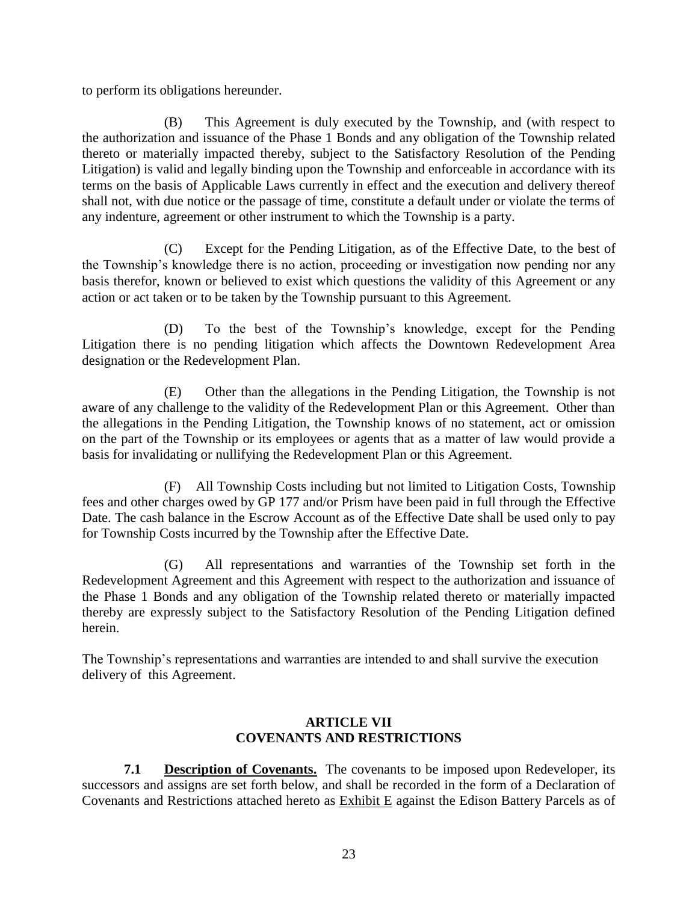to perform its obligations hereunder.

(B) This Agreement is duly executed by the Township, and (with respect to the authorization and issuance of the Phase 1 Bonds and any obligation of the Township related thereto or materially impacted thereby, subject to the Satisfactory Resolution of the Pending Litigation) is valid and legally binding upon the Township and enforceable in accordance with its terms on the basis of Applicable Laws currently in effect and the execution and delivery thereof shall not, with due notice or the passage of time, constitute a default under or violate the terms of any indenture, agreement or other instrument to which the Township is a party.

(C) Except for the Pending Litigation, as of the Effective Date, to the best of the Township's knowledge there is no action, proceeding or investigation now pending nor any basis therefor, known or believed to exist which questions the validity of this Agreement or any action or act taken or to be taken by the Township pursuant to this Agreement.

(D) To the best of the Township's knowledge, except for the Pending Litigation there is no pending litigation which affects the Downtown Redevelopment Area designation or the Redevelopment Plan.

(E) Other than the allegations in the Pending Litigation, the Township is not aware of any challenge to the validity of the Redevelopment Plan or this Agreement. Other than the allegations in the Pending Litigation, the Township knows of no statement, act or omission on the part of the Township or its employees or agents that as a matter of law would provide a basis for invalidating or nullifying the Redevelopment Plan or this Agreement.

(F) All Township Costs including but not limited to Litigation Costs, Township fees and other charges owed by GP 177 and/or Prism have been paid in full through the Effective Date. The cash balance in the Escrow Account as of the Effective Date shall be used only to pay for Township Costs incurred by the Township after the Effective Date.

(G) All representations and warranties of the Township set forth in the Redevelopment Agreement and this Agreement with respect to the authorization and issuance of the Phase 1 Bonds and any obligation of the Township related thereto or materially impacted thereby are expressly subject to the Satisfactory Resolution of the Pending Litigation defined herein.

The Township's representations and warranties are intended to and shall survive the execution delivery of this Agreement.

## ARTICLE VII
## COVENANTS AND RESTRICTIONS

**7.1 Description of Covenants.** The covenants to be imposed upon Redeveloper, its successors and assigns are set forth below, and shall be recorded in the form of a Declaration of Covenants and Restrictions attached hereto as Exhibit E against the Edison Battery Parcels as of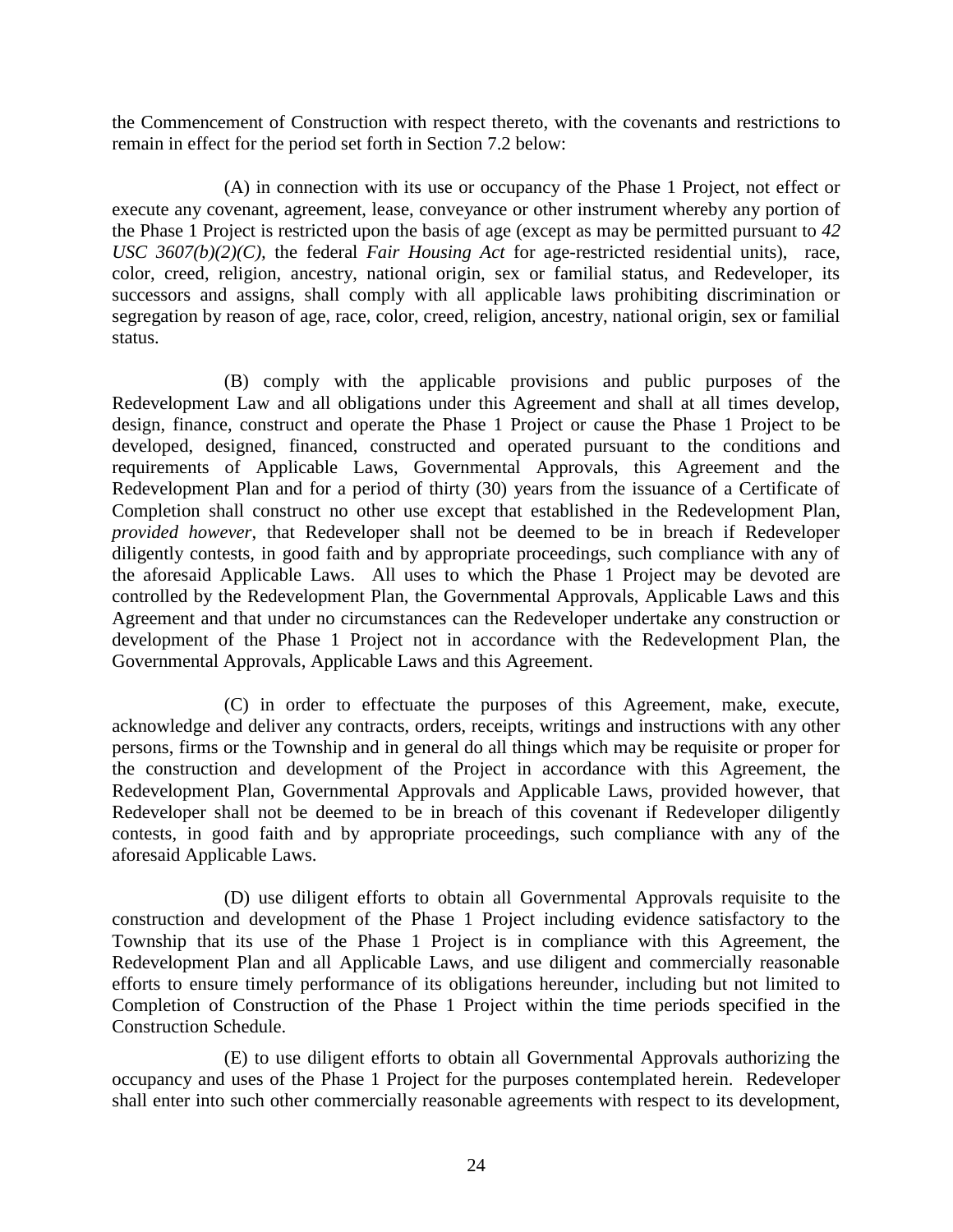the Commencement of Construction with respect thereto, with the covenants and restrictions to remain in effect for the period set forth in Section 7.2 below:

(A) in connection with its use or occupancy of the Phase 1 Project, not effect or execute any covenant, agreement, lease, conveyance or other instrument whereby any portion of the Phase 1 Project is restricted upon the basis of age (except as may be permitted pursuant to *42 USC 3607(b)(2)(C)*, the federal *Fair Housing Act* for age-restricted residential units), race, color, creed, religion, ancestry, national origin, sex or familial status, and Redeveloper, its successors and assigns, shall comply with all applicable laws prohibiting discrimination or segregation by reason of age, race, color, creed, religion, ancestry, national origin, sex or familial status.

(B) comply with the applicable provisions and public purposes of the Redevelopment Law and all obligations under this Agreement and shall at all times develop, design, finance, construct and operate the Phase 1 Project or cause the Phase 1 Project to be developed, designed, financed, constructed and operated pursuant to the conditions and requirements of Applicable Laws, Governmental Approvals, this Agreement and the Redevelopment Plan and for a period of thirty (30) years from the issuance of a Certificate of Completion shall construct no other use except that established in the Redevelopment Plan, *provided however*, that Redeveloper shall not be deemed to be in breach if Redeveloper diligently contests, in good faith and by appropriate proceedings, such compliance with any of the aforesaid Applicable Laws. All uses to which the Phase 1 Project may be devoted are controlled by the Redevelopment Plan, the Governmental Approvals, Applicable Laws and this Agreement and that under no circumstances can the Redeveloper undertake any construction or development of the Phase 1 Project not in accordance with the Redevelopment Plan, the Governmental Approvals, Applicable Laws and this Agreement.

(C) in order to effectuate the purposes of this Agreement, make, execute, acknowledge and deliver any contracts, orders, receipts, writings and instructions with any other persons, firms or the Township and in general do all things which may be requisite or proper for the construction and development of the Project in accordance with this Agreement, the Redevelopment Plan, Governmental Approvals and Applicable Laws, provided however, that Redeveloper shall not be deemed to be in breach of this covenant if Redeveloper diligently contests, in good faith and by appropriate proceedings, such compliance with any of the aforesaid Applicable Laws.

(D) use diligent efforts to obtain all Governmental Approvals requisite to the construction and development of the Phase 1 Project including evidence satisfactory to the Township that its use of the Phase 1 Project is in compliance with this Agreement, the Redevelopment Plan and all Applicable Laws, and use diligent and commercially reasonable efforts to ensure timely performance of its obligations hereunder, including but not limited to Completion of Construction of the Phase 1 Project within the time periods specified in the Construction Schedule.

(E) to use diligent efforts to obtain all Governmental Approvals authorizing the occupancy and uses of the Phase 1 Project for the purposes contemplated herein. Redeveloper shall enter into such other commercially reasonable agreements with respect to its development,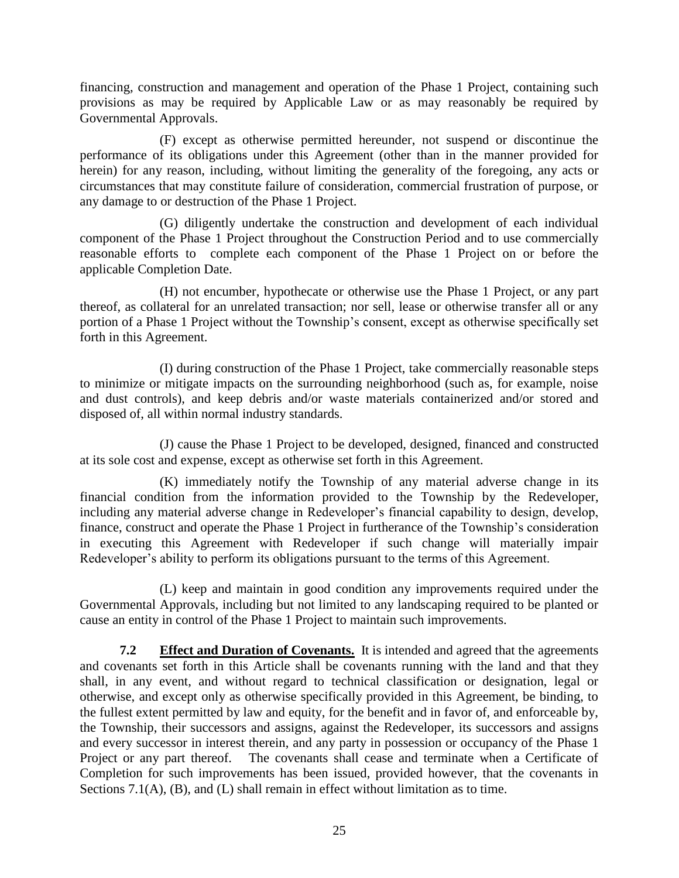financing, construction and management and operation of the Phase 1 Project, containing such provisions as may be required by Applicable Law or as may reasonably be required by Governmental Approvals.

(F) except as otherwise permitted hereunder, not suspend or discontinue the performance of its obligations under this Agreement (other than in the manner provided for herein) for any reason, including, without limiting the generality of the foregoing, any acts or circumstances that may constitute failure of consideration, commercial frustration of purpose, or any damage to or destruction of the Phase 1 Project.

(G) diligently undertake the construction and development of each individual component of the Phase 1 Project throughout the Construction Period and to use commercially reasonable efforts to complete each component of the Phase 1 Project on or before the applicable Completion Date.

(H) not encumber, hypothecate or otherwise use the Phase 1 Project, or any part thereof, as collateral for an unrelated transaction; nor sell, lease or otherwise transfer all or any portion of a Phase 1 Project without the Township's consent, except as otherwise specifically set forth in this Agreement.

(I) during construction of the Phase 1 Project, take commercially reasonable steps to minimize or mitigate impacts on the surrounding neighborhood (such as, for example, noise and dust controls), and keep debris and/or waste materials containerized and/or stored and disposed of, all within normal industry standards.

(J) cause the Phase 1 Project to be developed, designed, financed and constructed at its sole cost and expense, except as otherwise set forth in this Agreement.

(K) immediately notify the Township of any material adverse change in its financial condition from the information provided to the Township by the Redeveloper, including any material adverse change in Redeveloper's financial capability to design, develop, finance, construct and operate the Phase 1 Project in furtherance of the Township's consideration in executing this Agreement with Redeveloper if such change will materially impair Redeveloper's ability to perform its obligations pursuant to the terms of this Agreement.

(L) keep and maintain in good condition any improvements required under the Governmental Approvals, including but not limited to any landscaping required to be planted or cause an entity in control of the Phase 1 Project to maintain such improvements.

**7.2 Effect and Duration of Covenants.** It is intended and agreed that the agreements and covenants set forth in this Article shall be covenants running with the land and that they shall, in any event, and without regard to technical classification or designation, legal or otherwise, and except only as otherwise specifically provided in this Agreement, be binding, to the fullest extent permitted by law and equity, for the benefit and in favor of, and enforceable by, the Township, their successors and assigns, against the Redeveloper, its successors and assigns and every successor in interest therein, and any party in possession or occupancy of the Phase 1 Project or any part thereof. The covenants shall cease and terminate when a Certificate of Completion for such improvements has been issued, provided however, that the covenants in Sections 7.1(A), (B), and (L) shall remain in effect without limitation as to time.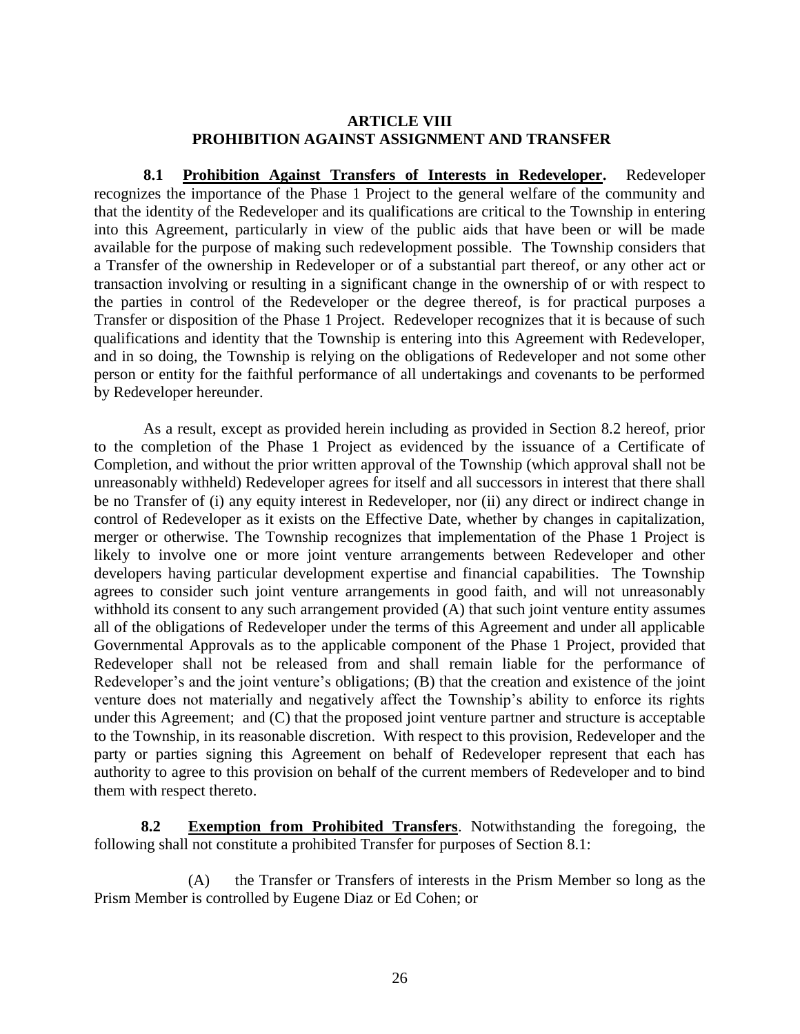## ARTICLE VIII
## PROHIBITION AGAINST ASSIGNMENT AND TRANSFER

**8.1 <u>Prohibition Against Transfers of Interests in Redeveloper</u>.** Redeveloper recognizes the importance of the Phase 1 Project to the general welfare of the community and that the identity of the Redeveloper and its qualifications are critical to the Township in entering into this Agreement, particularly in view of the public aids that have been or will be made available for the purpose of making such redevelopment possible. The Township considers that a Transfer of the ownership in Redeveloper or of a substantial part thereof, or any other act or transaction involving or resulting in a significant change in the ownership of or with respect to the parties in control of the Redeveloper or the degree thereof, is for practical purposes a Transfer or disposition of the Phase 1 Project. Redeveloper recognizes that it is because of such qualifications and identity that the Township is entering into this Agreement with Redeveloper, and in so doing, the Township is relying on the obligations of Redeveloper and not some other person or entity for the faithful performance of all undertakings and covenants to be performed by Redeveloper hereunder.

As a result, except as provided herein including as provided in Section 8.2 hereof, prior to the completion of the Phase 1 Project as evidenced by the issuance of a Certificate of Completion, and without the prior written approval of the Township (which approval shall not be unreasonably withheld) Redeveloper agrees for itself and all successors in interest that there shall be no Transfer of (i) any equity interest in Redeveloper, nor (ii) any direct or indirect change in control of Redeveloper as it exists on the Effective Date, whether by changes in capitalization, merger or otherwise. The Township recognizes that implementation of the Phase 1 Project is likely to involve one or more joint venture arrangements between Redeveloper and other developers having particular development expertise and financial capabilities. The Township agrees to consider such joint venture arrangements in good faith, and will not unreasonably withhold its consent to any such arrangement provided (A) that such joint venture entity assumes all of the obligations of Redeveloper under the terms of this Agreement and under all applicable Governmental Approvals as to the applicable component of the Phase 1 Project, provided that Redeveloper shall not be released from and shall remain liable for the performance of Redeveloper's and the joint venture's obligations; (B) that the creation and existence of the joint venture does not materially and negatively affect the Township's ability to enforce its rights under this Agreement; and (C) that the proposed joint venture partner and structure is acceptable to the Township, in its reasonable discretion. With respect to this provision, Redeveloper and the party or parties signing this Agreement on behalf of Redeveloper represent that each has authority to agree to this provision on behalf of the current members of Redeveloper and to bind them with respect thereto.

**8.2 <u>Exemption from Prohibited Transfers</u>**. Notwithstanding the foregoing, the following shall not constitute a prohibited Transfer for purposes of Section 8.1:

(A) the Transfer or Transfers of interests in the Prism Member so long as the Prism Member is controlled by Eugene Diaz or Ed Cohen; or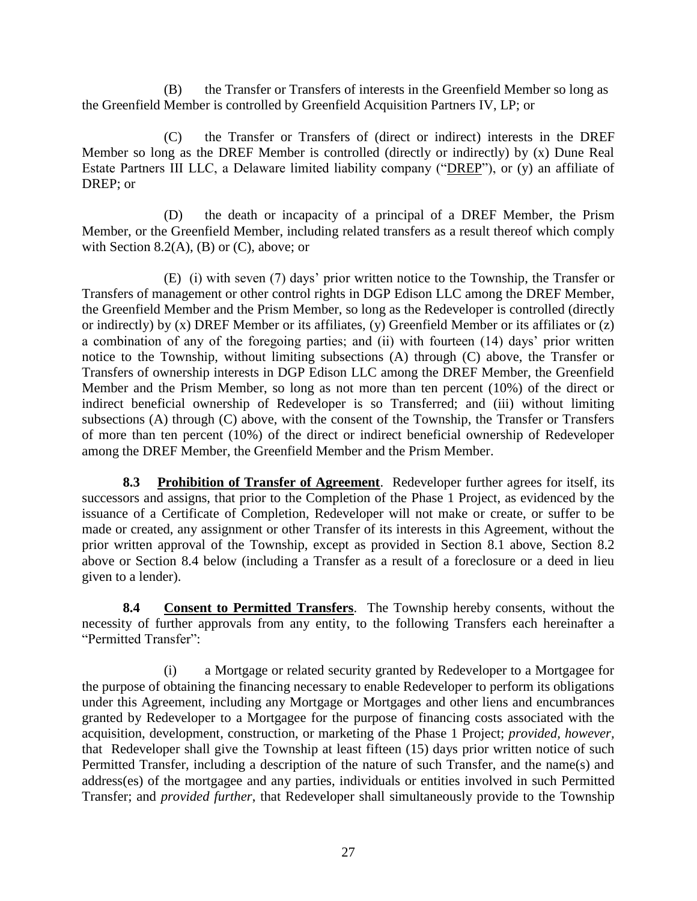(B) the Transfer or Transfers of interests in the Greenfield Member so long as the Greenfield Member is controlled by Greenfield Acquisition Partners IV, LP; or

(C) the Transfer or Transfers of (direct or indirect) interests in the DREF Member so long as the DREF Member is controlled (directly or indirectly) by (x) Dune Real Estate Partners III LLC, a Delaware limited liability company ("DREP"), or (y) an affiliate of DREP; or

(D) the death or incapacity of a principal of a DREF Member, the Prism Member, or the Greenfield Member, including related transfers as a result thereof which comply with Section 8.2(A), (B) or (C), above; or

(E) (i) with seven (7) days' prior written notice to the Township, the Transfer or Transfers of management or other control rights in DGP Edison LLC among the DREF Member, the Greenfield Member and the Prism Member, so long as the Redeveloper is controlled (directly or indirectly) by (x) DREF Member or its affiliates, (y) Greenfield Member or its affiliates or (z) a combination of any of the foregoing parties; and (ii) with fourteen (14) days' prior written notice to the Township, without limiting subsections (A) through (C) above, the Transfer or Transfers of ownership interests in DGP Edison LLC among the DREF Member, the Greenfield Member and the Prism Member, so long as not more than ten percent (10%) of the direct or indirect beneficial ownership of Redeveloper is so Transferred; and (iii) without limiting subsections (A) through (C) above, with the consent of the Township, the Transfer or Transfers of more than ten percent (10%) of the direct or indirect beneficial ownership of Redeveloper among the DREF Member, the Greenfield Member and the Prism Member.

**8.3 Prohibition of Transfer of Agreement**. Redeveloper further agrees for itself, its successors and assigns, that prior to the Completion of the Phase 1 Project, as evidenced by the issuance of a Certificate of Completion, Redeveloper will not make or create, or suffer to be made or created, any assignment or other Transfer of its interests in this Agreement, without the prior written approval of the Township, except as provided in Section 8.1 above, Section 8.2 above or Section 8.4 below (including a Transfer as a result of a foreclosure or a deed in lieu given to a lender).

**8.4 Consent to Permitted Transfers**. The Township hereby consents, without the necessity of further approvals from any entity, to the following Transfers each hereinafter a "Permitted Transfer":

(i) a Mortgage or related security granted by Redeveloper to a Mortgagee for the purpose of obtaining the financing necessary to enable Redeveloper to perform its obligations under this Agreement, including any Mortgage or Mortgages and other liens and encumbrances granted by Redeveloper to a Mortgagee for the purpose of financing costs associated with the acquisition, development, construction, or marketing of the Phase 1 Project; *provided, however*, that Redeveloper shall give the Township at least fifteen (15) days prior written notice of such Permitted Transfer, including a description of the nature of such Transfer, and the name(s) and address(es) of the mortgagee and any parties, individuals or entities involved in such Permitted Transfer; and *provided further*, that Redeveloper shall simultaneously provide to the Township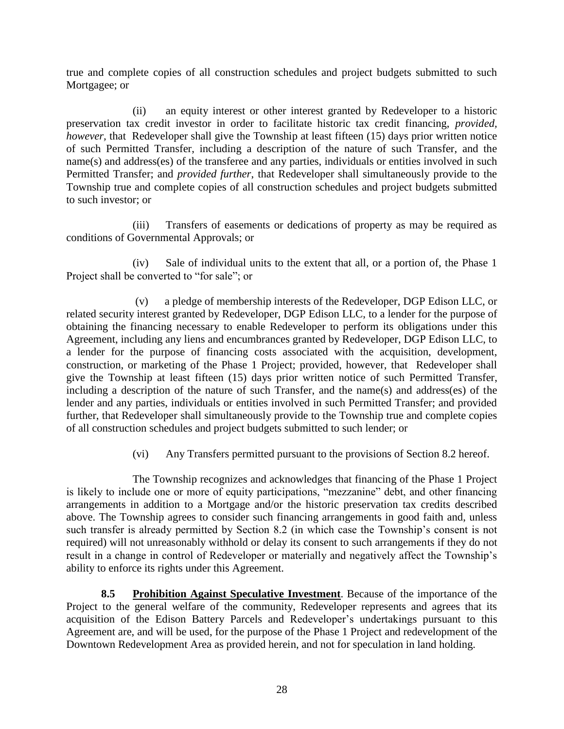true and complete copies of all construction schedules and project budgets submitted to such Mortgagee; or

(ii) an equity interest or other interest granted by Redeveloper to a historic preservation tax credit investor in order to facilitate historic tax credit financing, *provided, however*, that Redeveloper shall give the Township at least fifteen (15) days prior written notice of such Permitted Transfer, including a description of the nature of such Transfer, and the name(s) and address(es) of the transferee and any parties, individuals or entities involved in such Permitted Transfer; and *provided further*, that Redeveloper shall simultaneously provide to the Township true and complete copies of all construction schedules and project budgets submitted to such investor; or

(iii) Transfers of easements or dedications of property as may be required as conditions of Governmental Approvals; or

(iv) Sale of individual units to the extent that all, or a portion of, the Phase 1 Project shall be converted to "for sale"; or

(v) a pledge of membership interests of the Redeveloper, DGP Edison LLC, or related security interest granted by Redeveloper, DGP Edison LLC, to a lender for the purpose of obtaining the financing necessary to enable Redeveloper to perform its obligations under this Agreement, including any liens and encumbrances granted by Redeveloper, DGP Edison LLC, to a lender for the purpose of financing costs associated with the acquisition, development, construction, or marketing of the Phase 1 Project; provided, however, that Redeveloper shall give the Township at least fifteen (15) days prior written notice of such Permitted Transfer, including a description of the nature of such Transfer, and the name(s) and address(es) of the lender and any parties, individuals or entities involved in such Permitted Transfer; and provided further, that Redeveloper shall simultaneously provide to the Township true and complete copies of all construction schedules and project budgets submitted to such lender; or

(vi) Any Transfers permitted pursuant to the provisions of Section 8.2 hereof.

The Township recognizes and acknowledges that financing of the Phase 1 Project is likely to include one or more of equity participations, "mezzanine" debt, and other financing arrangements in addition to a Mortgage and/or the historic preservation tax credits described above. The Township agrees to consider such financing arrangements in good faith and, unless such transfer is already permitted by Section 8.2 (in which case the Township's consent is not required) will not unreasonably withhold or delay its consent to such arrangements if they do not result in a change in control of Redeveloper or materially and negatively affect the Township's ability to enforce its rights under this Agreement.

**8.5 Prohibition Against Speculative Investment**. Because of the importance of the Project to the general welfare of the community, Redeveloper represents and agrees that its acquisition of the Edison Battery Parcels and Redeveloper's undertakings pursuant to this Agreement are, and will be used, for the purpose of the Phase 1 Project and redevelopment of the Downtown Redevelopment Area as provided herein, and not for speculation in land holding.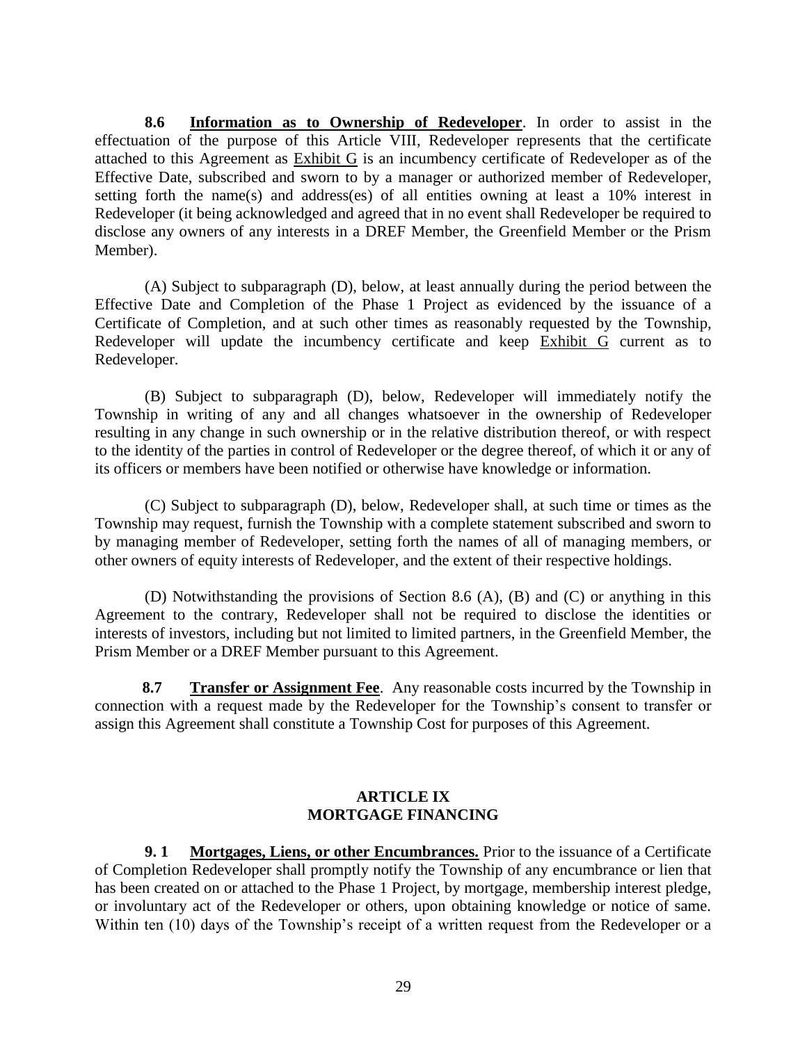**8.6 Information as to Ownership of Redeveloper**. In order to assist in the effectuation of the purpose of this Article VIII, Redeveloper represents that the certificate attached to this Agreement as Exhibit G is an incumbency certificate of Redeveloper as of the Effective Date, subscribed and sworn to by a manager or authorized member of Redeveloper, setting forth the name(s) and address(es) of all entities owning at least a 10% interest in Redeveloper (it being acknowledged and agreed that in no event shall Redeveloper be required to disclose any owners of any interests in a DREF Member, the Greenfield Member or the Prism Member).

(A) Subject to subparagraph (D), below, at least annually during the period between the Effective Date and Completion of the Phase 1 Project as evidenced by the issuance of a Certificate of Completion, and at such other times as reasonably requested by the Township, Redeveloper will update the incumbency certificate and keep Exhibit G current as to Redeveloper.

(B) Subject to subparagraph (D), below, Redeveloper will immediately notify the Township in writing of any and all changes whatsoever in the ownership of Redeveloper resulting in any change in such ownership or in the relative distribution thereof, or with respect to the identity of the parties in control of Redeveloper or the degree thereof, of which it or any of its officers or members have been notified or otherwise have knowledge or information.

(C) Subject to subparagraph (D), below, Redeveloper shall, at such time or times as the Township may request, furnish the Township with a complete statement subscribed and sworn to by managing member of Redeveloper, setting forth the names of all of managing members, or other owners of equity interests of Redeveloper, and the extent of their respective holdings.

(D) Notwithstanding the provisions of Section 8.6 (A), (B) and (C) or anything in this Agreement to the contrary, Redeveloper shall not be required to disclose the identities or interests of investors, including but not limited to limited partners, in the Greenfield Member, the Prism Member or a DREF Member pursuant to this Agreement.

**8.7 Transfer or Assignment Fee**. Any reasonable costs incurred by the Township in connection with a request made by the Redeveloper for the Township's consent to transfer or assign this Agreement shall constitute a Township Cost for purposes of this Agreement.

## ARTICLE IX
## MORTGAGE FINANCING

**9. 1 Mortgages, Liens, or other Encumbrances.** Prior to the issuance of a Certificate of Completion Redeveloper shall promptly notify the Township of any encumbrance or lien that has been created on or attached to the Phase 1 Project, by mortgage, membership interest pledge, or involuntary act of the Redeveloper or others, upon obtaining knowledge or notice of same. Within ten (10) days of the Township's receipt of a written request from the Redeveloper or a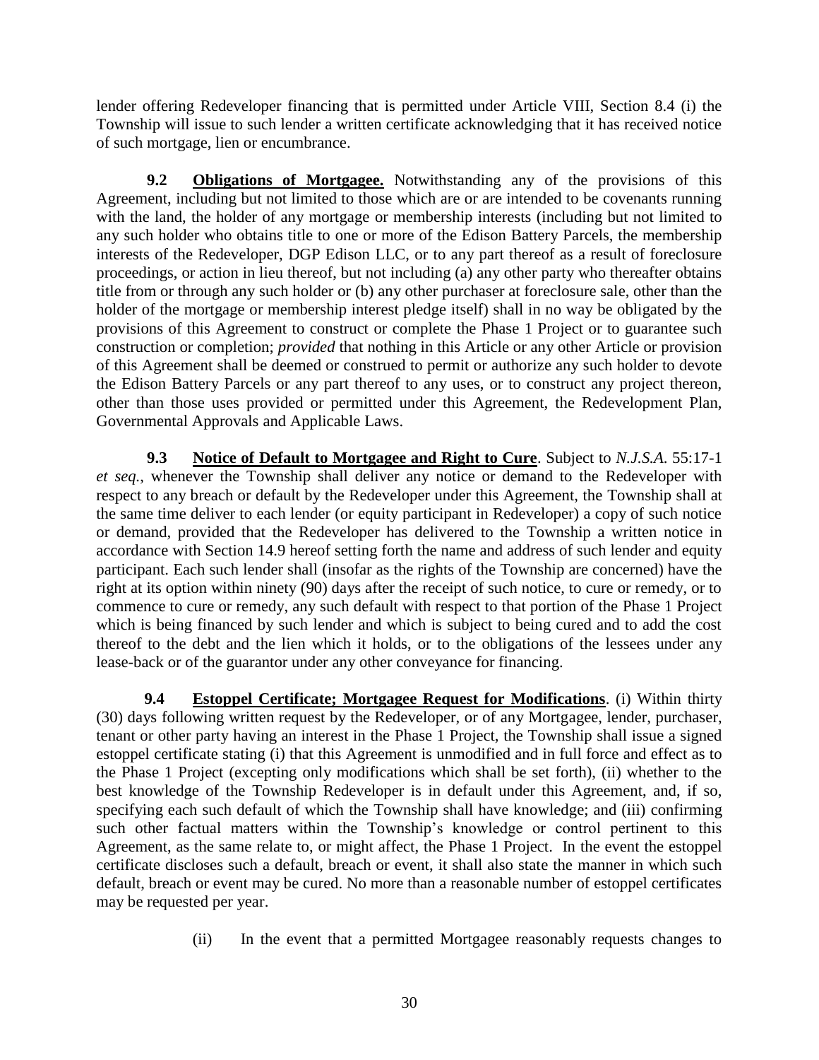lender offering Redeveloper financing that is permitted under Article VIII, Section 8.4 (i) the Township will issue to such lender a written certificate acknowledging that it has received notice of such mortgage, lien or encumbrance.

**9.2 Obligations of Mortgagee.** Notwithstanding any of the provisions of this Agreement, including but not limited to those which are or are intended to be covenants running with the land, the holder of any mortgage or membership interests (including but not limited to any such holder who obtains title to one or more of the Edison Battery Parcels, the membership interests of the Redeveloper, DGP Edison LLC, or to any part thereof as a result of foreclosure proceedings, or action in lieu thereof, but not including (a) any other party who thereafter obtains title from or through any such holder or (b) any other purchaser at foreclosure sale, other than the holder of the mortgage or membership interest pledge itself) shall in no way be obligated by the provisions of this Agreement to construct or complete the Phase 1 Project or to guarantee such construction or completion; *provided* that nothing in this Article or any other Article or provision of this Agreement shall be deemed or construed to permit or authorize any such holder to devote the Edison Battery Parcels or any part thereof to any uses, or to construct any project thereon, other than those uses provided or permitted under this Agreement, the Redevelopment Plan, Governmental Approvals and Applicable Laws.

**9.3 Notice of Default to Mortgagee and Right to Cure**. Subject to *N.J.S.A.* 55:17-1 *et seq.*, whenever the Township shall deliver any notice or demand to the Redeveloper with respect to any breach or default by the Redeveloper under this Agreement, the Township shall at the same time deliver to each lender (or equity participant in Redeveloper) a copy of such notice or demand, provided that the Redeveloper has delivered to the Township a written notice in accordance with Section 14.9 hereof setting forth the name and address of such lender and equity participant. Each such lender shall (insofar as the rights of the Township are concerned) have the right at its option within ninety (90) days after the receipt of such notice, to cure or remedy, or to commence to cure or remedy, any such default with respect to that portion of the Phase 1 Project which is being financed by such lender and which is subject to being cured and to add the cost thereof to the debt and the lien which it holds, or to the obligations of the lessees under any lease-back or of the guarantor under any other conveyance for financing.

**9.4 Estoppel Certificate; Mortgagee Request for Modifications**. (i) Within thirty (30) days following written request by the Redeveloper, or of any Mortgagee, lender, purchaser, tenant or other party having an interest in the Phase 1 Project, the Township shall issue a signed estoppel certificate stating (i) that this Agreement is unmodified and in full force and effect as to the Phase 1 Project (excepting only modifications which shall be set forth), (ii) whether to the best knowledge of the Township Redeveloper is in default under this Agreement, and, if so, specifying each such default of which the Township shall have knowledge; and (iii) confirming such other factual matters within the Township's knowledge or control pertinent to this Agreement, as the same relate to, or might affect, the Phase 1 Project. In the event the estoppel certificate discloses such a default, breach or event, it shall also state the manner in which such default, breach or event may be cured. No more than a reasonable number of estoppel certificates may be requested per year.

(ii) In the event that a permitted Mortgagee reasonably requests changes to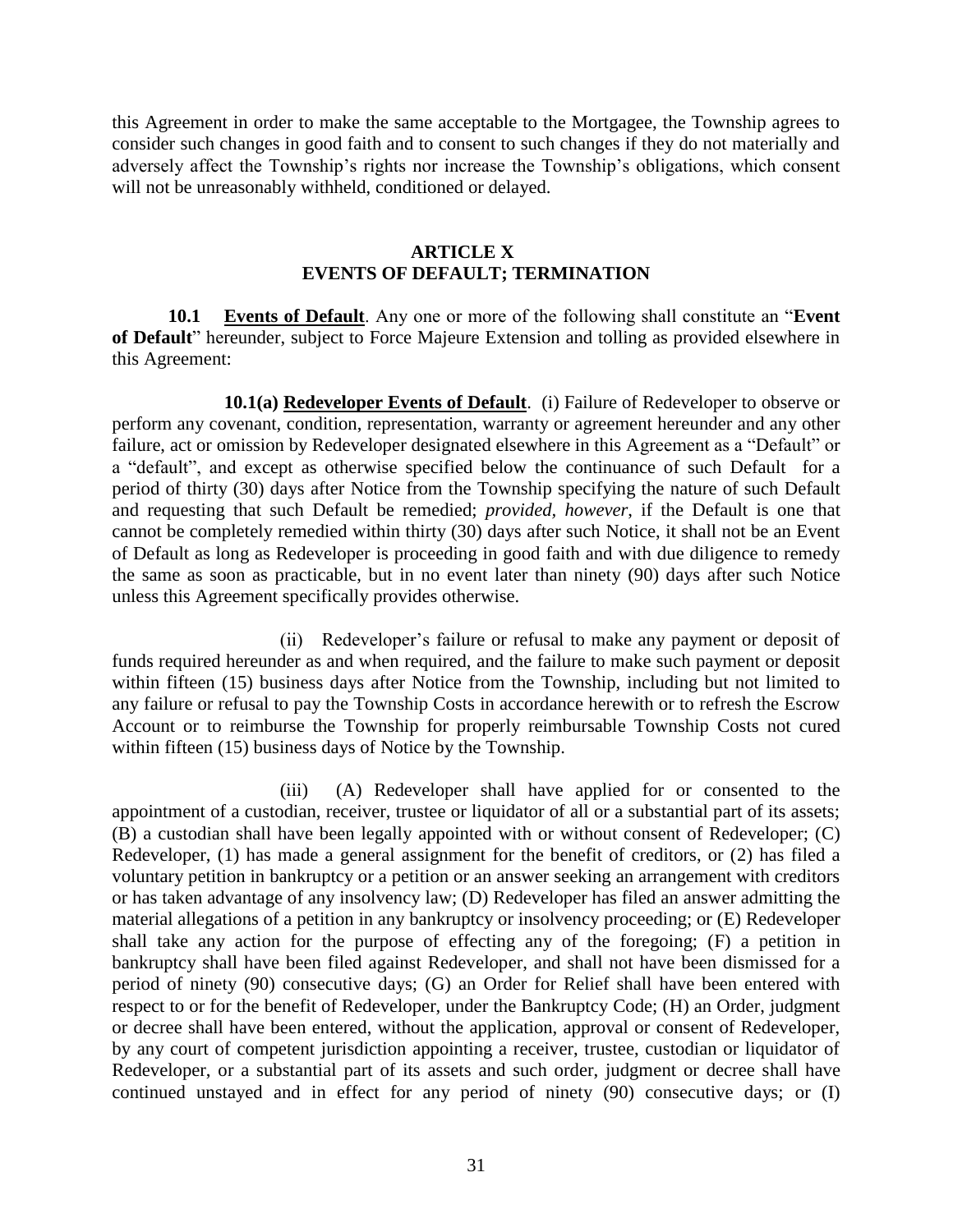this Agreement in order to make the same acceptable to the Mortgagee, the Township agrees to consider such changes in good faith and to consent to such changes if they do not materially and adversely affect the Township's rights nor increase the Township's obligations, which consent will not be unreasonably withheld, conditioned or delayed.

## ARTICLE X
## EVENTS OF DEFAULT; TERMINATION

**10.1 Events of Default**. Any one or more of the following shall constitute an "**Event of Default**" hereunder, subject to Force Majeure Extension and tolling as provided elsewhere in this Agreement:

**10.1(a) Redeveloper Events of Default**. (i) Failure of Redeveloper to observe or perform any covenant, condition, representation, warranty or agreement hereunder and any other failure, act or omission by Redeveloper designated elsewhere in this Agreement as a "Default" or a "default", and except as otherwise specified below the continuance of such Default for a period of thirty (30) days after Notice from the Township specifying the nature of such Default and requesting that such Default be remedied; *provided, however*, if the Default is one that cannot be completely remedied within thirty (30) days after such Notice, it shall not be an Event of Default as long as Redeveloper is proceeding in good faith and with due diligence to remedy the same as soon as practicable, but in no event later than ninety (90) days after such Notice unless this Agreement specifically provides otherwise.

(ii) Redeveloper's failure or refusal to make any payment or deposit of funds required hereunder as and when required, and the failure to make such payment or deposit within fifteen (15) business days after Notice from the Township, including but not limited to any failure or refusal to pay the Township Costs in accordance herewith or to refresh the Escrow Account or to reimburse the Township for properly reimbursable Township Costs not cured within fifteen (15) business days of Notice by the Township.

(iii) (A) Redeveloper shall have applied for or consented to the appointment of a custodian, receiver, trustee or liquidator of all or a substantial part of its assets; (B) a custodian shall have been legally appointed with or without consent of Redeveloper; (C) Redeveloper, (1) has made a general assignment for the benefit of creditors, or (2) has filed a voluntary petition in bankruptcy or a petition or an answer seeking an arrangement with creditors or has taken advantage of any insolvency law; (D) Redeveloper has filed an answer admitting the material allegations of a petition in any bankruptcy or insolvency proceeding; or (E) Redeveloper shall take any action for the purpose of effecting any of the foregoing; (F) a petition in bankruptcy shall have been filed against Redeveloper, and shall not have been dismissed for a period of ninety (90) consecutive days; (G) an Order for Relief shall have been entered with respect to or for the benefit of Redeveloper, under the Bankruptcy Code; (H) an Order, judgment or decree shall have been entered, without the application, approval or consent of Redeveloper, by any court of competent jurisdiction appointing a receiver, trustee, custodian or liquidator of Redeveloper, or a substantial part of its assets and such order, judgment or decree shall have continued unstayed and in effect for any period of ninety (90) consecutive days; or (I)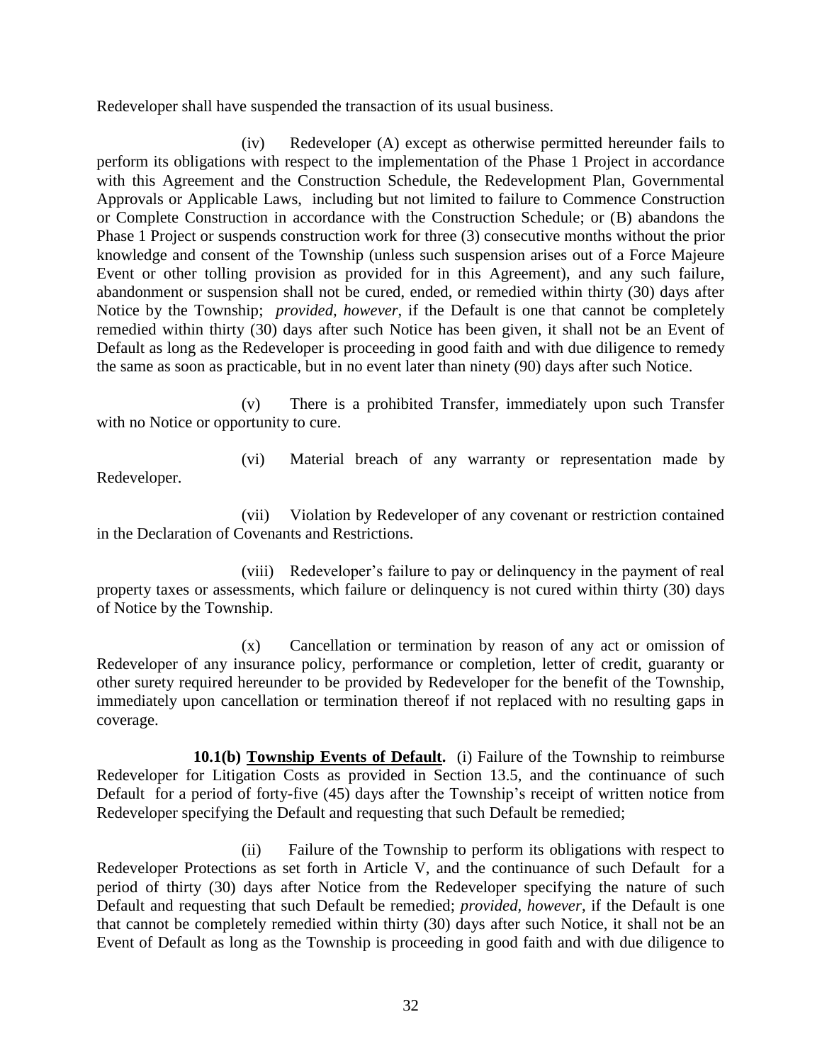Redeveloper shall have suspended the transaction of its usual business.

(iv) Redeveloper (A) except as otherwise permitted hereunder fails to perform its obligations with respect to the implementation of the Phase 1 Project in accordance with this Agreement and the Construction Schedule, the Redevelopment Plan, Governmental Approvals or Applicable Laws, including but not limited to failure to Commence Construction or Complete Construction in accordance with the Construction Schedule; or (B) abandons the Phase 1 Project or suspends construction work for three (3) consecutive months without the prior knowledge and consent of the Township (unless such suspension arises out of a Force Majeure Event or other tolling provision as provided for in this Agreement), and any such failure, abandonment or suspension shall not be cured, ended, or remedied within thirty (30) days after Notice by the Township; *provided, however*, if the Default is one that cannot be completely remedied within thirty (30) days after such Notice has been given, it shall not be an Event of Default as long as the Redeveloper is proceeding in good faith and with due diligence to remedy the same as soon as practicable, but in no event later than ninety (90) days after such Notice.

(v) There is a prohibited Transfer, immediately upon such Transfer with no Notice or opportunity to cure.

(vi) Material breach of any warranty or representation made by Redeveloper.

(vii) Violation by Redeveloper of any covenant or restriction contained in the Declaration of Covenants and Restrictions.

(viii) Redeveloper's failure to pay or delinquency in the payment of real property taxes or assessments, which failure or delinquency is not cured within thirty (30) days of Notice by the Township.

(x) Cancellation or termination by reason of any act or omission of Redeveloper of any insurance policy, performance or completion, letter of credit, guaranty or other surety required hereunder to be provided by Redeveloper for the benefit of the Township, immediately upon cancellation or termination thereof if not replaced with no resulting gaps in coverage.

**10.1(b) <u>Township Events of Default</u>.** (i) Failure of the Township to reimburse Redeveloper for Litigation Costs as provided in Section 13.5, and the continuance of such Default for a period of forty-five (45) days after the Township's receipt of written notice from Redeveloper specifying the Default and requesting that such Default be remedied;

(ii) Failure of the Township to perform its obligations with respect to Redeveloper Protections as set forth in Article V, and the continuance of such Default for a period of thirty (30) days after Notice from the Redeveloper specifying the nature of such Default and requesting that such Default be remedied; *provided, however*, if the Default is one that cannot be completely remedied within thirty (30) days after such Notice, it shall not be an Event of Default as long as the Township is proceeding in good faith and with due diligence to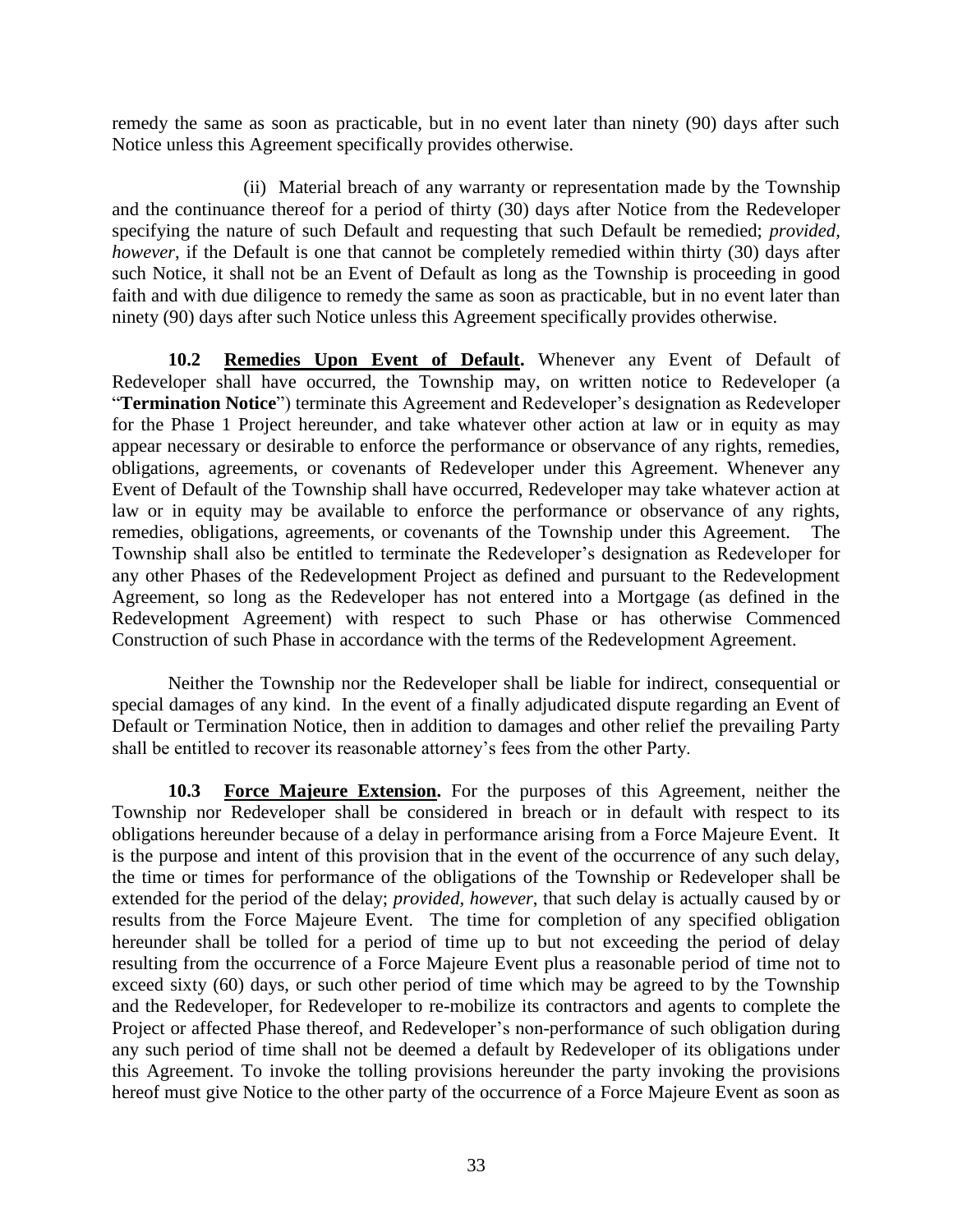remedy the same as soon as practicable, but in no event later than ninety (90) days after such Notice unless this Agreement specifically provides otherwise.

(ii) Material breach of any warranty or representation made by the Township and the continuance thereof for a period of thirty (30) days after Notice from the Redeveloper specifying the nature of such Default and requesting that such Default be remedied; *provided, however*, if the Default is one that cannot be completely remedied within thirty (30) days after such Notice, it shall not be an Event of Default as long as the Township is proceeding in good faith and with due diligence to remedy the same as soon as practicable, but in no event later than ninety (90) days after such Notice unless this Agreement specifically provides otherwise.

**10.2 Remedies Upon Event of Default.** Whenever any Event of Default of Redeveloper shall have occurred, the Township may, on written notice to Redeveloper (a "**Termination Notice**") terminate this Agreement and Redeveloper's designation as Redeveloper for the Phase 1 Project hereunder, and take whatever other action at law or in equity as may appear necessary or desirable to enforce the performance or observance of any rights, remedies, obligations, agreements, or covenants of Redeveloper under this Agreement. Whenever any Event of Default of the Township shall have occurred, Redeveloper may take whatever action at law or in equity may be available to enforce the performance or observance of any rights, remedies, obligations, agreements, or covenants of the Township under this Agreement. The Township shall also be entitled to terminate the Redeveloper's designation as Redeveloper for any other Phases of the Redevelopment Project as defined and pursuant to the Redevelopment Agreement, so long as the Redeveloper has not entered into a Mortgage (as defined in the Redevelopment Agreement) with respect to such Phase or has otherwise Commenced Construction of such Phase in accordance with the terms of the Redevelopment Agreement.

Neither the Township nor the Redeveloper shall be liable for indirect, consequential or special damages of any kind. In the event of a finally adjudicated dispute regarding an Event of Default or Termination Notice, then in addition to damages and other relief the prevailing Party shall be entitled to recover its reasonable attorney's fees from the other Party.

**10.3 Force Majeure Extension.** For the purposes of this Agreement, neither the Township nor Redeveloper shall be considered in breach or in default with respect to its obligations hereunder because of a delay in performance arising from a Force Majeure Event. It is the purpose and intent of this provision that in the event of the occurrence of any such delay, the time or times for performance of the obligations of the Township or Redeveloper shall be extended for the period of the delay; *provided, however*, that such delay is actually caused by or results from the Force Majeure Event. The time for completion of any specified obligation hereunder shall be tolled for a period of time up to but not exceeding the period of delay resulting from the occurrence of a Force Majeure Event plus a reasonable period of time not to exceed sixty (60) days, or such other period of time which may be agreed to by the Township and the Redeveloper, for Redeveloper to re-mobilize its contractors and agents to complete the Project or affected Phase thereof, and Redeveloper's non-performance of such obligation during any such period of time shall not be deemed a default by Redeveloper of its obligations under this Agreement. To invoke the tolling provisions hereunder the party invoking the provisions hereof must give Notice to the other party of the occurrence of a Force Majeure Event as soon as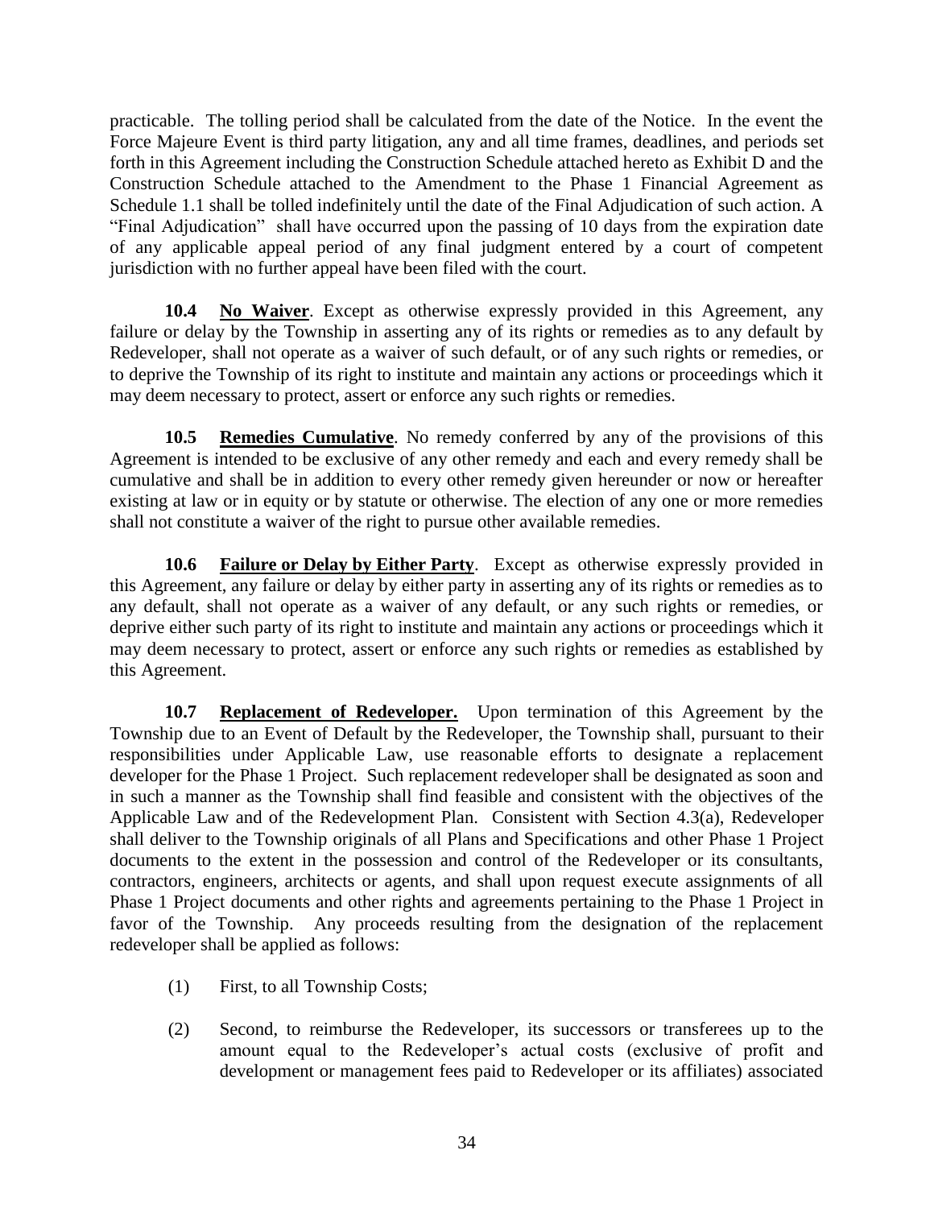practicable. The tolling period shall be calculated from the date of the Notice. In the event the Force Majeure Event is third party litigation, any and all time frames, deadlines, and periods set forth in this Agreement including the Construction Schedule attached hereto as Exhibit D and the Construction Schedule attached to the Amendment to the Phase 1 Financial Agreement as Schedule 1.1 shall be tolled indefinitely until the date of the Final Adjudication of such action. A "Final Adjudication" shall have occurred upon the passing of 10 days from the expiration date of any applicable appeal period of any final judgment entered by a court of competent jurisdiction with no further appeal have been filed with the court.

**10.4 No Waiver**. Except as otherwise expressly provided in this Agreement, any failure or delay by the Township in asserting any of its rights or remedies as to any default by Redeveloper, shall not operate as a waiver of such default, or of any such rights or remedies, or to deprive the Township of its right to institute and maintain any actions or proceedings which it may deem necessary to protect, assert or enforce any such rights or remedies.

**10.5 Remedies Cumulative**. No remedy conferred by any of the provisions of this Agreement is intended to be exclusive of any other remedy and each and every remedy shall be cumulative and shall be in addition to every other remedy given hereunder or now or hereafter existing at law or in equity or by statute or otherwise. The election of any one or more remedies shall not constitute a waiver of the right to pursue other available remedies.

**10.6 Failure or Delay by Either Party**. Except as otherwise expressly provided in this Agreement, any failure or delay by either party in asserting any of its rights or remedies as to any default, shall not operate as a waiver of any default, or any such rights or remedies, or deprive either such party of its right to institute and maintain any actions or proceedings which it may deem necessary to protect, assert or enforce any such rights or remedies as established by this Agreement.

**10.7 Replacement of Redeveloper.** Upon termination of this Agreement by the Township due to an Event of Default by the Redeveloper, the Township shall, pursuant to their responsibilities under Applicable Law, use reasonable efforts to designate a replacement developer for the Phase 1 Project. Such replacement redeveloper shall be designated as soon and in such a manner as the Township shall find feasible and consistent with the objectives of the Applicable Law and of the Redevelopment Plan. Consistent with Section 4.3(a), Redeveloper shall deliver to the Township originals of all Plans and Specifications and other Phase 1 Project documents to the extent in the possession and control of the Redeveloper or its consultants, contractors, engineers, architects or agents, and shall upon request execute assignments of all Phase 1 Project documents and other rights and agreements pertaining to the Phase 1 Project in favor of the Township. Any proceeds resulting from the designation of the replacement redeveloper shall be applied as follows:

(1) First, to all Township Costs;

(2) Second, to reimburse the Redeveloper, its successors or transferees up to the amount equal to the Redeveloper's actual costs (exclusive of profit and development or management fees paid to Redeveloper or its affiliates) associated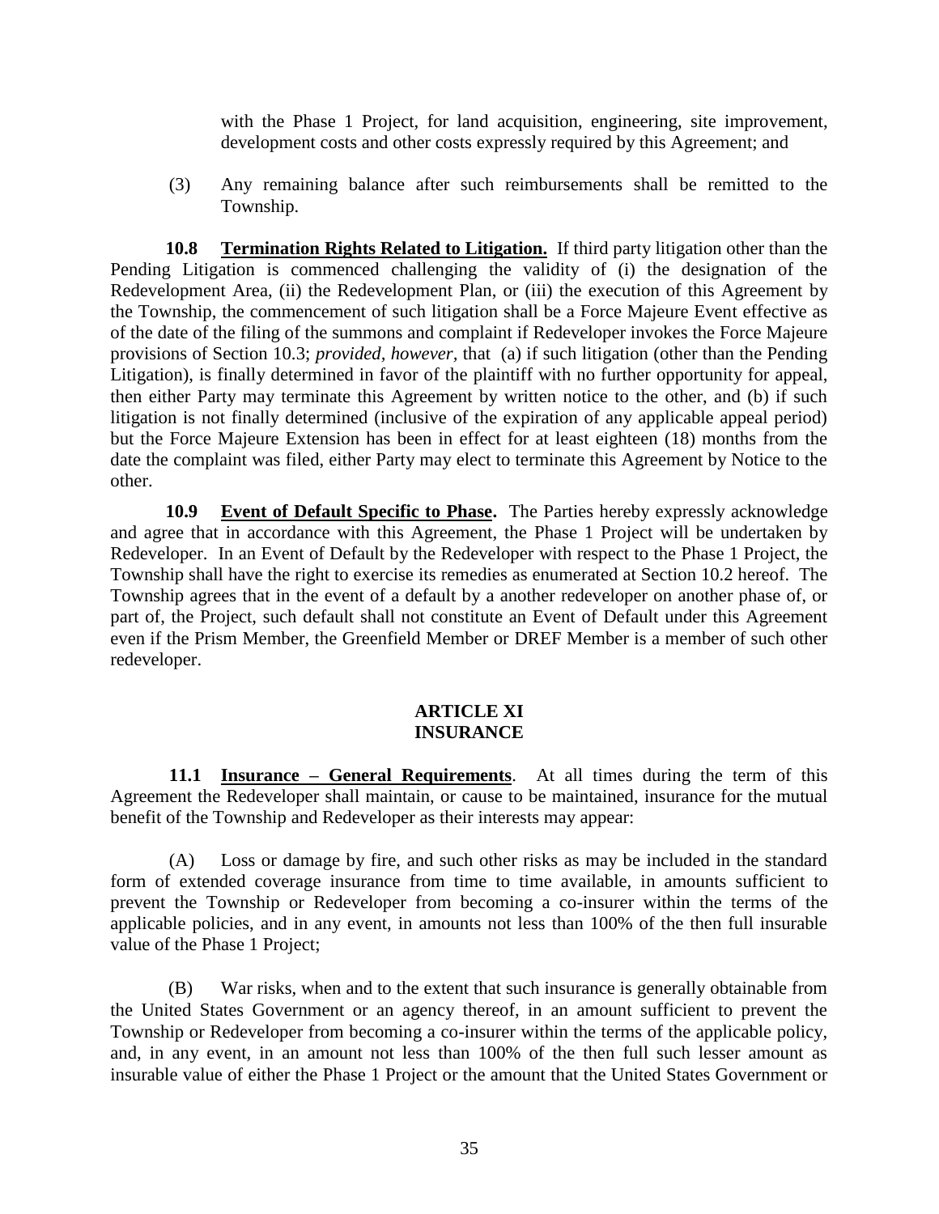with the Phase 1 Project, for land acquisition, engineering, site improvement, development costs and other costs expressly required by this Agreement; and

(3) Any remaining balance after such reimbursements shall be remitted to the Township.

**10.8 Termination Rights Related to Litigation.** If third party litigation other than the Pending Litigation is commenced challenging the validity of (i) the designation of the Redevelopment Area, (ii) the Redevelopment Plan, or (iii) the execution of this Agreement by the Township, the commencement of such litigation shall be a Force Majeure Event effective as of the date of the filing of the summons and complaint if Redeveloper invokes the Force Majeure provisions of Section 10.3; *provided, however,* that (a) if such litigation (other than the Pending Litigation), is finally determined in favor of the plaintiff with no further opportunity for appeal, then either Party may terminate this Agreement by written notice to the other, and (b) if such litigation is not finally determined (inclusive of the expiration of any applicable appeal period) but the Force Majeure Extension has been in effect for at least eighteen (18) months from the date the complaint was filed, either Party may elect to terminate this Agreement by Notice to the other.

**10.9 Event of Default Specific to Phase.** The Parties hereby expressly acknowledge and agree that in accordance with this Agreement, the Phase 1 Project will be undertaken by Redeveloper. In an Event of Default by the Redeveloper with respect to the Phase 1 Project, the Township shall have the right to exercise its remedies as enumerated at Section 10.2 hereof. The Township agrees that in the event of a default by a another redeveloper on another phase of, or part of, the Project, such default shall not constitute an Event of Default under this Agreement even if the Prism Member, the Greenfield Member or DREF Member is a member of such other redeveloper.

## ARTICLE XI
## INSURANCE

**11.1 Insurance – General Requirements**. At all times during the term of this Agreement the Redeveloper shall maintain, or cause to be maintained, insurance for the mutual benefit of the Township and Redeveloper as their interests may appear:

(A) Loss or damage by fire, and such other risks as may be included in the standard form of extended coverage insurance from time to time available, in amounts sufficient to prevent the Township or Redeveloper from becoming a co-insurer within the terms of the applicable policies, and in any event, in amounts not less than 100% of the then full insurable value of the Phase 1 Project;

(B) War risks, when and to the extent that such insurance is generally obtainable from the United States Government or an agency thereof, in an amount sufficient to prevent the Township or Redeveloper from becoming a co-insurer within the terms of the applicable policy, and, in any event, in an amount not less than 100% of the then full such lesser amount as insurable value of either the Phase 1 Project or the amount that the United States Government or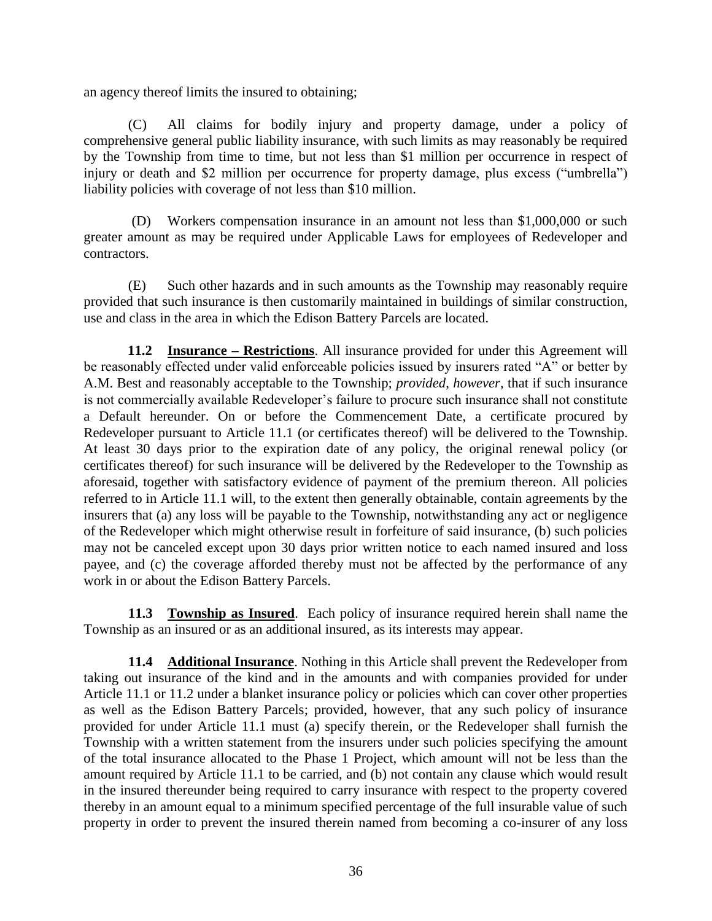an agency thereof limits the insured to obtaining;

(C) All claims for bodily injury and property damage, under a policy of comprehensive general public liability insurance, with such limits as may reasonably be required by the Township from time to time, but not less than \$1 million per occurrence in respect of injury or death and \$2 million per occurrence for property damage, plus excess ("umbrella") liability policies with coverage of not less than \$10 million.

(D) Workers compensation insurance in an amount not less than \$1,000,000 or such greater amount as may be required under Applicable Laws for employees of Redeveloper and contractors.

(E) Such other hazards and in such amounts as the Township may reasonably require provided that such insurance is then customarily maintained in buildings of similar construction, use and class in the area in which the Edison Battery Parcels are located.

**11.2 Insurance – Restrictions**. All insurance provided for under this Agreement will be reasonably effected under valid enforceable policies issued by insurers rated "A" or better by A.M. Best and reasonably acceptable to the Township; *provided, however,* that if such insurance is not commercially available Redeveloper's failure to procure such insurance shall not constitute a Default hereunder. On or before the Commencement Date, a certificate procured by Redeveloper pursuant to Article 11.1 (or certificates thereof) will be delivered to the Township. At least 30 days prior to the expiration date of any policy, the original renewal policy (or certificates thereof) for such insurance will be delivered by the Redeveloper to the Township as aforesaid, together with satisfactory evidence of payment of the premium thereon. All policies referred to in Article 11.1 will, to the extent then generally obtainable, contain agreements by the insurers that (a) any loss will be payable to the Township, notwithstanding any act or negligence of the Redeveloper which might otherwise result in forfeiture of said insurance, (b) such policies may not be canceled except upon 30 days prior written notice to each named insured and loss payee, and (c) the coverage afforded thereby must not be affected by the performance of any work in or about the Edison Battery Parcels.

**11.3 Township as Insured**. Each policy of insurance required herein shall name the Township as an insured or as an additional insured, as its interests may appear.

**11.4 Additional Insurance**. Nothing in this Article shall prevent the Redeveloper from taking out insurance of the kind and in the amounts and with companies provided for under Article 11.1 or 11.2 under a blanket insurance policy or policies which can cover other properties as well as the Edison Battery Parcels; provided, however, that any such policy of insurance provided for under Article 11.1 must (a) specify therein, or the Redeveloper shall furnish the Township with a written statement from the insurers under such policies specifying the amount of the total insurance allocated to the Phase 1 Project, which amount will not be less than the amount required by Article 11.1 to be carried, and (b) not contain any clause which would result in the insured thereunder being required to carry insurance with respect to the property covered thereby in an amount equal to a minimum specified percentage of the full insurable value of such property in order to prevent the insured therein named from becoming a co-insurer of any loss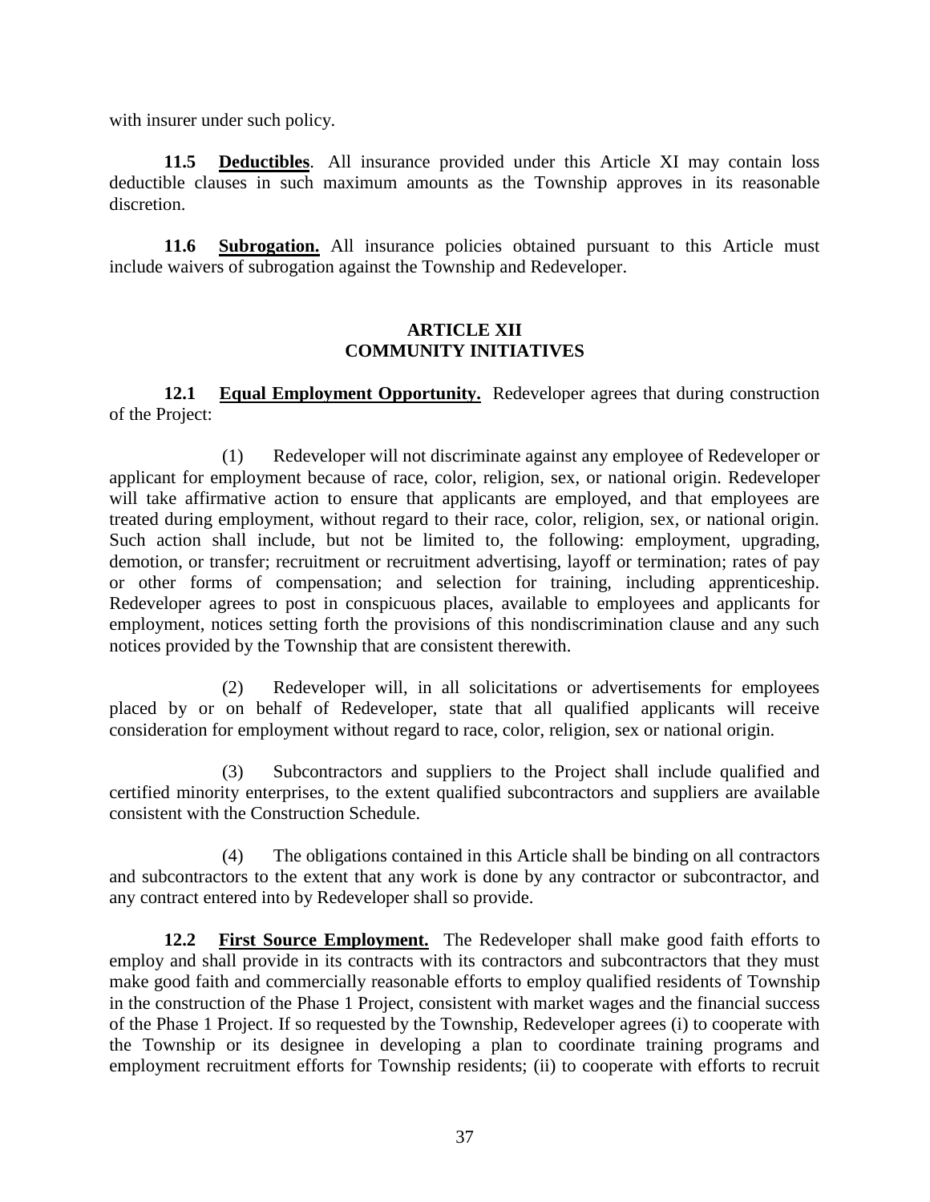with insurer under such policy.

**11.5 Deductibles**. All insurance provided under this Article XI may contain loss deductible clauses in such maximum amounts as the Township approves in its reasonable discretion.

**11.6 Subrogation.** All insurance policies obtained pursuant to this Article must include waivers of subrogation against the Township and Redeveloper.

## ARTICLE XII
## COMMUNITY INITIATIVES

**12.1 Equal Employment Opportunity.** Redeveloper agrees that during construction of the Project:

(1) Redeveloper will not discriminate against any employee of Redeveloper or applicant for employment because of race, color, religion, sex, or national origin. Redeveloper will take affirmative action to ensure that applicants are employed, and that employees are treated during employment, without regard to their race, color, religion, sex, or national origin. Such action shall include, but not be limited to, the following: employment, upgrading, demotion, or transfer; recruitment or recruitment advertising, layoff or termination; rates of pay or other forms of compensation; and selection for training, including apprenticeship. Redeveloper agrees to post in conspicuous places, available to employees and applicants for employment, notices setting forth the provisions of this nondiscrimination clause and any such notices provided by the Township that are consistent therewith.

(2) Redeveloper will, in all solicitations or advertisements for employees placed by or on behalf of Redeveloper, state that all qualified applicants will receive consideration for employment without regard to race, color, religion, sex or national origin.

(3) Subcontractors and suppliers to the Project shall include qualified and certified minority enterprises, to the extent qualified subcontractors and suppliers are available consistent with the Construction Schedule.

(4) The obligations contained in this Article shall be binding on all contractors and subcontractors to the extent that any work is done by any contractor or subcontractor, and any contract entered into by Redeveloper shall so provide.

**12.2 First Source Employment.** The Redeveloper shall make good faith efforts to employ and shall provide in its contracts with its contractors and subcontractors that they must make good faith and commercially reasonable efforts to employ qualified residents of Township in the construction of the Phase 1 Project, consistent with market wages and the financial success of the Phase 1 Project. If so requested by the Township, Redeveloper agrees (i) to cooperate with the Township or its designee in developing a plan to coordinate training programs and employment recruitment efforts for Township residents; (ii) to cooperate with efforts to recruit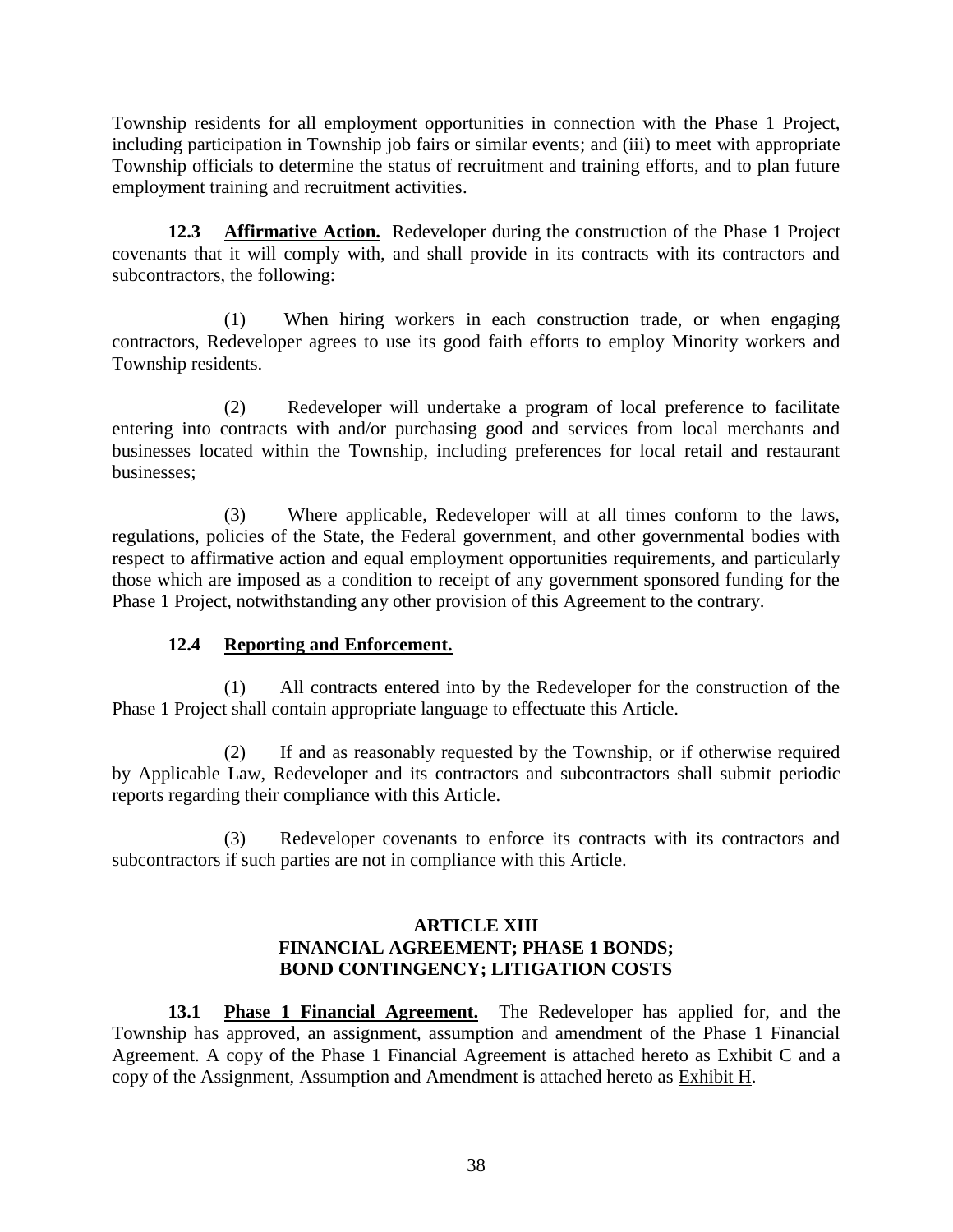Township residents for all employment opportunities in connection with the Phase 1 Project, including participation in Township job fairs or similar events; and (iii) to meet with appropriate Township officials to determine the status of recruitment and training efforts, and to plan future employment training and recruitment activities.

**12.3 Affirmative Action.** Redeveloper during the construction of the Phase 1 Project covenants that it will comply with, and shall provide in its contracts with its contractors and subcontractors, the following:

(1) When hiring workers in each construction trade, or when engaging contractors, Redeveloper agrees to use its good faith efforts to employ Minority workers and Township residents.

(2) Redeveloper will undertake a program of local preference to facilitate entering into contracts with and/or purchasing good and services from local merchants and businesses located within the Township, including preferences for local retail and restaurant businesses;

(3) Where applicable, Redeveloper will at all times conform to the laws, regulations, policies of the State, the Federal government, and other governmental bodies with respect to affirmative action and equal employment opportunities requirements, and particularly those which are imposed as a condition to receipt of any government sponsored funding for the Phase 1 Project, notwithstanding any other provision of this Agreement to the contrary.

**12.4 Reporting and Enforcement.**

(1) All contracts entered into by the Redeveloper for the construction of the Phase 1 Project shall contain appropriate language to effectuate this Article.

(2) If and as reasonably requested by the Township, or if otherwise required by Applicable Law, Redeveloper and its contractors and subcontractors shall submit periodic reports regarding their compliance with this Article.

(3) Redeveloper covenants to enforce its contracts with its contractors and subcontractors if such parties are not in compliance with this Article.

## ARTICLE XIII
## FINANCIAL AGREEMENT; PHASE 1 BONDS; BOND CONTINGENCY; LITIGATION COSTS

**13.1 Phase 1 Financial Agreement.** The Redeveloper has applied for, and the Township has approved, an assignment, assumption and amendment of the Phase 1 Financial Agreement. A copy of the Phase 1 Financial Agreement is attached hereto as Exhibit C and a copy of the Assignment, Assumption and Amendment is attached hereto as Exhibit H.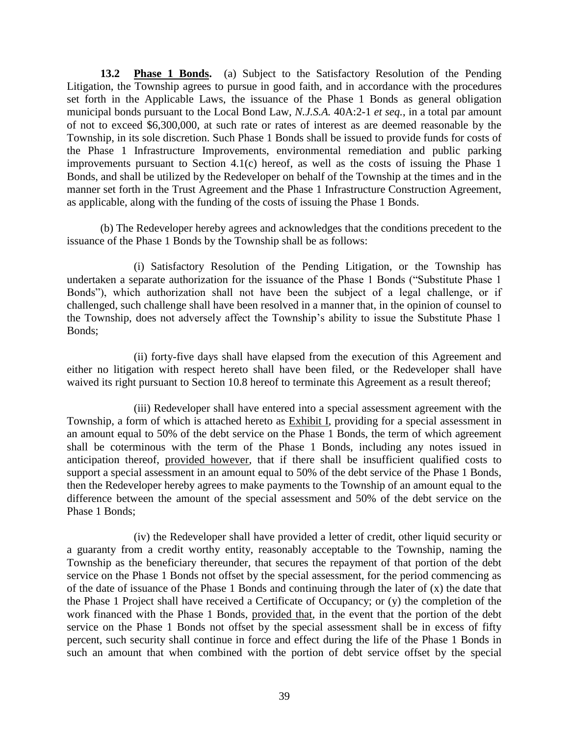**13.2 Phase 1 Bonds.** (a) Subject to the Satisfactory Resolution of the Pending Litigation, the Township agrees to pursue in good faith, and in accordance with the procedures set forth in the Applicable Laws, the issuance of the Phase 1 Bonds as general obligation municipal bonds pursuant to the Local Bond Law, *N.J.S.A.* 40A:2-1 *et seq.*, in a total par amount of not to exceed $6,300,000, at such rate or rates of interest as are deemed reasonable by the Township, in its sole discretion. Such Phase 1 Bonds shall be issued to provide funds for costs of the Phase 1 Infrastructure Improvements, environmental remediation and public parking improvements pursuant to Section 4.1(c) hereof, as well as the costs of issuing the Phase 1 Bonds, and shall be utilized by the Redeveloper on behalf of the Township at the times and in the manner set forth in the Trust Agreement and the Phase 1 Infrastructure Construction Agreement, as applicable, along with the funding of the costs of issuing the Phase 1 Bonds.

(b) The Redeveloper hereby agrees and acknowledges that the conditions precedent to the issuance of the Phase 1 Bonds by the Township shall be as follows:

(i) Satisfactory Resolution of the Pending Litigation, or the Township has undertaken a separate authorization for the issuance of the Phase 1 Bonds ("Substitute Phase 1 Bonds"), which authorization shall not have been the subject of a legal challenge, or if challenged, such challenge shall have been resolved in a manner that, in the opinion of counsel to the Township, does not adversely affect the Township's ability to issue the Substitute Phase 1 Bonds;

(ii) forty-five days shall have elapsed from the execution of this Agreement and either no litigation with respect hereto shall have been filed, or the Redeveloper shall have waived its right pursuant to Section 10.8 hereof to terminate this Agreement as a result thereof;

(iii) Redeveloper shall have entered into a special assessment agreement with the Township, a form of which is attached hereto as Exhibit I, providing for a special assessment in an amount equal to 50% of the debt service on the Phase 1 Bonds, the term of which agreement shall be coterminous with the term of the Phase 1 Bonds, including any notes issued in anticipation thereof, provided however, that if there shall be insufficient qualified costs to support a special assessment in an amount equal to 50% of the debt service of the Phase 1 Bonds, then the Redeveloper hereby agrees to make payments to the Township of an amount equal to the difference between the amount of the special assessment and 50% of the debt service on the Phase 1 Bonds;

(iv) the Redeveloper shall have provided a letter of credit, other liquid security or a guaranty from a credit worthy entity, reasonably acceptable to the Township, naming the Township as the beneficiary thereunder, that secures the repayment of that portion of the debt service on the Phase 1 Bonds not offset by the special assessment, for the period commencing as of the date of issuance of the Phase 1 Bonds and continuing through the later of (x) the date that the Phase 1 Project shall have received a Certificate of Occupancy; or (y) the completion of the work financed with the Phase 1 Bonds, provided that, in the event that the portion of the debt service on the Phase 1 Bonds not offset by the special assessment shall be in excess of fifty percent, such security shall continue in force and effect during the life of the Phase 1 Bonds in such an amount that when combined with the portion of debt service offset by the special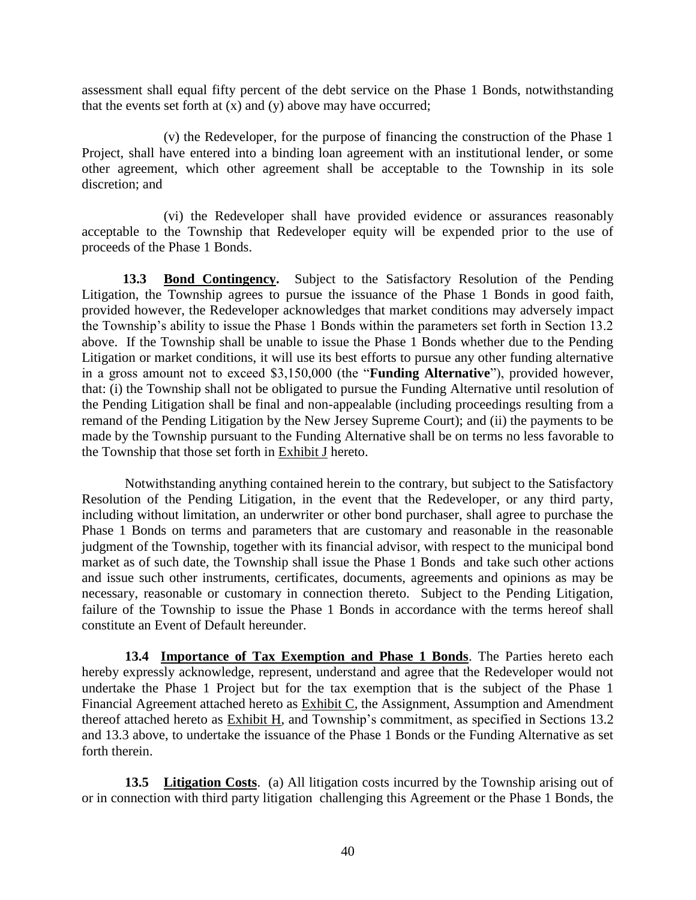assessment shall equal fifty percent of the debt service on the Phase 1 Bonds, notwithstanding that the events set forth at (x) and (y) above may have occurred;

(v) the Redeveloper, for the purpose of financing the construction of the Phase 1 Project, shall have entered into a binding loan agreement with an institutional lender, or some other agreement, which other agreement shall be acceptable to the Township in its sole discretion; and

(vi) the Redeveloper shall have provided evidence or assurances reasonably acceptable to the Township that Redeveloper equity will be expended prior to the use of proceeds of the Phase 1 Bonds.

**13.3 <u>Bond Contingency</u>.** Subject to the Satisfactory Resolution of the Pending Litigation, the Township agrees to pursue the issuance of the Phase 1 Bonds in good faith, provided however, the Redeveloper acknowledges that market conditions may adversely impact the Township's ability to issue the Phase 1 Bonds within the parameters set forth in Section 13.2 above. If the Township shall be unable to issue the Phase 1 Bonds whether due to the Pending Litigation or market conditions, it will use its best efforts to pursue any other funding alternative in a gross amount not to exceed $3,150,000 (the "**Funding Alternative**"), provided however, that: (i) the Township shall not be obligated to pursue the Funding Alternative until resolution of the Pending Litigation shall be final and non-appealable (including proceedings resulting from a remand of the Pending Litigation by the New Jersey Supreme Court); and (ii) the payments to be made by the Township pursuant to the Funding Alternative shall be on terms no less favorable to the Township that those set forth in <u>Exhibit J</u> hereto.

Notwithstanding anything contained herein to the contrary, but subject to the Satisfactory Resolution of the Pending Litigation, in the event that the Redeveloper, or any third party, including without limitation, an underwriter or other bond purchaser, shall agree to purchase the Phase 1 Bonds on terms and parameters that are customary and reasonable in the reasonable judgment of the Township, together with its financial advisor, with respect to the municipal bond market as of such date, the Township shall issue the Phase 1 Bonds and take such other actions and issue such other instruments, certificates, documents, agreements and opinions as may be necessary, reasonable or customary in connection thereto. Subject to the Pending Litigation, failure of the Township to issue the Phase 1 Bonds in accordance with the terms hereof shall constitute an Event of Default hereunder.

**13.4 <u>Importance of Tax Exemption and Phase 1 Bonds</u>.** The Parties hereto each hereby expressly acknowledge, represent, understand and agree that the Redeveloper would not undertake the Phase 1 Project but for the tax exemption that is the subject of the Phase 1 Financial Agreement attached hereto as <u>Exhibit C</u>, the Assignment, Assumption and Amendment thereof attached hereto as <u>Exhibit H</u>, and Township's commitment, as specified in Sections 13.2 and 13.3 above, to undertake the issuance of the Phase 1 Bonds or the Funding Alternative as set forth therein.

**13.5 <u>Litigation Costs</u>.** (a) All litigation costs incurred by the Township arising out of or in connection with third party litigation challenging this Agreement or the Phase 1 Bonds, the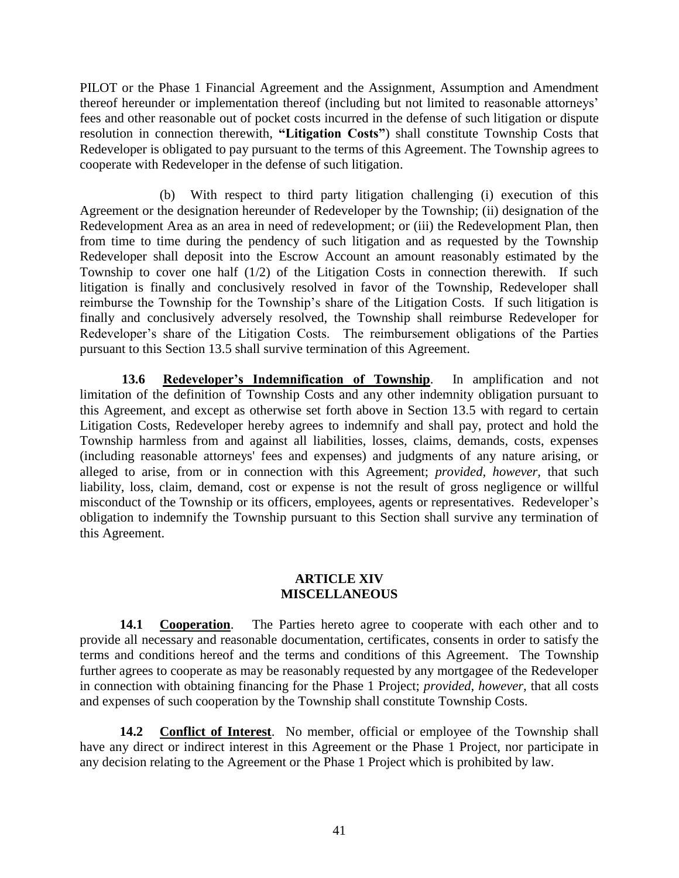PILOT or the Phase 1 Financial Agreement and the Assignment, Assumption and Amendment thereof hereunder or implementation thereof (including but not limited to reasonable attorneys' fees and other reasonable out of pocket costs incurred in the defense of such litigation or dispute resolution in connection therewith, **"Litigation Costs"**) shall constitute Township Costs that Redeveloper is obligated to pay pursuant to the terms of this Agreement. The Township agrees to cooperate with Redeveloper in the defense of such litigation.

(b) With respect to third party litigation challenging (i) execution of this Agreement or the designation hereunder of Redeveloper by the Township; (ii) designation of the Redevelopment Area as an area in need of redevelopment; or (iii) the Redevelopment Plan, then from time to time during the pendency of such litigation and as requested by the Township Redeveloper shall deposit into the Escrow Account an amount reasonably estimated by the Township to cover one half (1/2) of the Litigation Costs in connection therewith. If such litigation is finally and conclusively resolved in favor of the Township, Redeveloper shall reimburse the Township for the Township's share of the Litigation Costs. If such litigation is finally and conclusively adversely resolved, the Township shall reimburse Redeveloper for Redeveloper's share of the Litigation Costs. The reimbursement obligations of the Parties pursuant to this Section 13.5 shall survive termination of this Agreement.

**13.6 Redeveloper's Indemnification of Township**. In amplification and not limitation of the definition of Township Costs and any other indemnity obligation pursuant to this Agreement, and except as otherwise set forth above in Section 13.5 with regard to certain Litigation Costs, Redeveloper hereby agrees to indemnify and shall pay, protect and hold the Township harmless from and against all liabilities, losses, claims, demands, costs, expenses (including reasonable attorneys' fees and expenses) and judgments of any nature arising, or alleged to arise, from or in connection with this Agreement; *provided, however,* that such liability, loss, claim, demand, cost or expense is not the result of gross negligence or willful misconduct of the Township or its officers, employees, agents or representatives. Redeveloper's obligation to indemnify the Township pursuant to this Section shall survive any termination of this Agreement.

## ARTICLE XIV
## MISCELLANEOUS

**14.1 Cooperation**. The Parties hereto agree to cooperate with each other and to provide all necessary and reasonable documentation, certificates, consents in order to satisfy the terms and conditions hereof and the terms and conditions of this Agreement. The Township further agrees to cooperate as may be reasonably requested by any mortgagee of the Redeveloper in connection with obtaining financing for the Phase 1 Project; *provided*, *however,* that all costs and expenses of such cooperation by the Township shall constitute Township Costs.

**14.2 Conflict of Interest**. No member, official or employee of the Township shall have any direct or indirect interest in this Agreement or the Phase 1 Project, nor participate in any decision relating to the Agreement or the Phase 1 Project which is prohibited by law.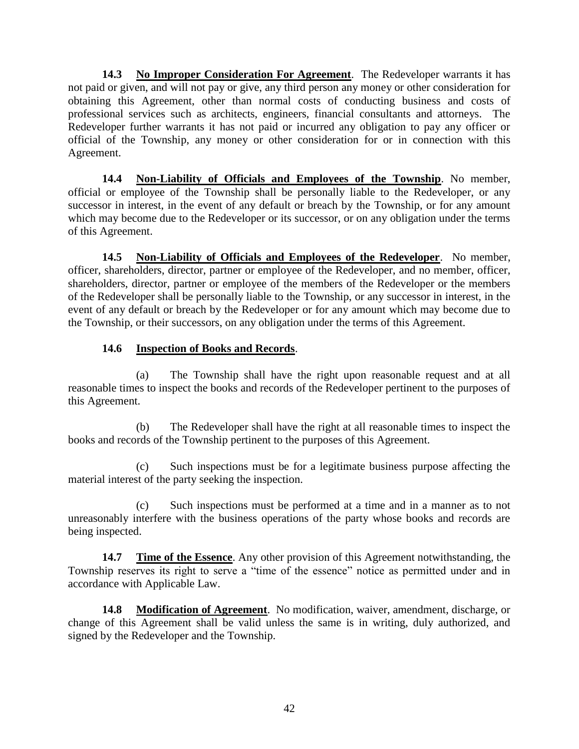**14.3 No Improper Consideration For Agreement**. The Redeveloper warrants it has not paid or given, and will not pay or give, any third person any money or other consideration for obtaining this Agreement, other than normal costs of conducting business and costs of professional services such as architects, engineers, financial consultants and attorneys. The Redeveloper further warrants it has not paid or incurred any obligation to pay any officer or official of the Township, any money or other consideration for or in connection with this Agreement.

**14.4 Non-Liability of Officials and Employees of the Township**. No member, official or employee of the Township shall be personally liable to the Redeveloper, or any successor in interest, in the event of any default or breach by the Township, or for any amount which may become due to the Redeveloper or its successor, or on any obligation under the terms of this Agreement.

**14.5 Non-Liability of Officials and Employees of the Redeveloper**. No member, officer, shareholders, director, partner or employee of the Redeveloper, and no member, officer, shareholders, director, partner or employee of the members of the Redeveloper or the members of the Redeveloper shall be personally liable to the Township, or any successor in interest, in the event of any default or breach by the Redeveloper or for any amount which may become due to the Township, or their successors, on any obligation under the terms of this Agreement.

**14.6 Inspection of Books and Records**.

(a) The Township shall have the right upon reasonable request and at all reasonable times to inspect the books and records of the Redeveloper pertinent to the purposes of this Agreement.

(b) The Redeveloper shall have the right at all reasonable times to inspect the books and records of the Township pertinent to the purposes of this Agreement.

(c) Such inspections must be for a legitimate business purpose affecting the material interest of the party seeking the inspection.

(c) Such inspections must be performed at a time and in a manner as to not unreasonably interfere with the business operations of the party whose books and records are being inspected.

**14.7 Time of the Essence**. Any other provision of this Agreement notwithstanding, the Township reserves its right to serve a "time of the essence" notice as permitted under and in accordance with Applicable Law.

**14.8 Modification of Agreement**. No modification, waiver, amendment, discharge, or change of this Agreement shall be valid unless the same is in writing, duly authorized, and signed by the Redeveloper and the Township.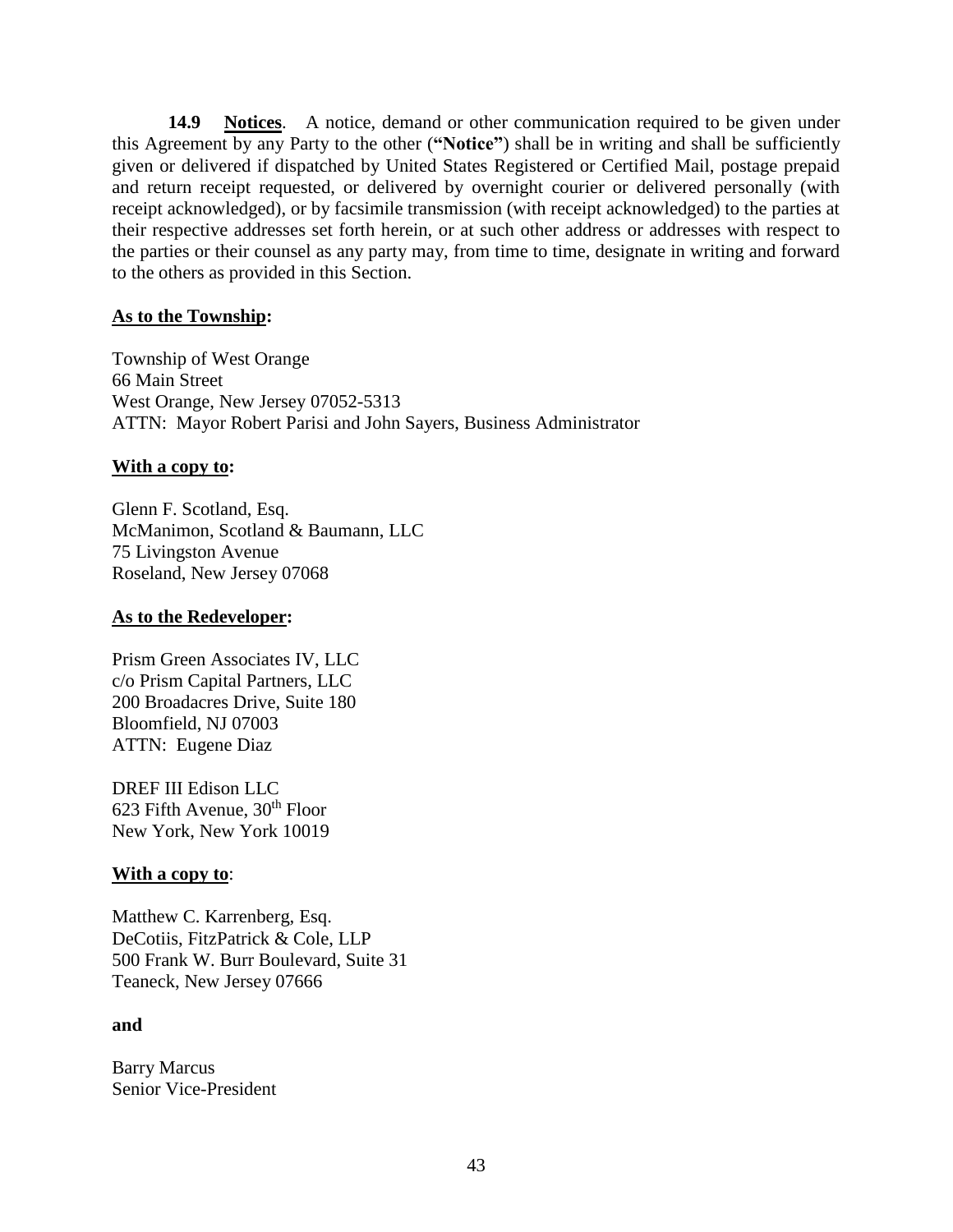**14.9 Notices**. A notice, demand or other communication required to be given under this Agreement by any Party to the other (**"Notice"**) shall be in writing and shall be sufficiently given or delivered if dispatched by United States Registered or Certified Mail, postage prepaid and return receipt requested, or delivered by overnight courier or delivered personally (with receipt acknowledged), or by facsimile transmission (with receipt acknowledged) to the parties at their respective addresses set forth herein, or at such other address or addresses with respect to the parties or their counsel as any party may, from time to time, designate in writing and forward to the others as provided in this Section.

**As to the Township:**

Township of West Orange
66 Main Street
West Orange, New Jersey 07052-5313
ATTN: Mayor Robert Parisi and John Sayers, Business Administrator

**With a copy to:**

Glenn F. Scotland, Esq.
McManimon, Scotland & Baumann, LLC
75 Livingston Avenue
Roseland, New Jersey 07068

**As to the Redeveloper:**

Prism Green Associates IV, LLC
c/o Prism Capital Partners, LLC
200 Broadacres Drive, Suite 180
Bloomfield, NJ 07003
ATTN: Eugene Diaz

DREF III Edison LLC
623 Fifth Avenue, 30th Floor
New York, New York 10019

**With a copy to**:

Matthew C. Karrenberg, Esq.
DeCotiis, FitzPatrick & Cole, LLP
500 Frank W. Burr Boulevard, Suite 31
Teaneck, New Jersey 07666

**and**

Barry Marcus
Senior Vice-President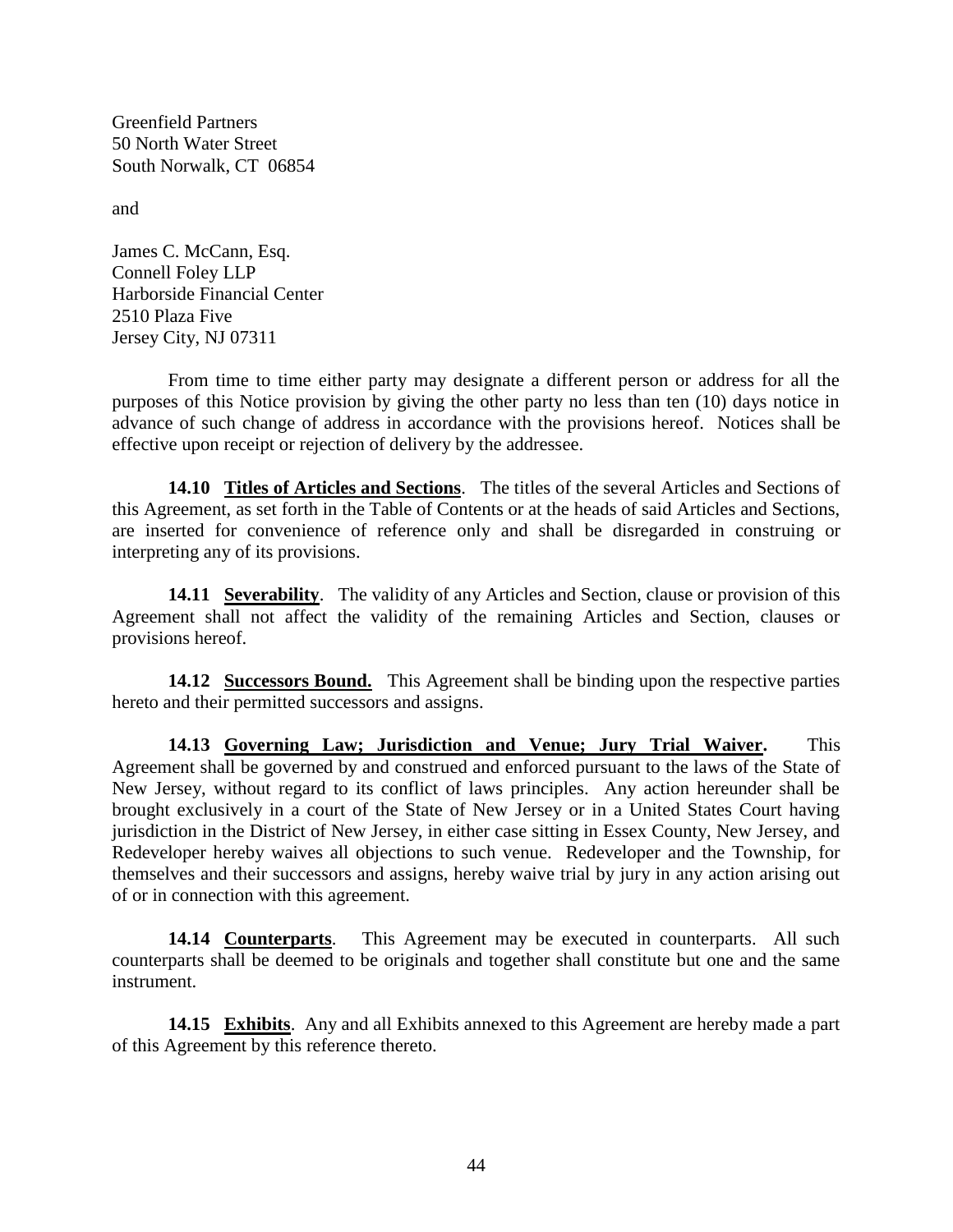Greenfield Partners
50 North Water Street
South Norwalk, CT 06854

and

James C. McCann, Esq.
Connell Foley LLP
Harborside Financial Center
2510 Plaza Five
Jersey City, NJ 07311

From time to time either party may designate a different person or address for all the purposes of this Notice provision by giving the other party no less than ten (10) days notice in advance of such change of address in accordance with the provisions hereof. Notices shall be effective upon receipt or rejection of delivery by the addressee.

**14.10 Titles of Articles and Sections**. The titles of the several Articles and Sections of this Agreement, as set forth in the Table of Contents or at the heads of said Articles and Sections, are inserted for convenience of reference only and shall be disregarded in construing or interpreting any of its provisions.

**14.11 Severability**. The validity of any Articles and Section, clause or provision of this Agreement shall not affect the validity of the remaining Articles and Section, clauses or provisions hereof.

**14.12 Successors Bound.** This Agreement shall be binding upon the respective parties hereto and their permitted successors and assigns.

**14.13 Governing Law; Jurisdiction and Venue; Jury Trial Waiver.** This Agreement shall be governed by and construed and enforced pursuant to the laws of the State of New Jersey, without regard to its conflict of laws principles. Any action hereunder shall be brought exclusively in a court of the State of New Jersey or in a United States Court having jurisdiction in the District of New Jersey, in either case sitting in Essex County, New Jersey, and Redeveloper hereby waives all objections to such venue. Redeveloper and the Township, for themselves and their successors and assigns, hereby waive trial by jury in any action arising out of or in connection with this agreement.

**14.14 Counterparts**. This Agreement may be executed in counterparts. All such counterparts shall be deemed to be originals and together shall constitute but one and the same instrument.

**14.15 Exhibits**. Any and all Exhibits annexed to this Agreement are hereby made a part of this Agreement by this reference thereto.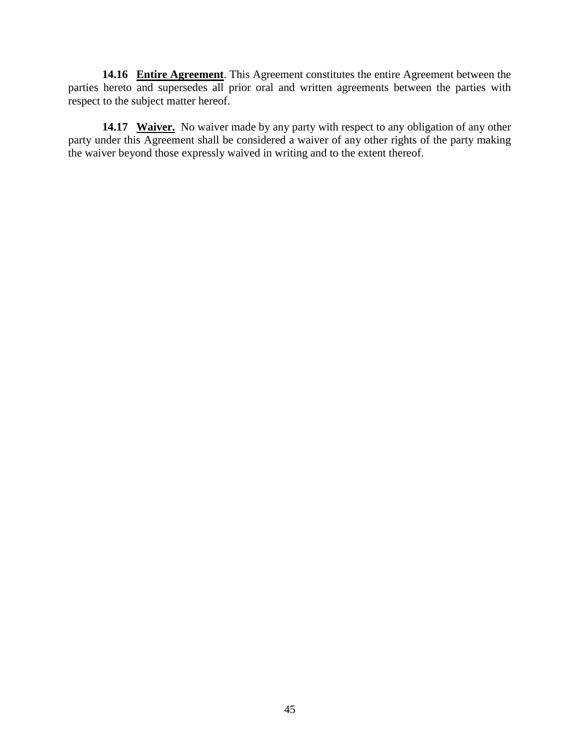**14.16 Entire Agreement**. This Agreement constitutes the entire Agreement between the parties hereto and supersedes all prior oral and written agreements between the parties with respect to the subject matter hereof.

**14.17 Waiver.** No waiver made by any party with respect to any obligation of any other party under this Agreement shall be considered a waiver of any other rights of the party making the waiver beyond those expressly waived in writing and to the extent thereof.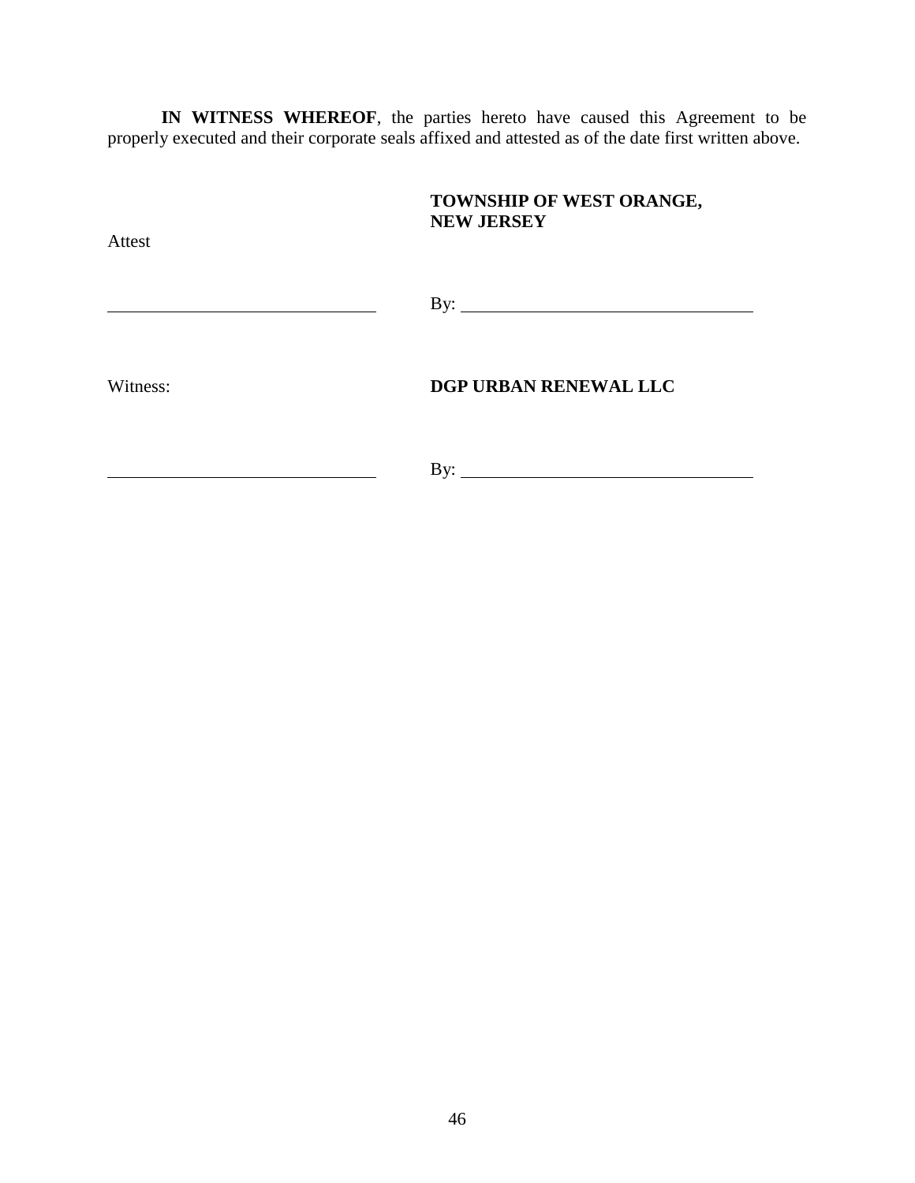**IN WITNESS WHEREOF**, the parties hereto have caused this Agreement to be properly executed and their corporate seals affixed and attested as of the date first written above.

| | |
|---|---|
| Attest | **TOWNSHIP OF WEST ORANGE, NEW JERSEY** |
| ______________________________ | By: ______________________________ |
| Witness: | **DGP URBAN RENEWAL LLC** |
| ______________________________ | By: ______________________________ |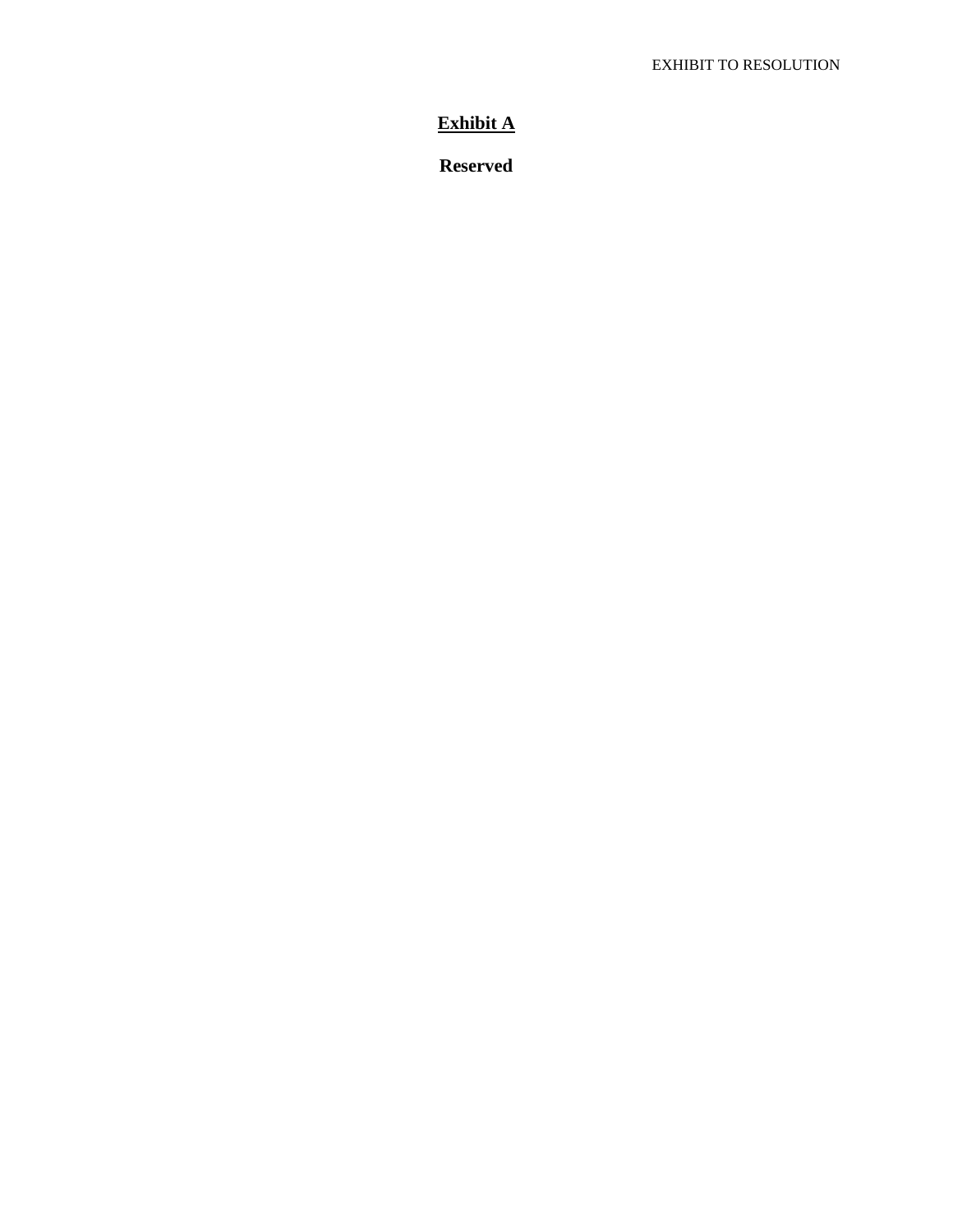EXHIBIT TO RESOLUTION

# Exhibit A

**Reserved**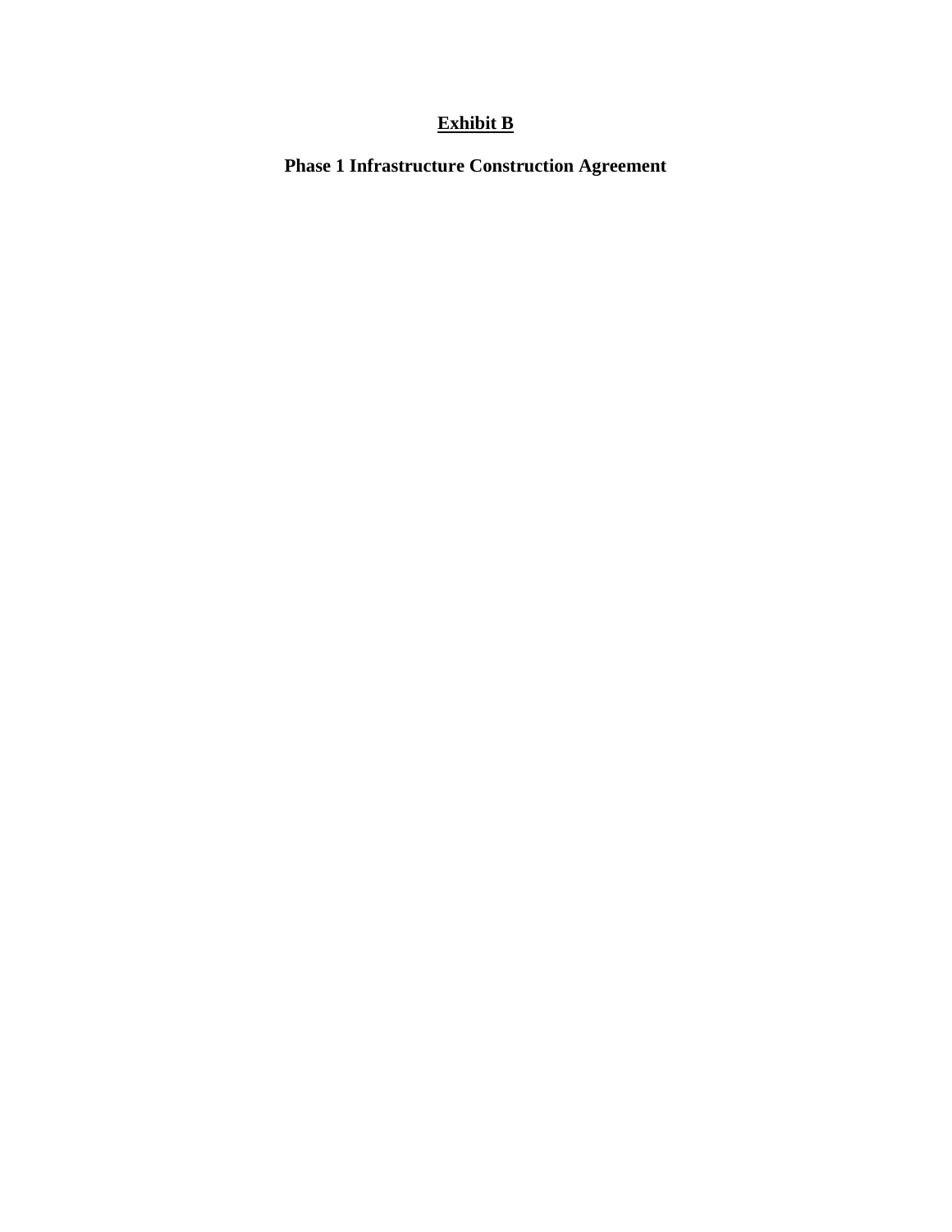**<u>Exhibit B</u>**

**Phase 1 Infrastructure Construction Agreement**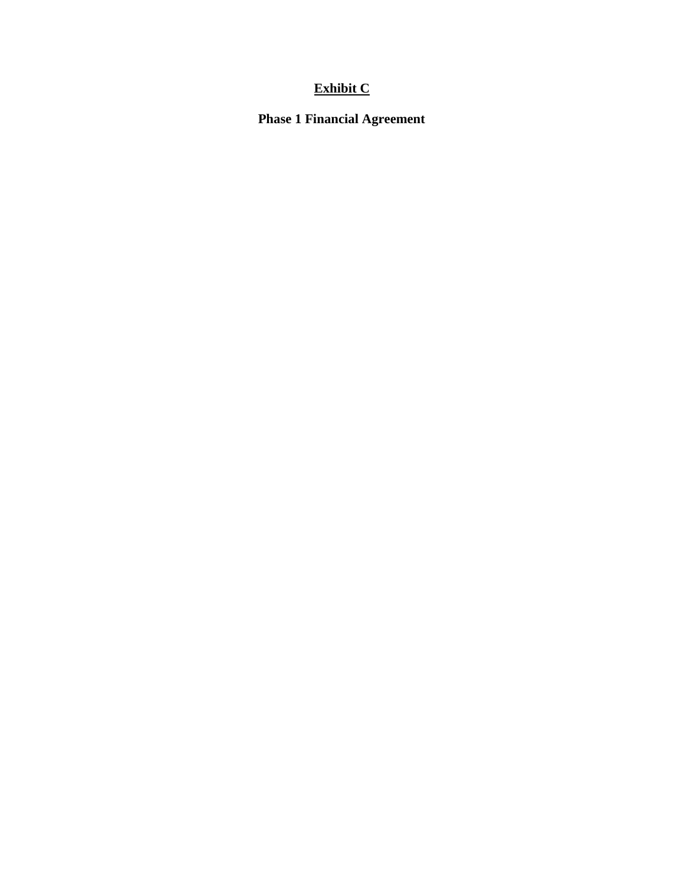# <u>Exhibit C</u>

## Phase 1 Financial Agreement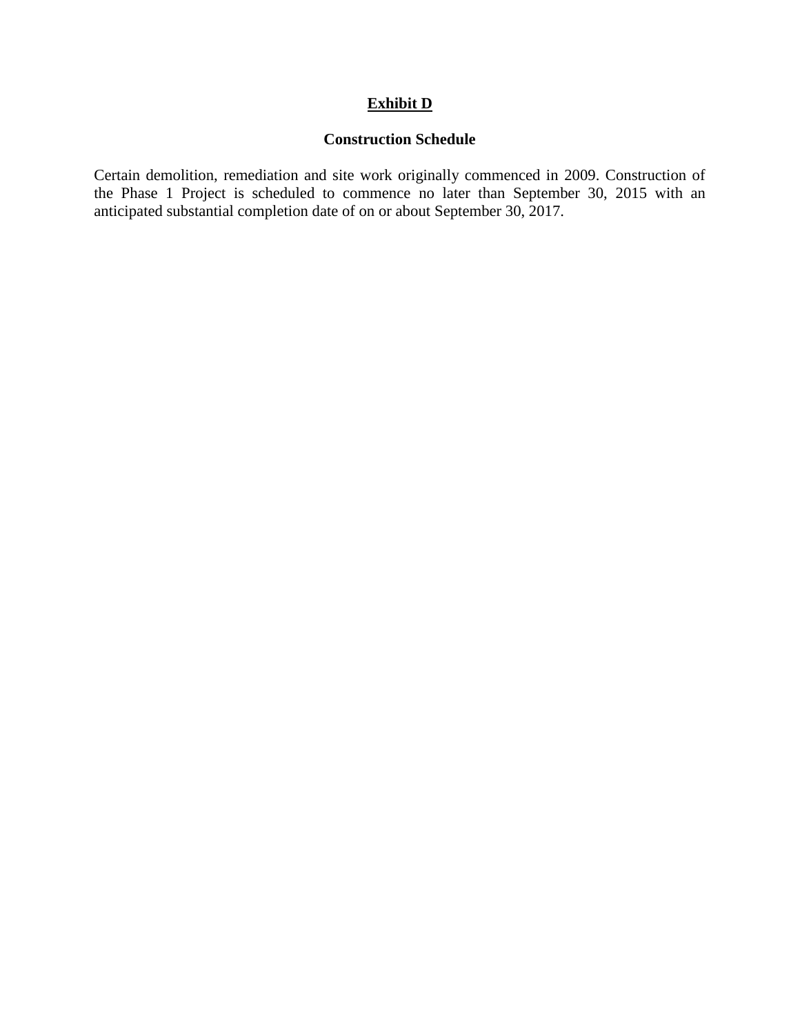# <u>Exhibit D</u>

## Construction Schedule

Certain demolition, remediation and site work originally commenced in 2009. Construction of the Phase 1 Project is scheduled to commence no later than September 30, 2015 with an anticipated substantial completion date of on or about September 30, 2017.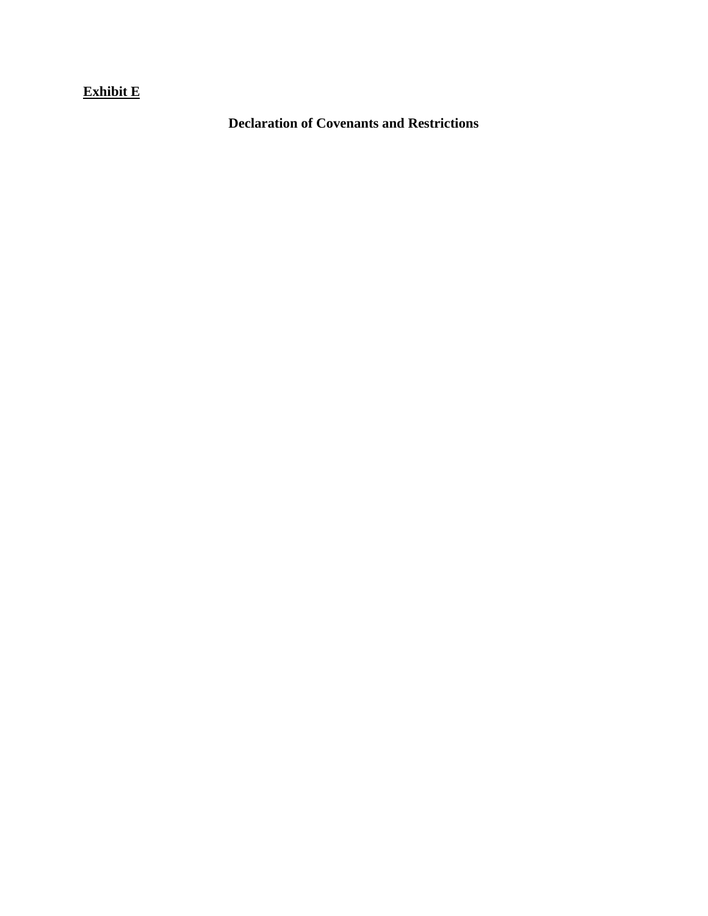**<u>Exhibit E</u>**

**Declaration of Covenants and Restrictions**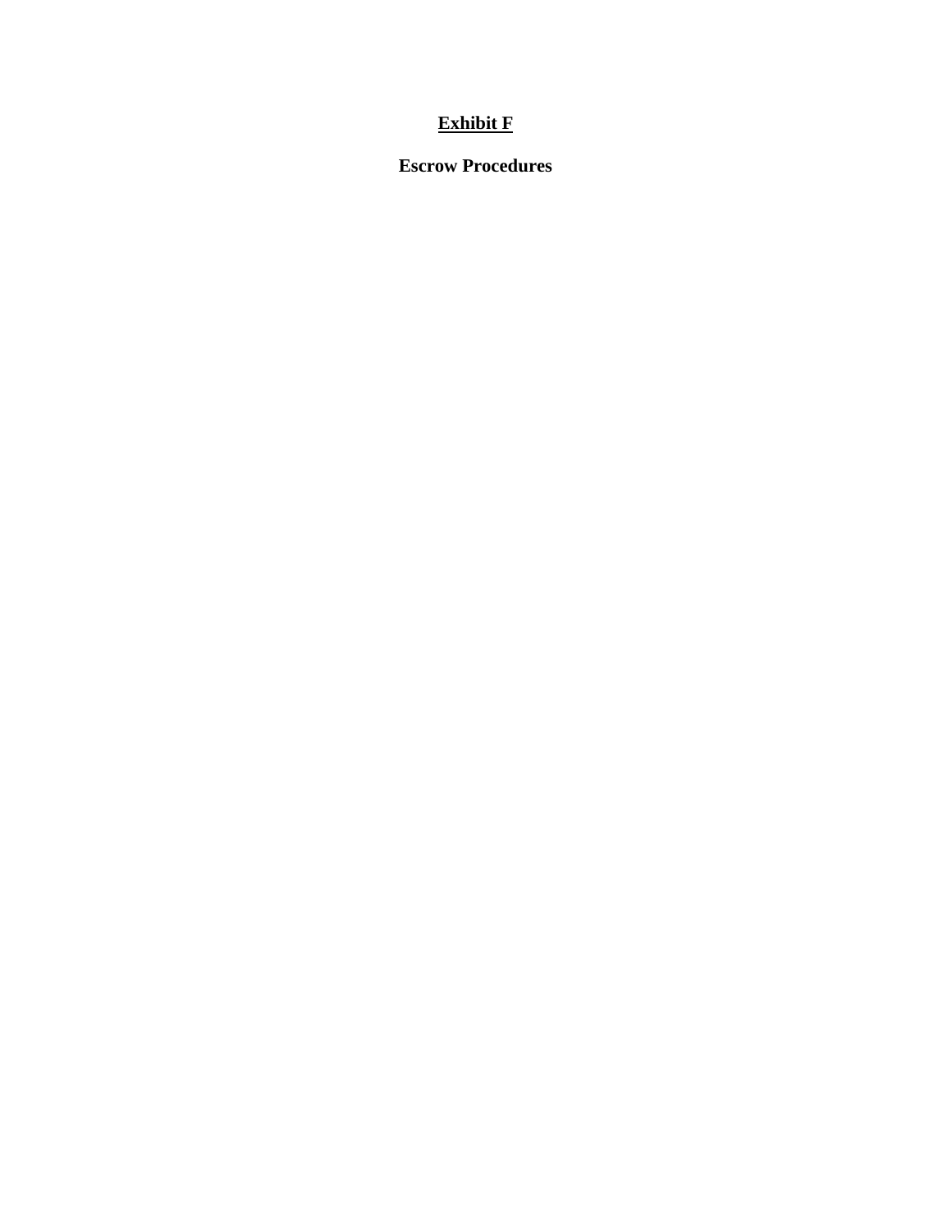**<u>Exhibit F</u>**

**Escrow Procedures**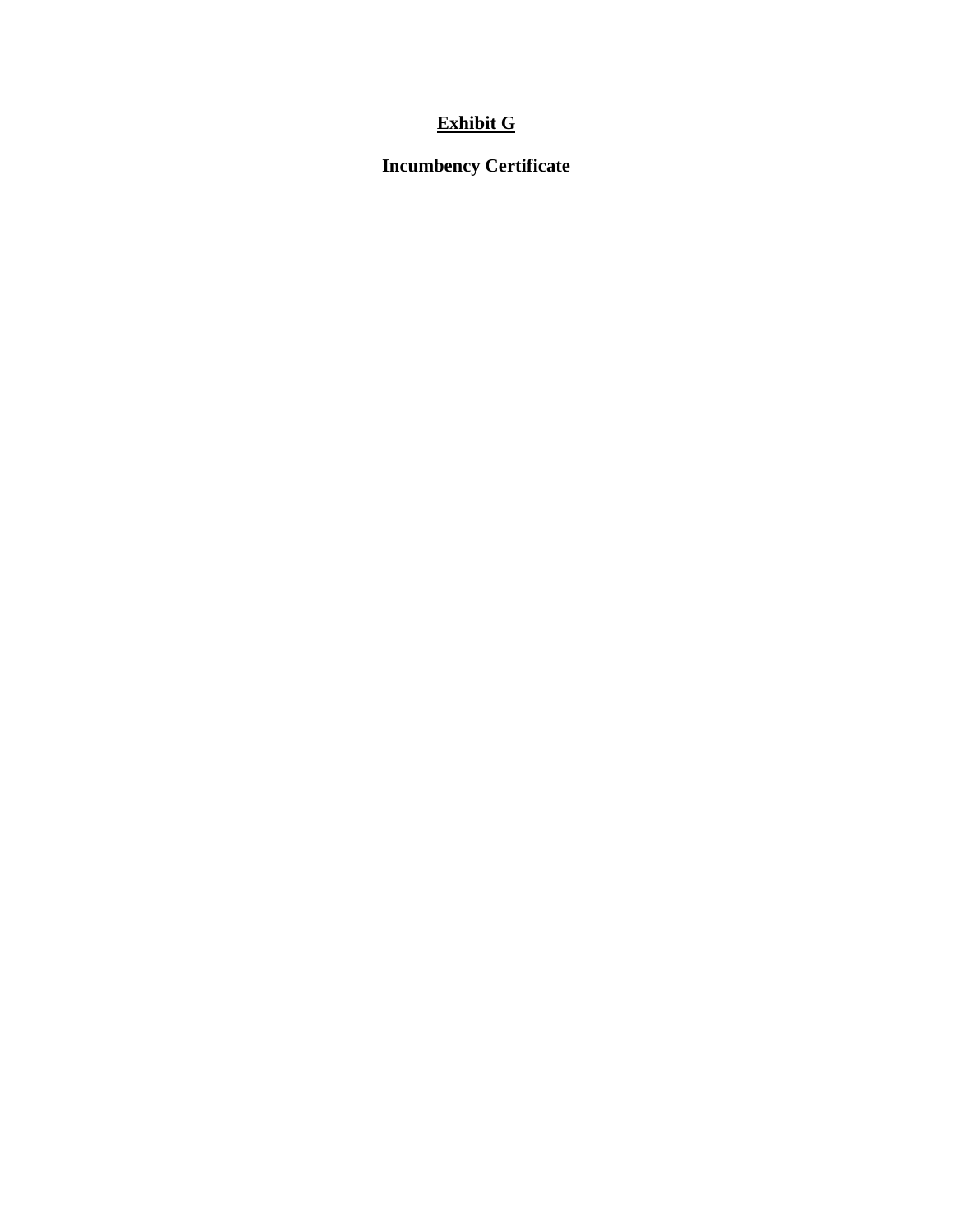# **Exhibit G**

## **Incumbency Certificate**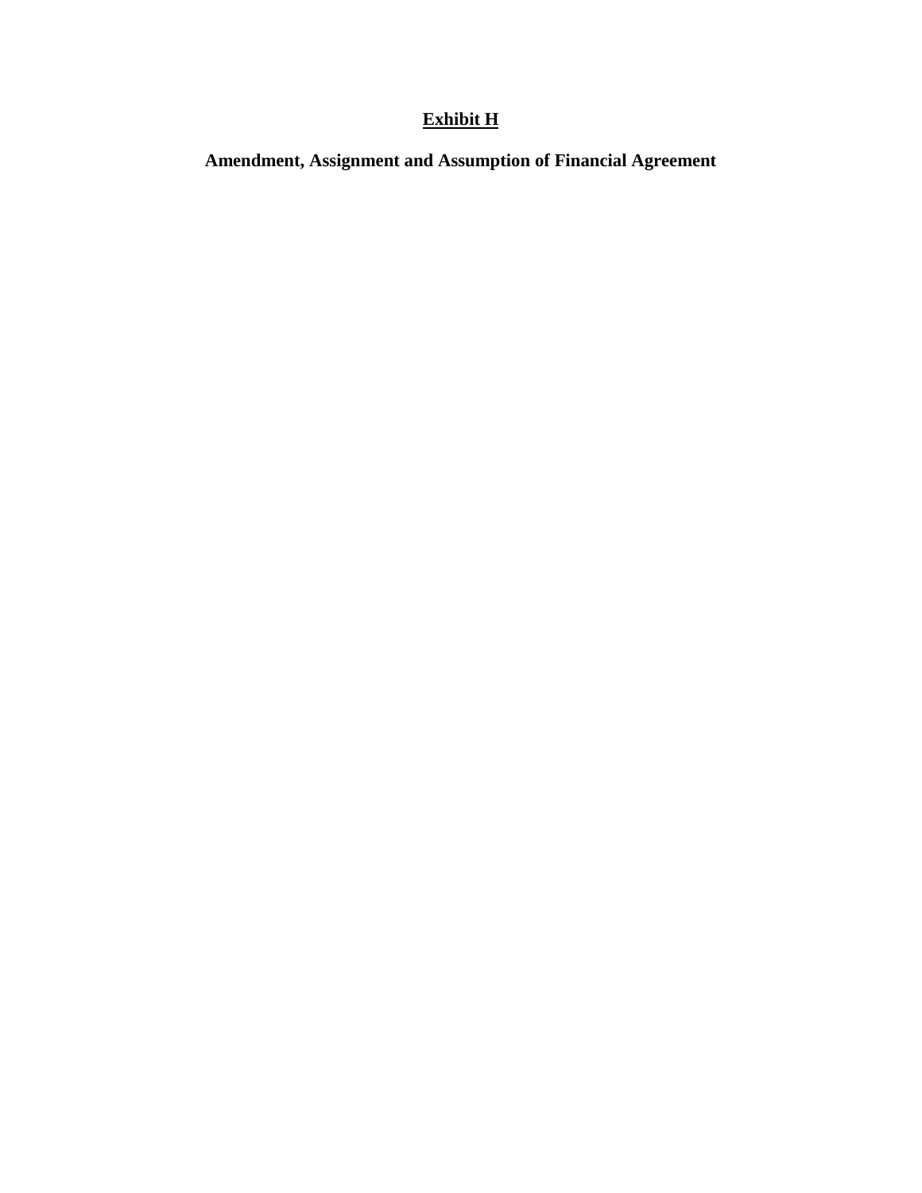**Exhibit H**

**Amendment, Assignment and Assumption of Financial Agreement**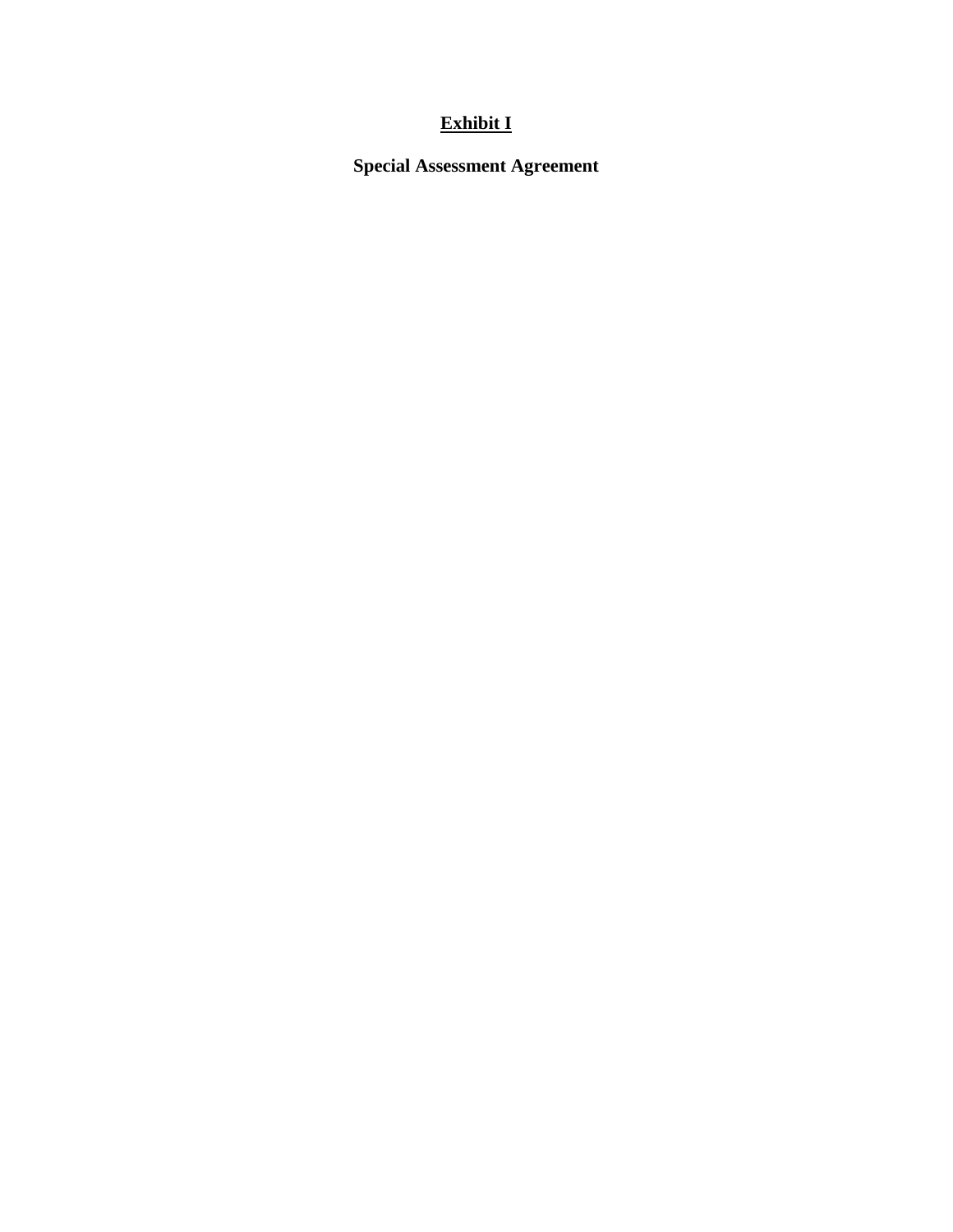# <u>Exhibit I</u>

**Special Assessment Agreement**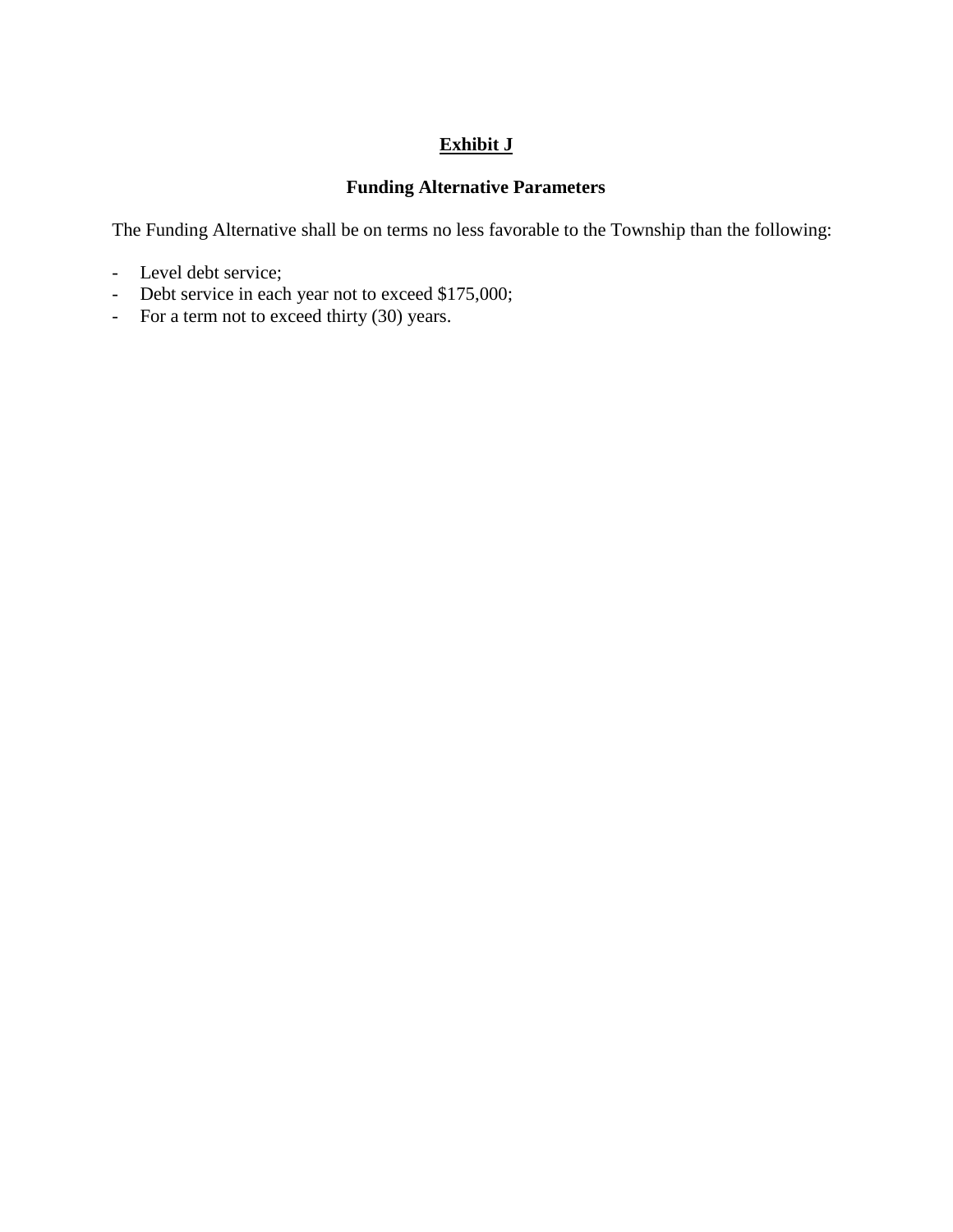# **Exhibit J**

## **Funding Alternative Parameters**

The Funding Alternative shall be on terms no less favorable to the Township than the following:

- Level debt service;
- Debt service in each year not to exceed $175,000;
- For a term not to exceed thirty (30) years.